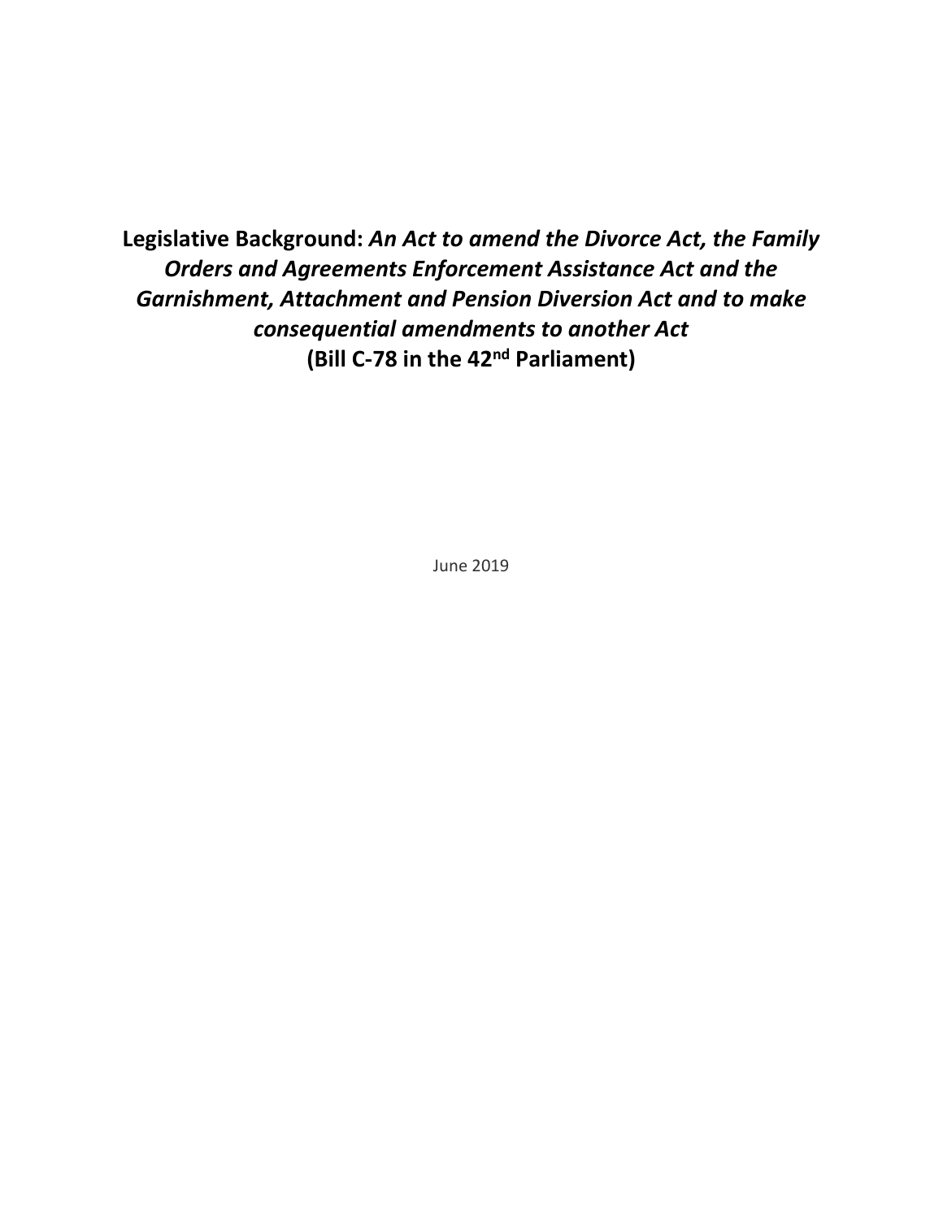# **Legislative Background:** *An Act to amend the Divorce Act, the Family Orders and Agreements Enforcement Assistance Act and the Garnishment, Attachment and Pension Diversion Act and to make consequential amendments to another Act* **(Bill C-78 in the 42nd Parliament)**

June 2019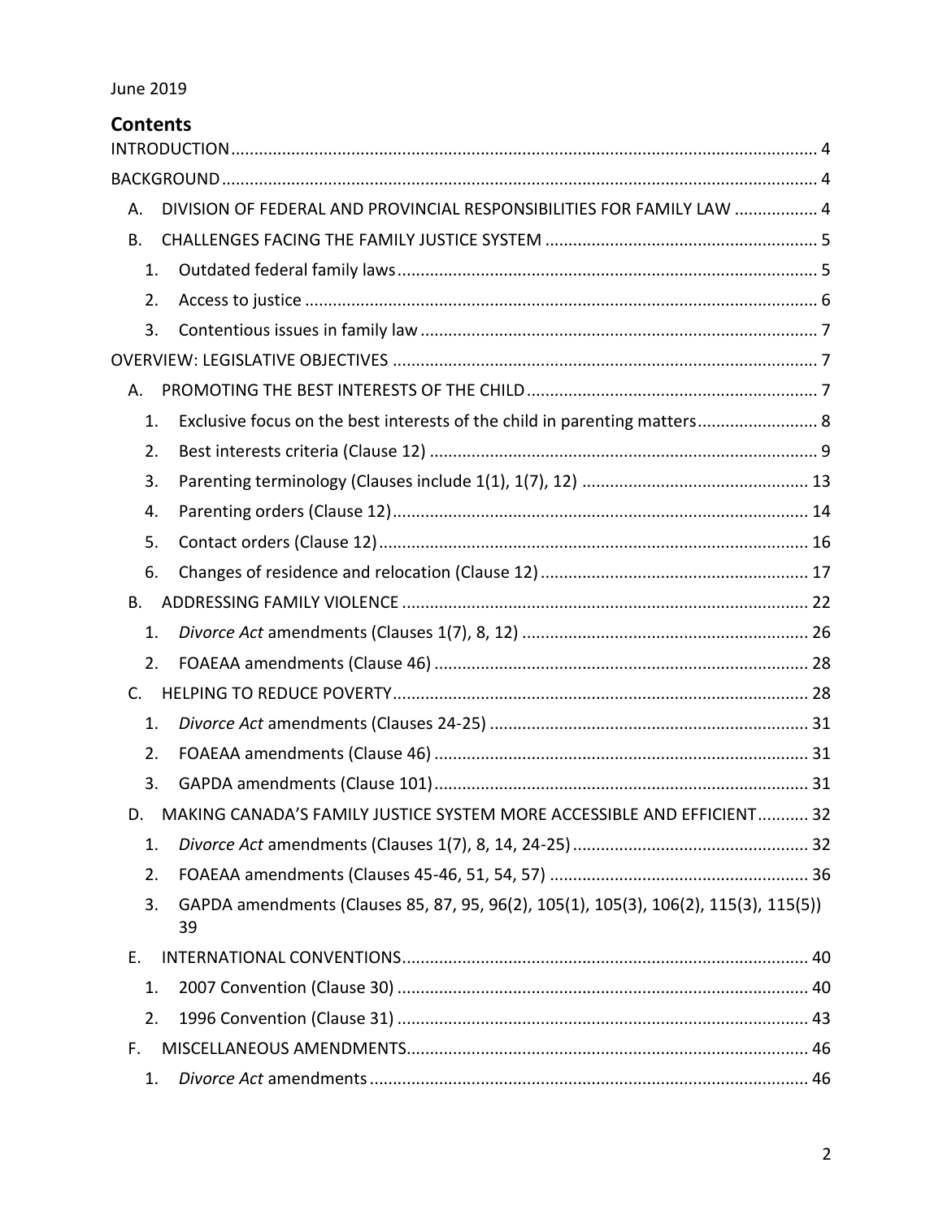June 2019

## Contents

INTRODUCTION .... 4

BACKGROUND .... 4

- A. DIVISION OF FEDERAL AND PROVINCIAL RESPONSIBILITIES FOR FAMILY LAW .... 4
- B. CHALLENGES FACING THE FAMILY JUSTICE SYSTEM .... 5
  - 1. Outdated federal family laws .... 5
  - 2. Access to justice .... 6
  - 3. Contentious issues in family law .... 7

OVERVIEW: LEGISLATIVE OBJECTIVES .... 7

- A. PROMOTING THE BEST INTERESTS OF THE CHILD .... 7
  - 1. Exclusive focus on the best interests of the child in parenting matters .... 8
  - 2. Best interests criteria (Clause 12) .... 9
  - 3. Parenting terminology (Clauses include 1(1), 1(7), 12) .... 13
  - 4. Parenting orders (Clause 12) .... 14
  - 5. Contact orders (Clause 12) .... 16
  - 6. Changes of residence and relocation (Clause 12) .... 17
- B. ADDRESSING FAMILY VIOLENCE .... 22
  - 1. *Divorce Act* amendments (Clauses 1(7), 8, 12) .... 26
  - 2. FOAEAA amendments (Clause 46) .... 28
- C. HELPING TO REDUCE POVERTY .... 28
  - 1. *Divorce Act* amendments (Clauses 24-25) .... 31
  - 2. FOAEAA amendments (Clause 46) .... 31
  - 3. GAPDA amendments (Clause 101) .... 31
- D. MAKING CANADA'S FAMILY JUSTICE SYSTEM MORE ACCESSIBLE AND EFFICIENT .... 32
  - 1. *Divorce Act* amendments (Clauses 1(7), 8, 14, 24-25) .... 32
  - 2. FOAEAA amendments (Clauses 45-46, 51, 54, 57) .... 36
  - 3. GAPDA amendments (Clauses 85, 87, 95, 96(2), 105(1), 105(3), 106(2), 115(3), 115(5)) 39
- E. INTERNATIONAL CONVENTIONS .... 40
  - 1. 2007 Convention (Clause 30) .... 40
  - 2. 1996 Convention (Clause 31) .... 43
- F. MISCELLANEOUS AMENDMENTS .... 46
  - 1. *Divorce Act* amendments .... 46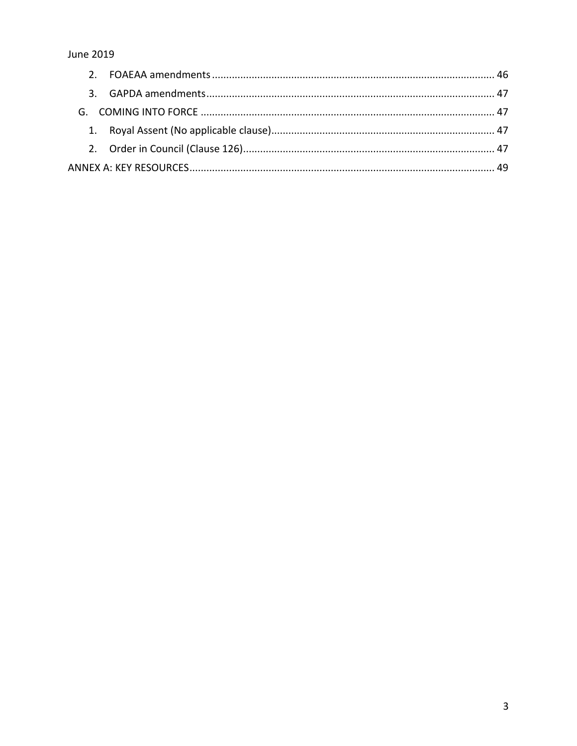2. FOAEAA amendments ... 46

3. GAPDA amendments ... 47

G. COMING INTO FORCE ... 47

1. Royal Assent (No applicable clause) ... 47

2. Order in Council (Clause 126) ... 47

ANNEX A: KEY RESOURCES ... 49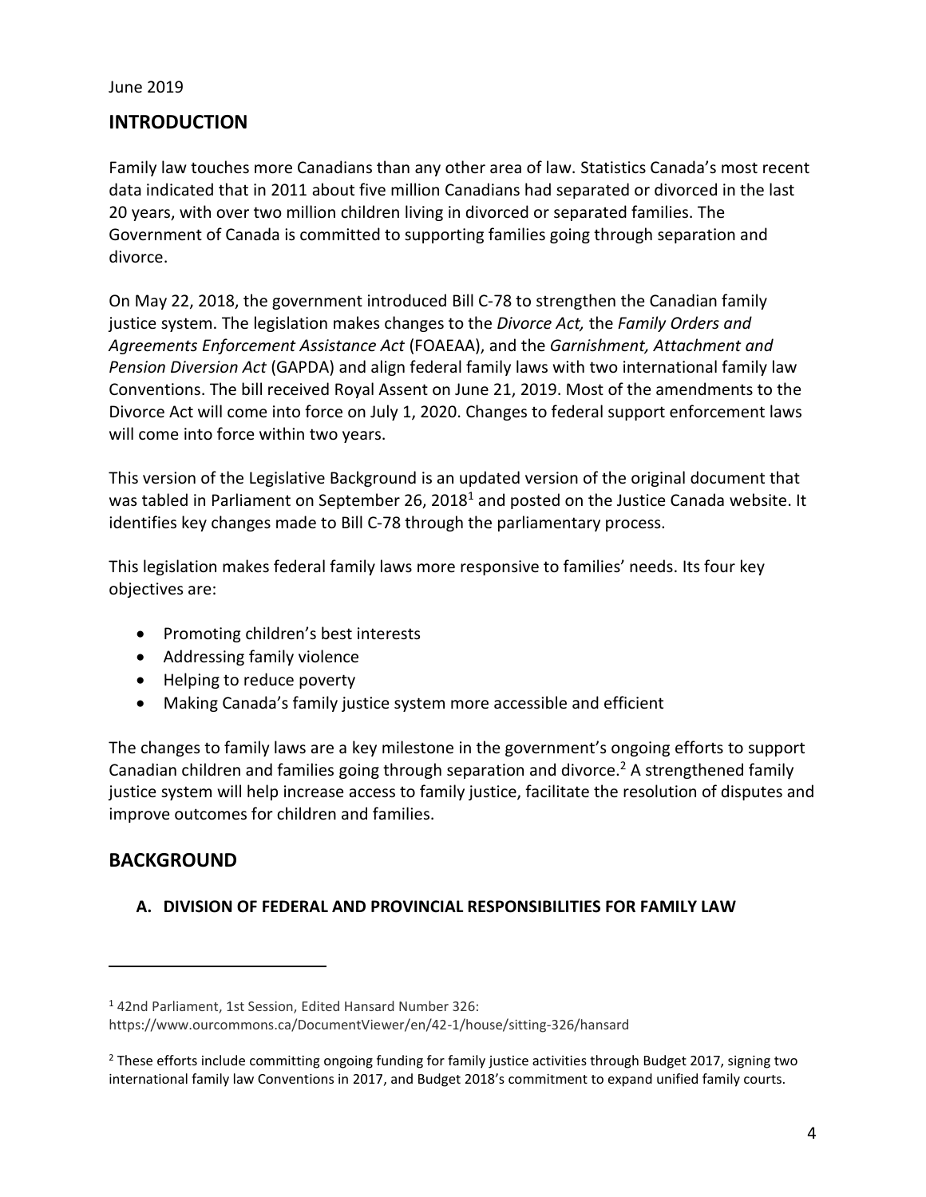June 2019

## INTRODUCTION

Family law touches more Canadians than any other area of law. Statistics Canada's most recent data indicated that in 2011 about five million Canadians had separated or divorced in the last 20 years, with over two million children living in divorced or separated families. The Government of Canada is committed to supporting families going through separation and divorce.

On May 22, 2018, the government introduced Bill C-78 to strengthen the Canadian family justice system. The legislation makes changes to the *Divorce Act,* the *Family Orders and Agreements Enforcement Assistance Act* (FOAEAA), and the *Garnishment, Attachment and Pension Diversion Act* (GAPDA) and align federal family laws with two international family law Conventions. The bill received Royal Assent on June 21, 2019. Most of the amendments to the Divorce Act will come into force on July 1, 2020. Changes to federal support enforcement laws will come into force within two years.

This version of the Legislative Background is an updated version of the original document that was tabled in Parliament on September 26, 2018[1] and posted on the Justice Canada website. It identifies key changes made to Bill C-78 through the parliamentary process.

This legislation makes federal family laws more responsive to families' needs. Its four key objectives are:

- Promoting children's best interests
- Addressing family violence
- Helping to reduce poverty
- Making Canada's family justice system more accessible and efficient

The changes to family laws are a key milestone in the government's ongoing efforts to support Canadian children and families going through separation and divorce.[2] A strengthened family justice system will help increase access to family justice, facilitate the resolution of disputes and improve outcomes for children and families.

## BACKGROUND

### A. DIVISION OF FEDERAL AND PROVINCIAL RESPONSIBILITIES FOR FAMILY LAW

---

[1] 42nd Parliament, 1st Session, Edited Hansard Number 326: https://www.ourcommons.ca/DocumentViewer/en/42-1/house/sitting-326/hansard

[2] These efforts include committing ongoing funding for family justice activities through Budget 2017, signing two international family law Conventions in 2017, and Budget 2018's commitment to expand unified family courts.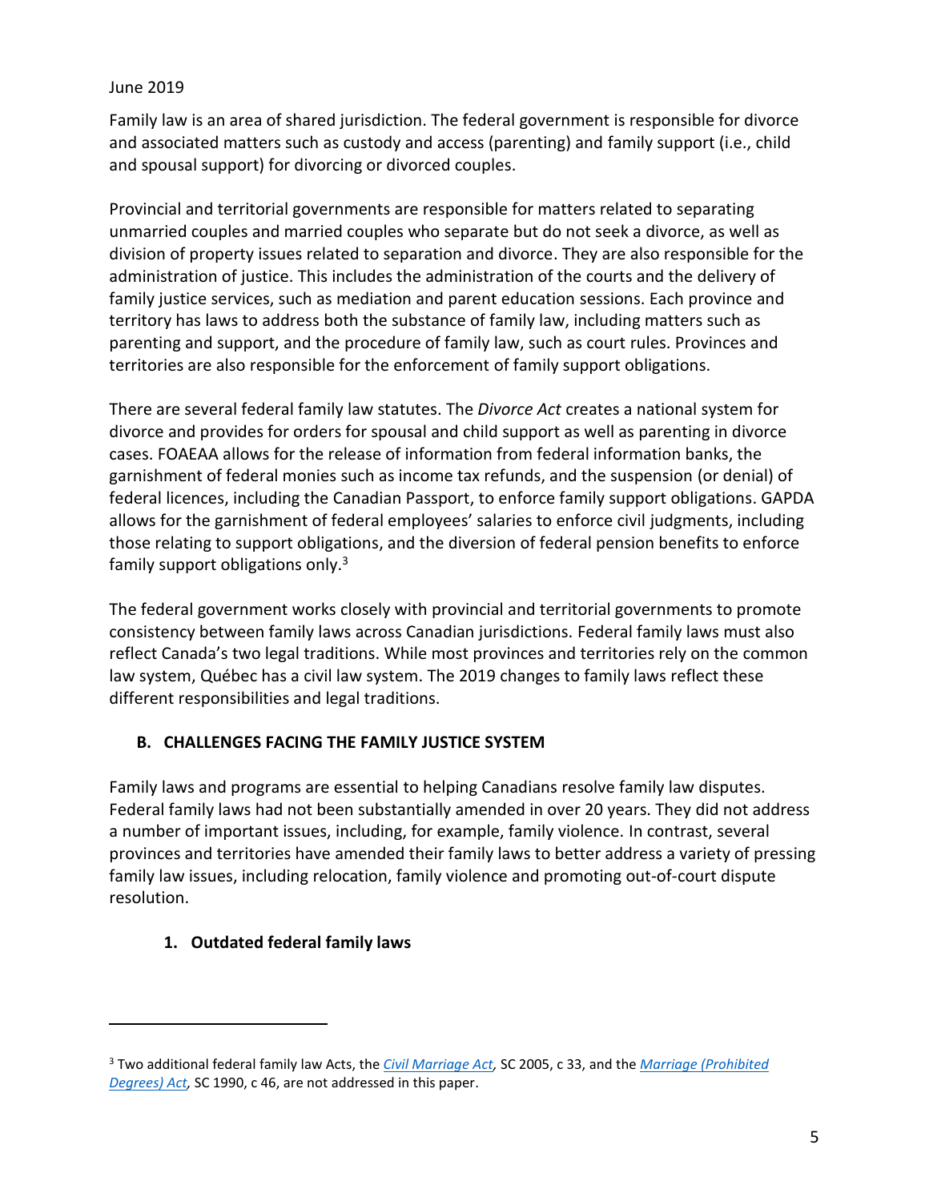June 2019

Family law is an area of shared jurisdiction. The federal government is responsible for divorce and associated matters such as custody and access (parenting) and family support (i.e., child and spousal support) for divorcing or divorced couples.

Provincial and territorial governments are responsible for matters related to separating unmarried couples and married couples who separate but do not seek a divorce, as well as division of property issues related to separation and divorce. They are also responsible for the administration of justice. This includes the administration of the courts and the delivery of family justice services, such as mediation and parent education sessions. Each province and territory has laws to address both the substance of family law, including matters such as parenting and support, and the procedure of family law, such as court rules. Provinces and territories are also responsible for the enforcement of family support obligations.

There are several federal family law statutes. The *Divorce Act* creates a national system for divorce and provides for orders for spousal and child support as well as parenting in divorce cases. FOAEAA allows for the release of information from federal information banks, the garnishment of federal monies such as income tax refunds, and the suspension (or denial) of federal licences, including the Canadian Passport, to enforce family support obligations. GAPDA allows for the garnishment of federal employees' salaries to enforce civil judgments, including those relating to support obligations, and the diversion of federal pension benefits to enforce family support obligations only.[3]

The federal government works closely with provincial and territorial governments to promote consistency between family laws across Canadian jurisdictions. Federal family laws must also reflect Canada's two legal traditions. While most provinces and territories rely on the common law system, Québec has a civil law system. The 2019 changes to family laws reflect these different responsibilities and legal traditions.

## B. CHALLENGES FACING THE FAMILY JUSTICE SYSTEM

Family laws and programs are essential to helping Canadians resolve family law disputes. Federal family laws had not been substantially amended in over 20 years. They did not address a number of important issues, including, for example, family violence. In contrast, several provinces and territories have amended their family laws to better address a variety of pressing family law issues, including relocation, family violence and promoting out-of-court dispute resolution.

### 1. Outdated federal family laws

[3] Two additional federal family law Acts, the *Civil Marriage Act*, SC 2005, c 33, and the *Marriage (Prohibited Degrees) Act*, SC 1990, c 46, are not addressed in this paper.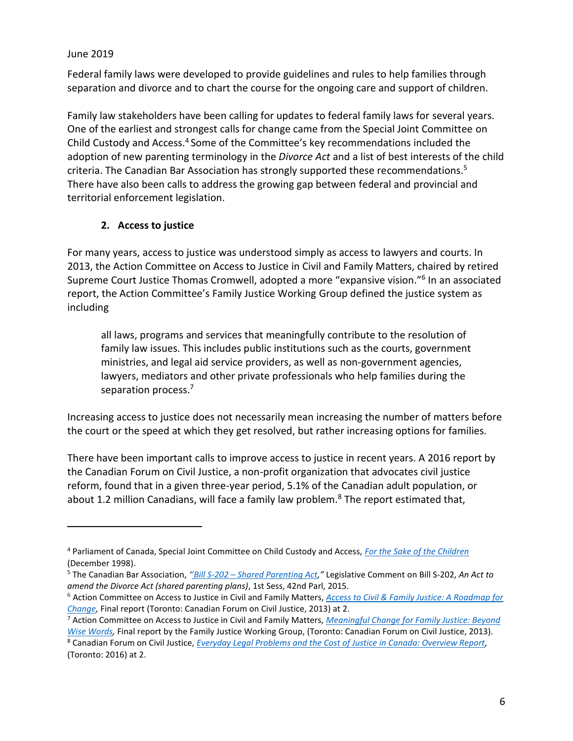June 2019

Federal family laws were developed to provide guidelines and rules to help families through separation and divorce and to chart the course for the ongoing care and support of children.

Family law stakeholders have been calling for updates to federal family laws for several years. One of the earliest and strongest calls for change came from the Special Joint Committee on Child Custody and Access.[4] Some of the Committee's key recommendations included the adoption of new parenting terminology in the *Divorce Act* and a list of best interests of the child criteria. The Canadian Bar Association has strongly supported these recommendations.[5] There have also been calls to address the growing gap between federal and provincial and territorial enforcement legislation.

### 2. Access to justice

For many years, access to justice was understood simply as access to lawyers and courts. In 2013, the Action Committee on Access to Justice in Civil and Family Matters, chaired by retired Supreme Court Justice Thomas Cromwell, adopted a more "expansive vision."[6] In an associated report, the Action Committee's Family Justice Working Group defined the justice system as including

> all laws, programs and services that meaningfully contribute to the resolution of family law issues. This includes public institutions such as the courts, government ministries, and legal aid service providers, as well as non-government agencies, lawyers, mediators and other private professionals who help families during the separation process.[7]

Increasing access to justice does not necessarily mean increasing the number of matters before the court or the speed at which they get resolved, but rather increasing options for families.

There have been important calls to improve access to justice in recent years. A 2016 report by the Canadian Forum on Civil Justice, a non-profit organization that advocates civil justice reform, found that in a given three-year period, 5.1% of the Canadian adult population, or about 1.2 million Canadians, will face a family law problem.[8] The report estimated that,

---

[4] Parliament of Canada, Special Joint Committee on Child Custody and Access, *For the Sake of the Children* (December 1998).

[5] The Canadian Bar Association, *"Bill S-202 – Shared Parenting Act,"* Legislative Comment on Bill S-202, *An Act to amend the Divorce Act (shared parenting plans)*, 1st Sess, 42nd Parl, 2015.

[6] Action Committee on Access to Justice in Civil and Family Matters, *Access to Civil & Family Justice: A Roadmap for Change*, Final report (Toronto: Canadian Forum on Civil Justice, 2013) at 2.

[7] Action Committee on Access to Justice in Civil and Family Matters, *Meaningful Change for Family Justice: Beyond Wise Words*, Final report by the Family Justice Working Group, (Toronto: Canadian Forum on Civil Justice, 2013).

[8] Canadian Forum on Civil Justice, *Everyday Legal Problems and the Cost of Justice in Canada: Overview Report*, (Toronto: 2016) at 2.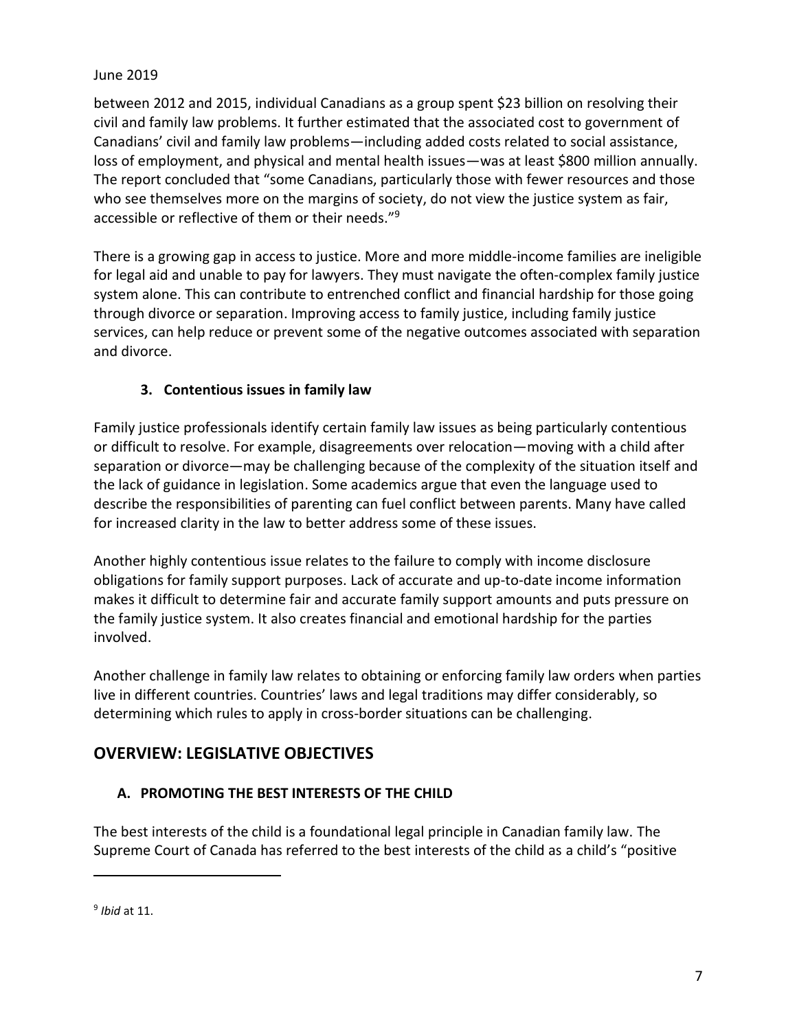between 2012 and 2015, individual Canadians as a group spent $23 billion on resolving their civil and family law problems. It further estimated that the associated cost to government of Canadians' civil and family law problems—including added costs related to social assistance, loss of employment, and physical and mental health issues—was at least $800 million annually. The report concluded that "some Canadians, particularly those with fewer resources and those who see themselves more on the margins of society, do not view the justice system as fair, accessible or reflective of them or their needs."[9]

There is a growing gap in access to justice. More and more middle-income families are ineligible for legal aid and unable to pay for lawyers. They must navigate the often-complex family justice system alone. This can contribute to entrenched conflict and financial hardship for those going through divorce or separation. Improving access to family justice, including family justice services, can help reduce or prevent some of the negative outcomes associated with separation and divorce.

### 3. Contentious issues in family law

Family justice professionals identify certain family law issues as being particularly contentious or difficult to resolve. For example, disagreements over relocation—moving with a child after separation or divorce—may be challenging because of the complexity of the situation itself and the lack of guidance in legislation. Some academics argue that even the language used to describe the responsibilities of parenting can fuel conflict between parents. Many have called for increased clarity in the law to better address some of these issues.

Another highly contentious issue relates to the failure to comply with income disclosure obligations for family support purposes. Lack of accurate and up-to-date income information makes it difficult to determine fair and accurate family support amounts and puts pressure on the family justice system. It also creates financial and emotional hardship for the parties involved.

Another challenge in family law relates to obtaining or enforcing family law orders when parties live in different countries. Countries' laws and legal traditions may differ considerably, so determining which rules to apply in cross-border situations can be challenging.

## OVERVIEW: LEGISLATIVE OBJECTIVES

### A. PROMOTING THE BEST INTERESTS OF THE CHILD

The best interests of the child is a foundational legal principle in Canadian family law. The Supreme Court of Canada has referred to the best interests of the child as a child's "positive

---

[9] *Ibid* at 11.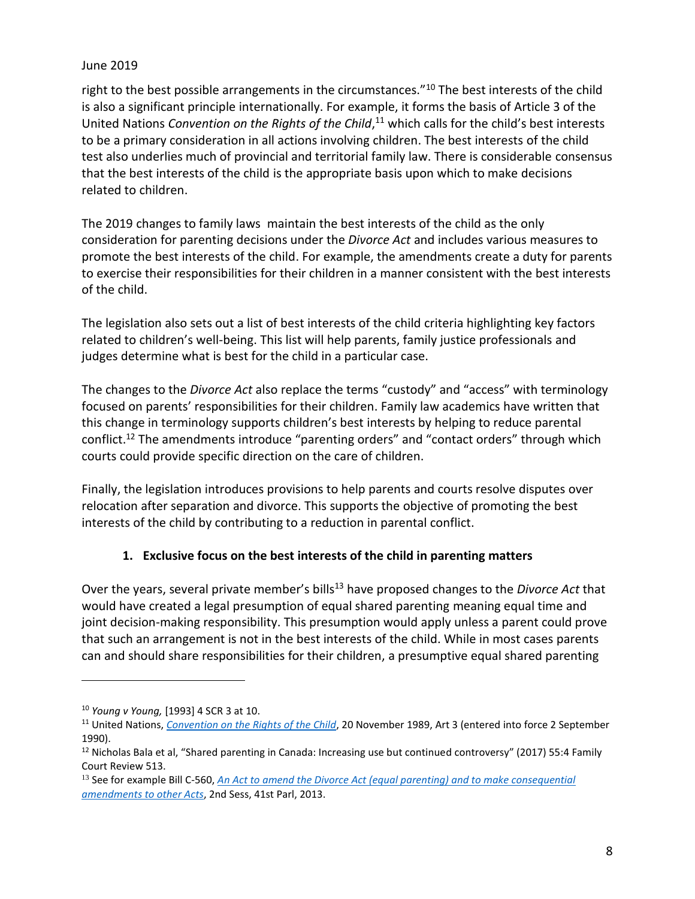right to the best possible arrangements in the circumstances."[10] The best interests of the child is also a significant principle internationally. For example, it forms the basis of Article 3 of the United Nations *Convention on the Rights of the Child*,[11] which calls for the child's best interests to be a primary consideration in all actions involving children. The best interests of the child test also underlies much of provincial and territorial family law. There is considerable consensus that the best interests of the child is the appropriate basis upon which to make decisions related to children.

The 2019 changes to family laws maintain the best interests of the child as the only consideration for parenting decisions under the *Divorce Act* and includes various measures to promote the best interests of the child. For example, the amendments create a duty for parents to exercise their responsibilities for their children in a manner consistent with the best interests of the child.

The legislation also sets out a list of best interests of the child criteria highlighting key factors related to children's well-being. This list will help parents, family justice professionals and judges determine what is best for the child in a particular case.

The changes to the *Divorce Act* also replace the terms "custody" and "access" with terminology focused on parents' responsibilities for their children. Family law academics have written that this change in terminology supports children's best interests by helping to reduce parental conflict.[12] The amendments introduce "parenting orders" and "contact orders" through which courts could provide specific direction on the care of children.

Finally, the legislation introduces provisions to help parents and courts resolve disputes over relocation after separation and divorce. This supports the objective of promoting the best interests of the child by contributing to a reduction in parental conflict.

### 1. Exclusive focus on the best interests of the child in parenting matters

Over the years, several private member's bills[13] have proposed changes to the *Divorce Act* that would have created a legal presumption of equal shared parenting meaning equal time and joint decision-making responsibility. This presumption would apply unless a parent could prove that such an arrangement is not in the best interests of the child. While in most cases parents can and should share responsibilities for their children, a presumptive equal shared parenting

---

[10] *Young v Young,* [1993] 4 SCR 3 at 10.

[11] United Nations, *Convention on the Rights of the Child*, 20 November 1989, Art 3 (entered into force 2 September 1990).

[12] Nicholas Bala et al, "Shared parenting in Canada: Increasing use but continued controversy" (2017) 55:4 Family Court Review 513.

[13] See for example Bill C-560, *An Act to amend the Divorce Act (equal parenting) and to make consequential amendments to other Acts*, 2nd Sess, 41st Parl, 2013.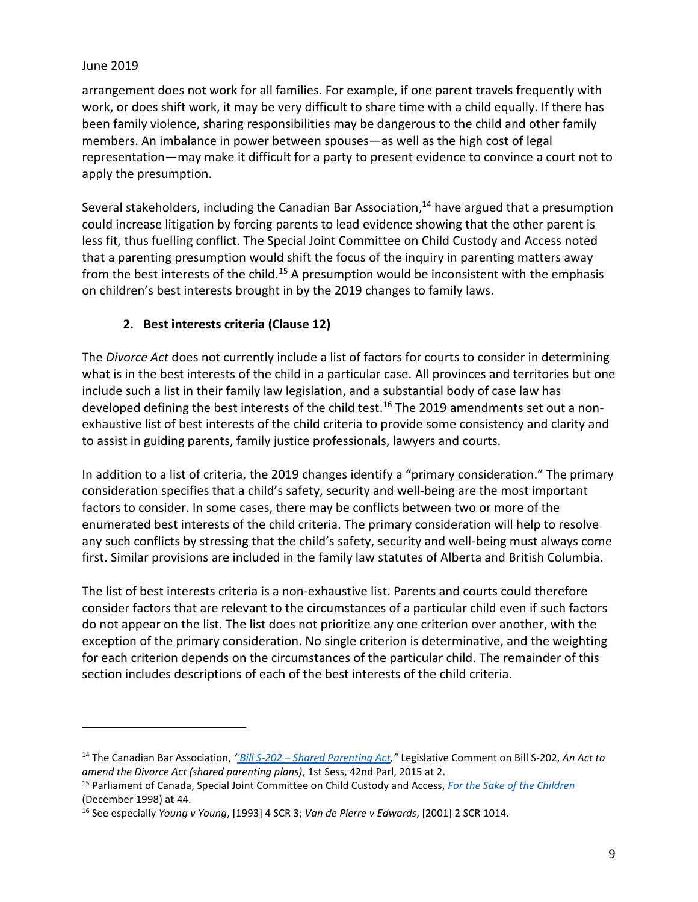arrangement does not work for all families. For example, if one parent travels frequently with work, or does shift work, it may be very difficult to share time with a child equally. If there has been family violence, sharing responsibilities may be dangerous to the child and other family members. An imbalance in power between spouses—as well as the high cost of legal representation—may make it difficult for a party to present evidence to convince a court not to apply the presumption.

Several stakeholders, including the Canadian Bar Association,[14] have argued that a presumption could increase litigation by forcing parents to lead evidence showing that the other parent is less fit, thus fuelling conflict. The Special Joint Committee on Child Custody and Access noted that a parenting presumption would shift the focus of the inquiry in parenting matters away from the best interests of the child.[15] A presumption would be inconsistent with the emphasis on children's best interests brought in by the 2019 changes to family laws.

### 2. Best interests criteria (Clause 12)

The *Divorce Act* does not currently include a list of factors for courts to consider in determining what is in the best interests of the child in a particular case. All provinces and territories but one include such a list in their family law legislation, and a substantial body of case law has developed defining the best interests of the child test.[16] The 2019 amendments set out a non-exhaustive list of best interests of the child criteria to provide some consistency and clarity and to assist in guiding parents, family justice professionals, lawyers and courts.

In addition to a list of criteria, the 2019 changes identify a "primary consideration." The primary consideration specifies that a child's safety, security and well-being are the most important factors to consider. In some cases, there may be conflicts between two or more of the enumerated best interests of the child criteria. The primary consideration will help to resolve any such conflicts by stressing that the child's safety, security and well-being must always come first. Similar provisions are included in the family law statutes of Alberta and British Columbia.

The list of best interests criteria is a non-exhaustive list. Parents and courts could therefore consider factors that are relevant to the circumstances of a particular child even if such factors do not appear on the list. The list does not prioritize any one criterion over another, with the exception of the primary consideration. No single criterion is determinative, and the weighting for each criterion depends on the circumstances of the particular child. The remainder of this section includes descriptions of each of the best interests of the child criteria.

---

[14] The Canadian Bar Association, *"Bill S-202 – Shared Parenting Act,"* Legislative Comment on Bill S-202, *An Act to amend the Divorce Act (shared parenting plans)*, 1st Sess, 42nd Parl, 2015 at 2.

[15] Parliament of Canada, Special Joint Committee on Child Custody and Access, *For the Sake of the Children* (December 1998) at 44.

[16] See especially *Young v Young*, [1993] 4 SCR 3; *Van de Pierre v Edwards*, [2001] 2 SCR 1014.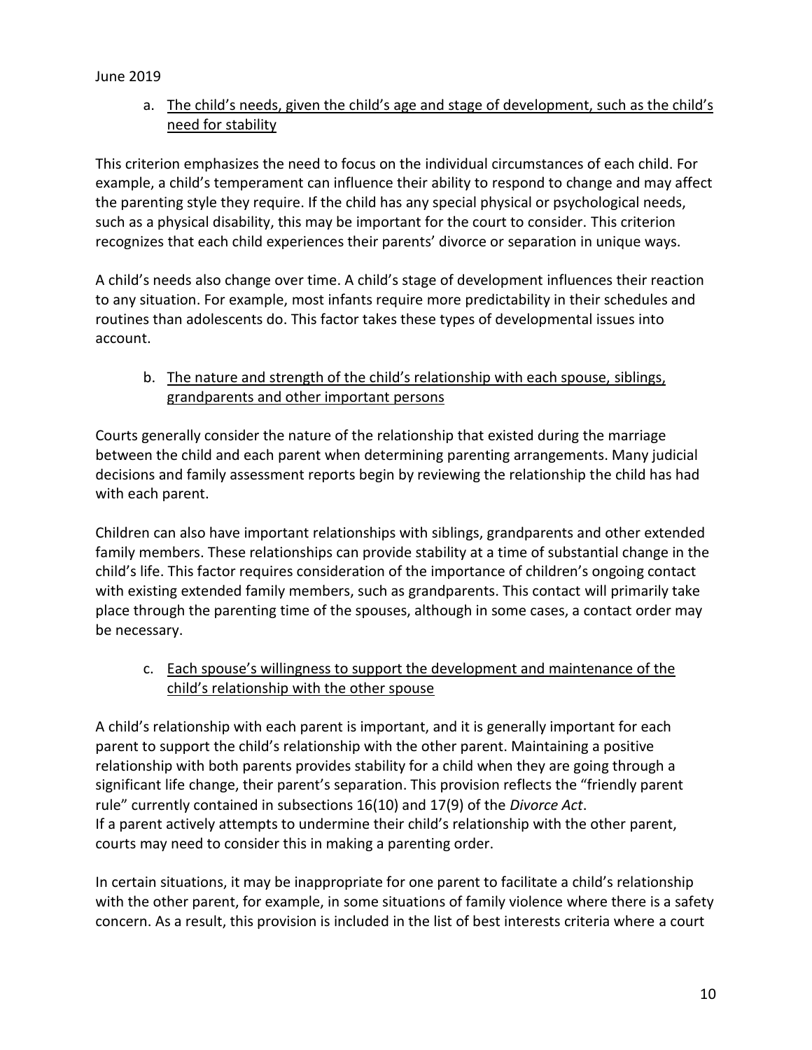a. <u>The child's needs, given the child's age and stage of development, such as the child's need for stability</u>

This criterion emphasizes the need to focus on the individual circumstances of each child. For example, a child's temperament can influence their ability to respond to change and may affect the parenting style they require. If the child has any special physical or psychological needs, such as a physical disability, this may be important for the court to consider. This criterion recognizes that each child experiences their parents' divorce or separation in unique ways.

A child's needs also change over time. A child's stage of development influences their reaction to any situation. For example, most infants require more predictability in their schedules and routines than adolescents do. This factor takes these types of developmental issues into account.

b. <u>The nature and strength of the child's relationship with each spouse, siblings, grandparents and other important persons</u>

Courts generally consider the nature of the relationship that existed during the marriage between the child and each parent when determining parenting arrangements. Many judicial decisions and family assessment reports begin by reviewing the relationship the child has had with each parent.

Children can also have important relationships with siblings, grandparents and other extended family members. These relationships can provide stability at a time of substantial change in the child's life. This factor requires consideration of the importance of children's ongoing contact with existing extended family members, such as grandparents. This contact will primarily take place through the parenting time of the spouses, although in some cases, a contact order may be necessary.

c. <u>Each spouse's willingness to support the development and maintenance of the child's relationship with the other spouse</u>

A child's relationship with each parent is important, and it is generally important for each parent to support the child's relationship with the other parent. Maintaining a positive relationship with both parents provides stability for a child when they are going through a significant life change, their parent's separation. This provision reflects the "friendly parent rule" currently contained in subsections 16(10) and 17(9) of the *Divorce Act*.
If a parent actively attempts to undermine their child's relationship with the other parent, courts may need to consider this in making a parenting order.

In certain situations, it may be inappropriate for one parent to facilitate a child's relationship with the other parent, for example, in some situations of family violence where there is a safety concern. As a result, this provision is included in the list of best interests criteria where a court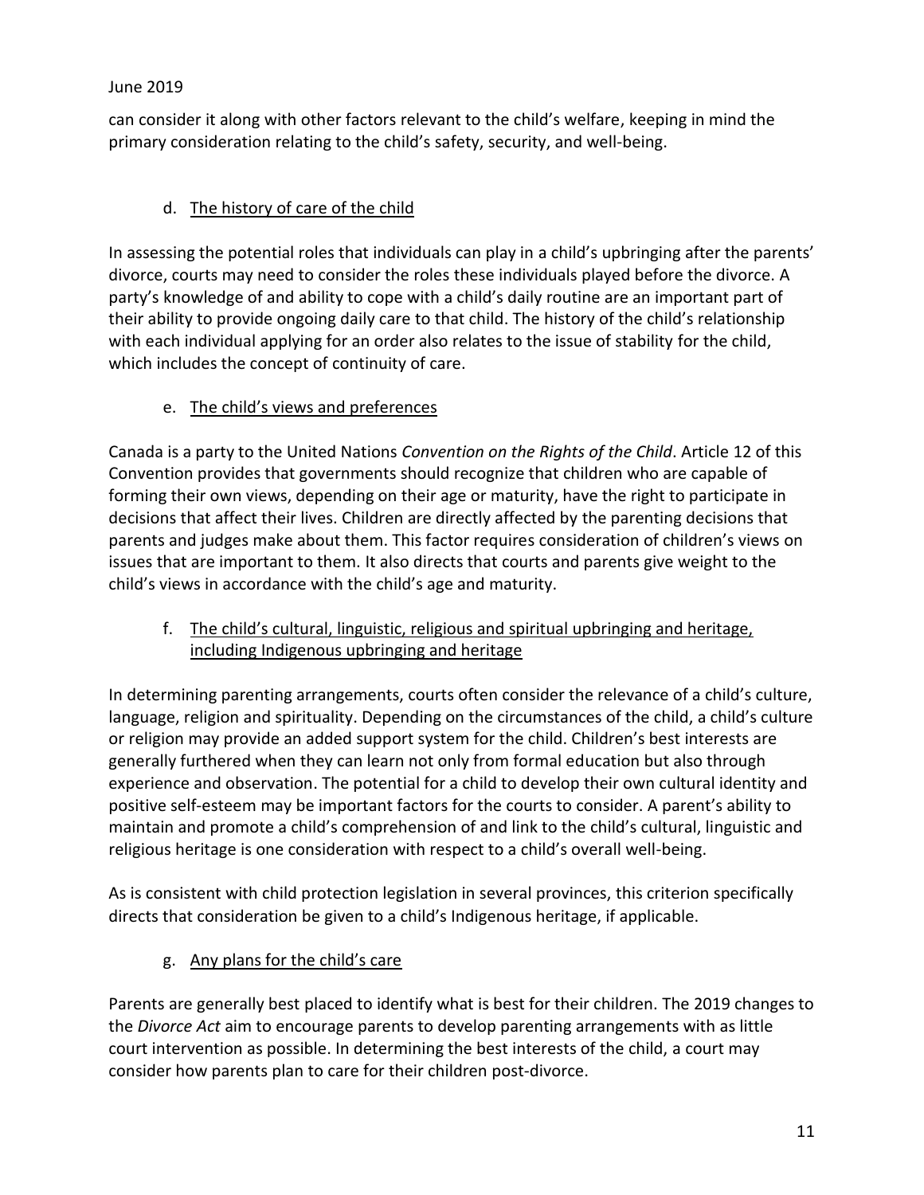can consider it along with other factors relevant to the child's welfare, keeping in mind the primary consideration relating to the child's safety, security, and well-being.

### d. The history of care of the child

In assessing the potential roles that individuals can play in a child's upbringing after the parents' divorce, courts may need to consider the roles these individuals played before the divorce. A party's knowledge of and ability to cope with a child's daily routine are an important part of their ability to provide ongoing daily care to that child. The history of the child's relationship with each individual applying for an order also relates to the issue of stability for the child, which includes the concept of continuity of care.

### e. The child's views and preferences

Canada is a party to the United Nations *Convention on the Rights of the Child*. Article 12 of this Convention provides that governments should recognize that children who are capable of forming their own views, depending on their age or maturity, have the right to participate in decisions that affect their lives. Children are directly affected by the parenting decisions that parents and judges make about them. This factor requires consideration of children's views on issues that are important to them. It also directs that courts and parents give weight to the child's views in accordance with the child's age and maturity.

### f. The child's cultural, linguistic, religious and spiritual upbringing and heritage, including Indigenous upbringing and heritage

In determining parenting arrangements, courts often consider the relevance of a child's culture, language, religion and spirituality. Depending on the circumstances of the child, a child's culture or religion may provide an added support system for the child. Children's best interests are generally furthered when they can learn not only from formal education but also through experience and observation. The potential for a child to develop their own cultural identity and positive self-esteem may be important factors for the courts to consider. A parent's ability to maintain and promote a child's comprehension of and link to the child's cultural, linguistic and religious heritage is one consideration with respect to a child's overall well-being.

As is consistent with child protection legislation in several provinces, this criterion specifically directs that consideration be given to a child's Indigenous heritage, if applicable.

### g. Any plans for the child's care

Parents are generally best placed to identify what is best for their children. The 2019 changes to the *Divorce Act* aim to encourage parents to develop parenting arrangements with as little court intervention as possible. In determining the best interests of the child, a court may consider how parents plan to care for their children post-divorce.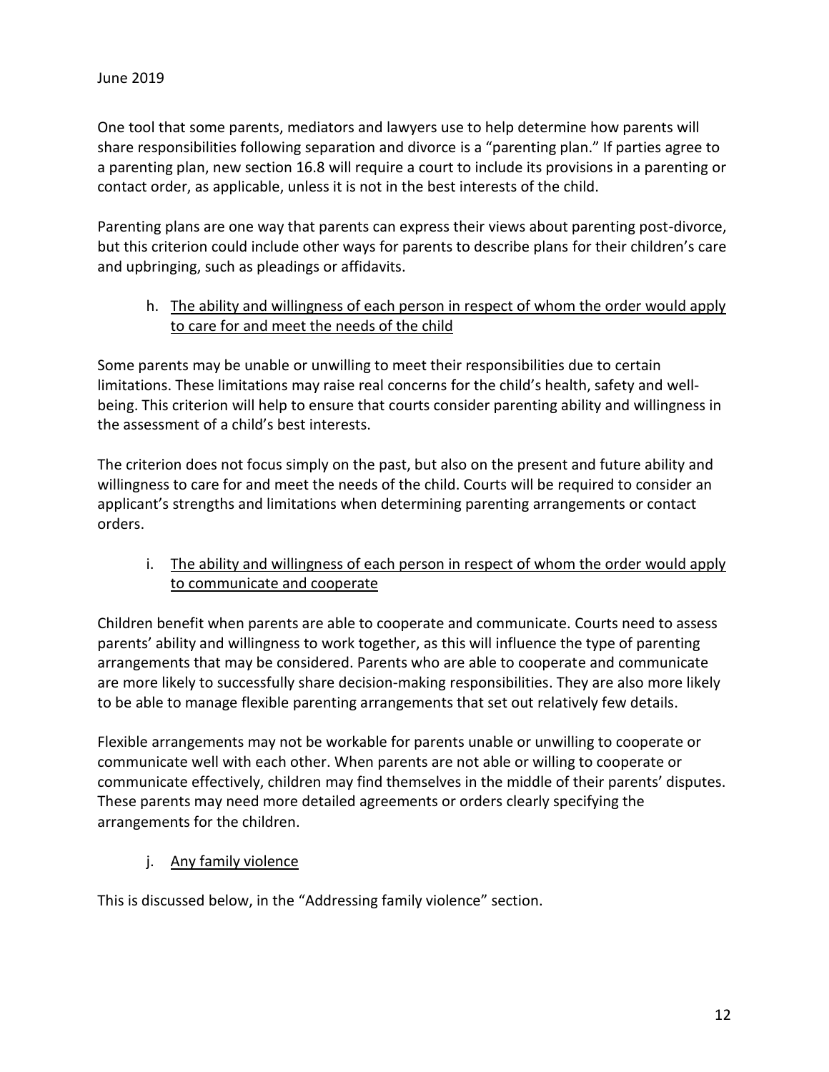One tool that some parents, mediators and lawyers use to help determine how parents will share responsibilities following separation and divorce is a "parenting plan." If parties agree to a parenting plan, new section 16.8 will require a court to include its provisions in a parenting or contact order, as applicable, unless it is not in the best interests of the child.

Parenting plans are one way that parents can express their views about parenting post-divorce, but this criterion could include other ways for parents to describe plans for their children's care and upbringing, such as pleadings or affidavits.

#### h. The ability and willingness of each person in respect of whom the order would apply to care for and meet the needs of the child

Some parents may be unable or unwilling to meet their responsibilities due to certain limitations. These limitations may raise real concerns for the child's health, safety and well-being. This criterion will help to ensure that courts consider parenting ability and willingness in the assessment of a child's best interests.

The criterion does not focus simply on the past, but also on the present and future ability and willingness to care for and meet the needs of the child. Courts will be required to consider an applicant's strengths and limitations when determining parenting arrangements or contact orders.

#### i. The ability and willingness of each person in respect of whom the order would apply to communicate and cooperate

Children benefit when parents are able to cooperate and communicate. Courts need to assess parents' ability and willingness to work together, as this will influence the type of parenting arrangements that may be considered. Parents who are able to cooperate and communicate are more likely to successfully share decision-making responsibilities. They are also more likely to be able to manage flexible parenting arrangements that set out relatively few details.

Flexible arrangements may not be workable for parents unable or unwilling to cooperate or communicate well with each other. When parents are not able or willing to cooperate or communicate effectively, children may find themselves in the middle of their parents' disputes. These parents may need more detailed agreements or orders clearly specifying the arrangements for the children.

#### j. Any family violence

This is discussed below, in the "Addressing family violence" section.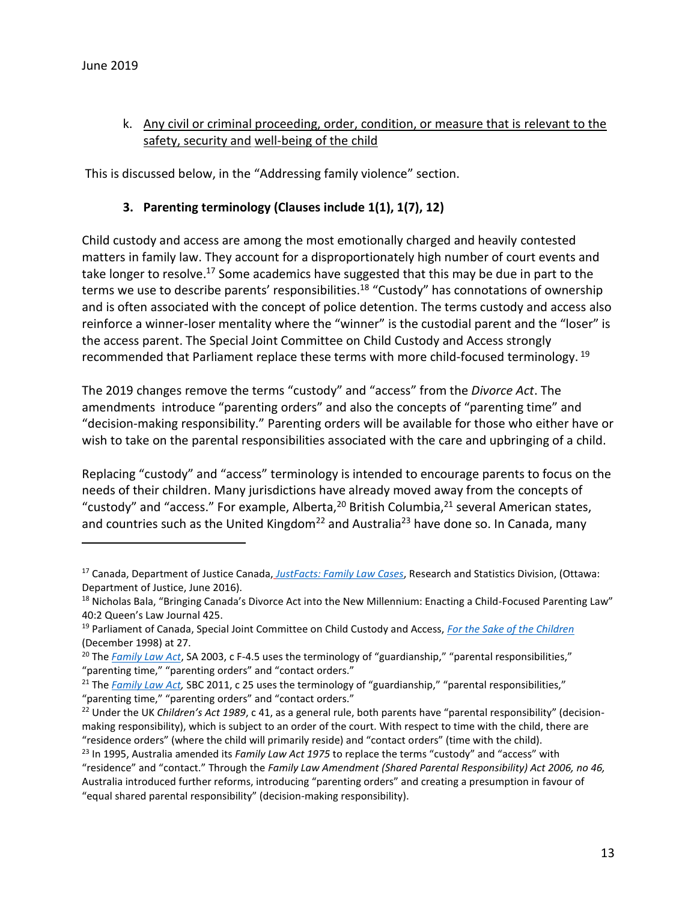k. Any civil or criminal proceeding, order, condition, or measure that is relevant to the safety, security and well-being of the child

This is discussed below, in the "Addressing family violence" section.

### 3. Parenting terminology (Clauses include 1(1), 1(7), 12)

Child custody and access are among the most emotionally charged and heavily contested matters in family law. They account for a disproportionately high number of court events and take longer to resolve.[17] Some academics have suggested that this may be due in part to the terms we use to describe parents' responsibilities.[18] "Custody" has connotations of ownership and is often associated with the concept of police detention. The terms custody and access also reinforce a winner-loser mentality where the "winner" is the custodial parent and the "loser" is the access parent. The Special Joint Committee on Child Custody and Access strongly recommended that Parliament replace these terms with more child-focused terminology.[19]

The 2019 changes remove the terms "custody" and "access" from the *Divorce Act*. The amendments introduce "parenting orders" and also the concepts of "parenting time" and "decision-making responsibility." Parenting orders will be available for those who either have or wish to take on the parental responsibilities associated with the care and upbringing of a child.

Replacing "custody" and "access" terminology is intended to encourage parents to focus on the needs of their children. Many jurisdictions have already moved away from the concepts of "custody" and "access." For example, Alberta,[20] British Columbia,[21] several American states, and countries such as the United Kingdom[22] and Australia[23] have done so. In Canada, many

---

[17] Canada, Department of Justice Canada, *JustFacts: Family Law Cases*, Research and Statistics Division, (Ottawa: Department of Justice, June 2016).

[18] Nicholas Bala, "Bringing Canada's Divorce Act into the New Millennium: Enacting a Child-Focused Parenting Law" 40:2 Queen's Law Journal 425.

[19] Parliament of Canada, Special Joint Committee on Child Custody and Access, For the Sake of the Children (December 1998) at 27.

[20] The *Family Law Act*, SA 2003, c F-4.5 uses the terminology of "guardianship," "parental responsibilities," "parenting time," "parenting orders" and "contact orders."

[21] The *Family Law Act*, SBC 2011, c 25 uses the terminology of "guardianship," "parental responsibilities," "parenting time," "parenting orders" and "contact orders."

[22] Under the UK *Children's Act 1989*, c 41, as a general rule, both parents have "parental responsibility" (decision-making responsibility), which is subject to an order of the court. With respect to time with the child, there are "residence orders" (where the child will primarily reside) and "contact orders" (time with the child).

[23] In 1995, Australia amended its *Family Law Act 1975* to replace the terms "custody" and "access" with "residence" and "contact." Through the *Family Law Amendment (Shared Parental Responsibility) Act 2006, no 46,* Australia introduced further reforms, introducing "parenting orders" and creating a presumption in favour of "equal shared parental responsibility" (decision-making responsibility).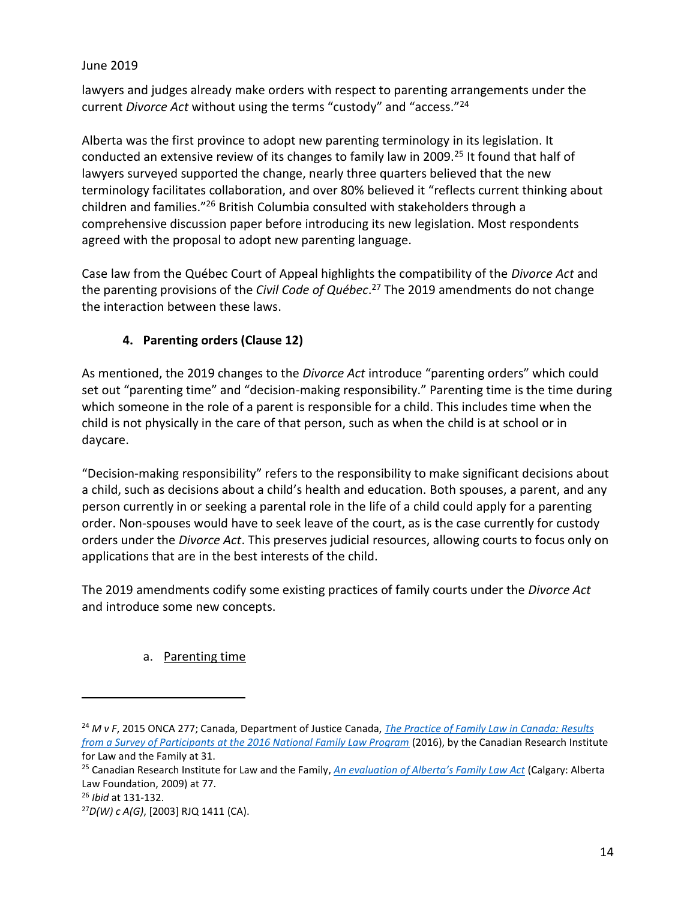lawyers and judges already make orders with respect to parenting arrangements under the current *Divorce Act* without using the terms "custody" and "access."[24]

Alberta was the first province to adopt new parenting terminology in its legislation. It conducted an extensive review of its changes to family law in 2009.[25] It found that half of lawyers surveyed supported the change, nearly three quarters believed that the new terminology facilitates collaboration, and over 80% believed it "reflects current thinking about children and families."[26] British Columbia consulted with stakeholders through a comprehensive discussion paper before introducing its new legislation. Most respondents agreed with the proposal to adopt new parenting language.

Case law from the Québec Court of Appeal highlights the compatibility of the *Divorce Act* and the parenting provisions of the *Civil Code of Québec*.[27] The 2019 amendments do not change the interaction between these laws.

### 4. Parenting orders (Clause 12)

As mentioned, the 2019 changes to the *Divorce Act* introduce "parenting orders" which could set out "parenting time" and "decision-making responsibility." Parenting time is the time during which someone in the role of a parent is responsible for a child. This includes time when the child is not physically in the care of that person, such as when the child is at school or in daycare.

"Decision-making responsibility" refers to the responsibility to make significant decisions about a child, such as decisions about a child's health and education. Both spouses, a parent, and any person currently in or seeking a parental role in the life of a child could apply for a parenting order. Non-spouses would have to seek leave of the court, as is the case currently for custody orders under the *Divorce Act*. This preserves judicial resources, allowing courts to focus only on applications that are in the best interests of the child.

The 2019 amendments codify some existing practices of family courts under the *Divorce Act* and introduce some new concepts.

#### a. Parenting time

---

[24] *M v F*, 2015 ONCA 277; Canada, Department of Justice Canada, *The Practice of Family Law in Canada: Results from a Survey of Participants at the 2016 National Family Law Program* (2016), by the Canadian Research Institute for Law and the Family at 31.

[25] Canadian Research Institute for Law and the Family, *An evaluation of Alberta's Family Law Act* (Calgary: Alberta Law Foundation, 2009) at 77.

[26] *Ibid* at 131-132.

[27] *D(W) c A(G)*, [2003] RJQ 1411 (CA).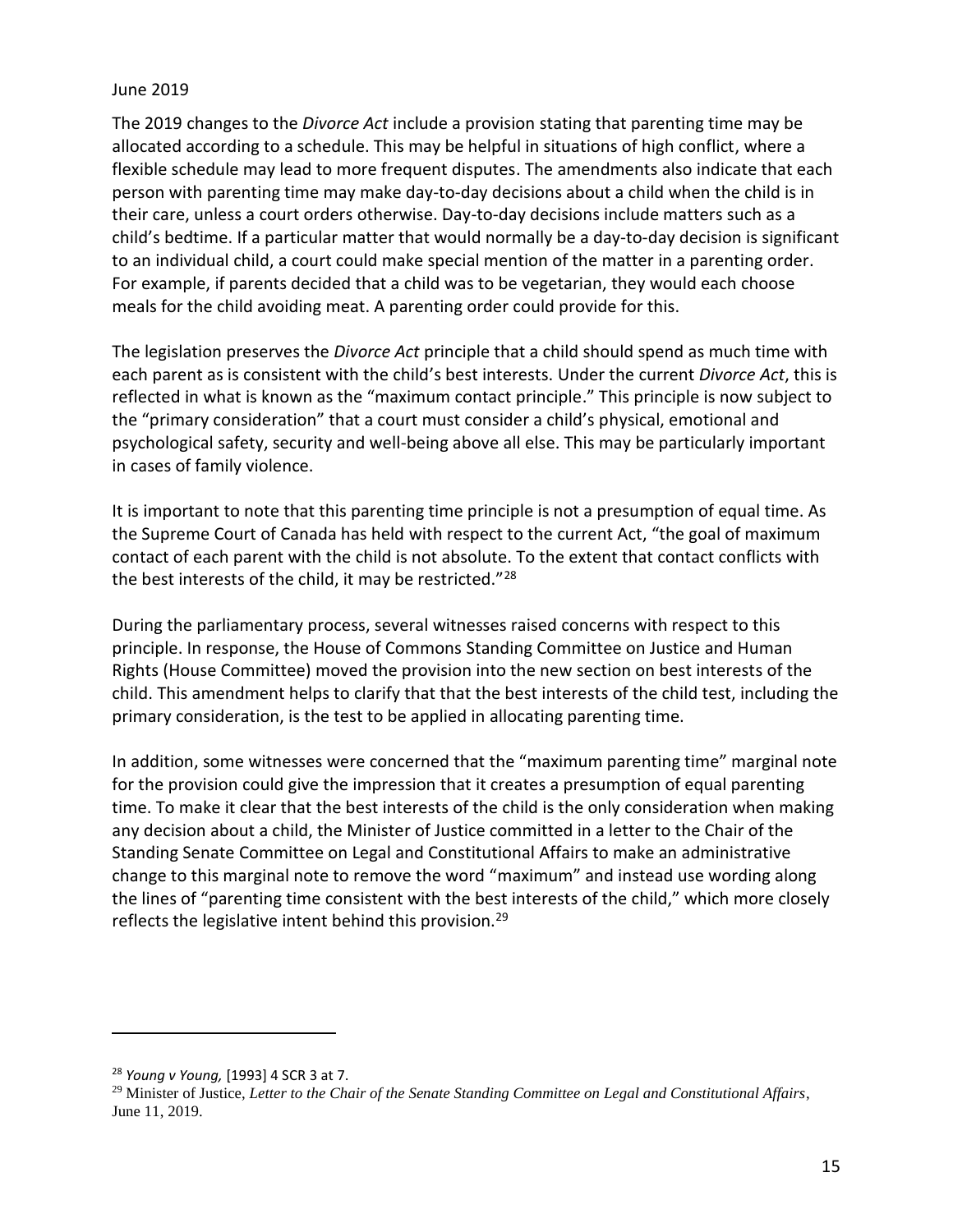June 2019

The 2019 changes to the *Divorce Act* include a provision stating that parenting time may be allocated according to a schedule. This may be helpful in situations of high conflict, where a flexible schedule may lead to more frequent disputes. The amendments also indicate that each person with parenting time may make day-to-day decisions about a child when the child is in their care, unless a court orders otherwise. Day-to-day decisions include matters such as a child's bedtime. If a particular matter that would normally be a day-to-day decision is significant to an individual child, a court could make special mention of the matter in a parenting order. For example, if parents decided that a child was to be vegetarian, they would each choose meals for the child avoiding meat. A parenting order could provide for this.

The legislation preserves the *Divorce Act* principle that a child should spend as much time with each parent as is consistent with the child's best interests. Under the current *Divorce Act*, this is reflected in what is known as the "maximum contact principle." This principle is now subject to the "primary consideration" that a court must consider a child's physical, emotional and psychological safety, security and well-being above all else. This may be particularly important in cases of family violence.

It is important to note that this parenting time principle is not a presumption of equal time. As the Supreme Court of Canada has held with respect to the current Act, "the goal of maximum contact of each parent with the child is not absolute. To the extent that contact conflicts with the best interests of the child, it may be restricted."[28]

During the parliamentary process, several witnesses raised concerns with respect to this principle. In response, the House of Commons Standing Committee on Justice and Human Rights (House Committee) moved the provision into the new section on best interests of the child. This amendment helps to clarify that that the best interests of the child test, including the primary consideration, is the test to be applied in allocating parenting time.

In addition, some witnesses were concerned that the "maximum parenting time" marginal note for the provision could give the impression that it creates a presumption of equal parenting time. To make it clear that the best interests of the child is the only consideration when making any decision about a child, the Minister of Justice committed in a letter to the Chair of the Standing Senate Committee on Legal and Constitutional Affairs to make an administrative change to this marginal note to remove the word "maximum" and instead use wording along the lines of "parenting time consistent with the best interests of the child," which more closely reflects the legislative intent behind this provision.[29]

---

[28] *Young v Young,* [1993] 4 SCR 3 at 7.

[29] Minister of Justice, *Letter to the Chair of the Senate Standing Committee on Legal and Constitutional Affairs*, June 11, 2019.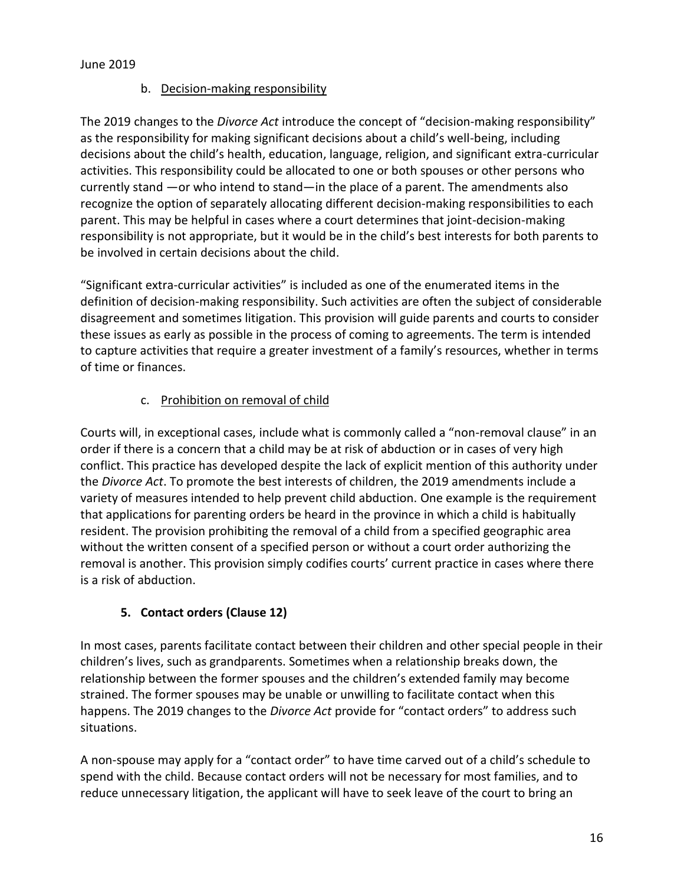b. Decision-making responsibility

The 2019 changes to the *Divorce Act* introduce the concept of "decision-making responsibility" as the responsibility for making significant decisions about a child's well-being, including decisions about the child's health, education, language, religion, and significant extra-curricular activities. This responsibility could be allocated to one or both spouses or other persons who currently stand —or who intend to stand—in the place of a parent. The amendments also recognize the option of separately allocating different decision-making responsibilities to each parent. This may be helpful in cases where a court determines that joint-decision-making responsibility is not appropriate, but it would be in the child's best interests for both parents to be involved in certain decisions about the child.

"Significant extra-curricular activities" is included as one of the enumerated items in the definition of decision-making responsibility. Such activities are often the subject of considerable disagreement and sometimes litigation. This provision will guide parents and courts to consider these issues as early as possible in the process of coming to agreements. The term is intended to capture activities that require a greater investment of a family's resources, whether in terms of time or finances.

c. Prohibition on removal of child

Courts will, in exceptional cases, include what is commonly called a "non-removal clause" in an order if there is a concern that a child may be at risk of abduction or in cases of very high conflict. This practice has developed despite the lack of explicit mention of this authority under the *Divorce Act*. To promote the best interests of children, the 2019 amendments include a variety of measures intended to help prevent child abduction. One example is the requirement that applications for parenting orders be heard in the province in which a child is habitually resident. The provision prohibiting the removal of a child from a specified geographic area without the written consent of a specified person or without a court order authorizing the removal is another. This provision simply codifies courts' current practice in cases where there is a risk of abduction.

### 5. Contact orders (Clause 12)

In most cases, parents facilitate contact between their children and other special people in their children's lives, such as grandparents. Sometimes when a relationship breaks down, the relationship between the former spouses and the children's extended family may become strained. The former spouses may be unable or unwilling to facilitate contact when this happens. The 2019 changes to the *Divorce Act* provide for "contact orders" to address such situations.

A non-spouse may apply for a "contact order" to have time carved out of a child's schedule to spend with the child. Because contact orders will not be necessary for most families, and to reduce unnecessary litigation, the applicant will have to seek leave of the court to bring an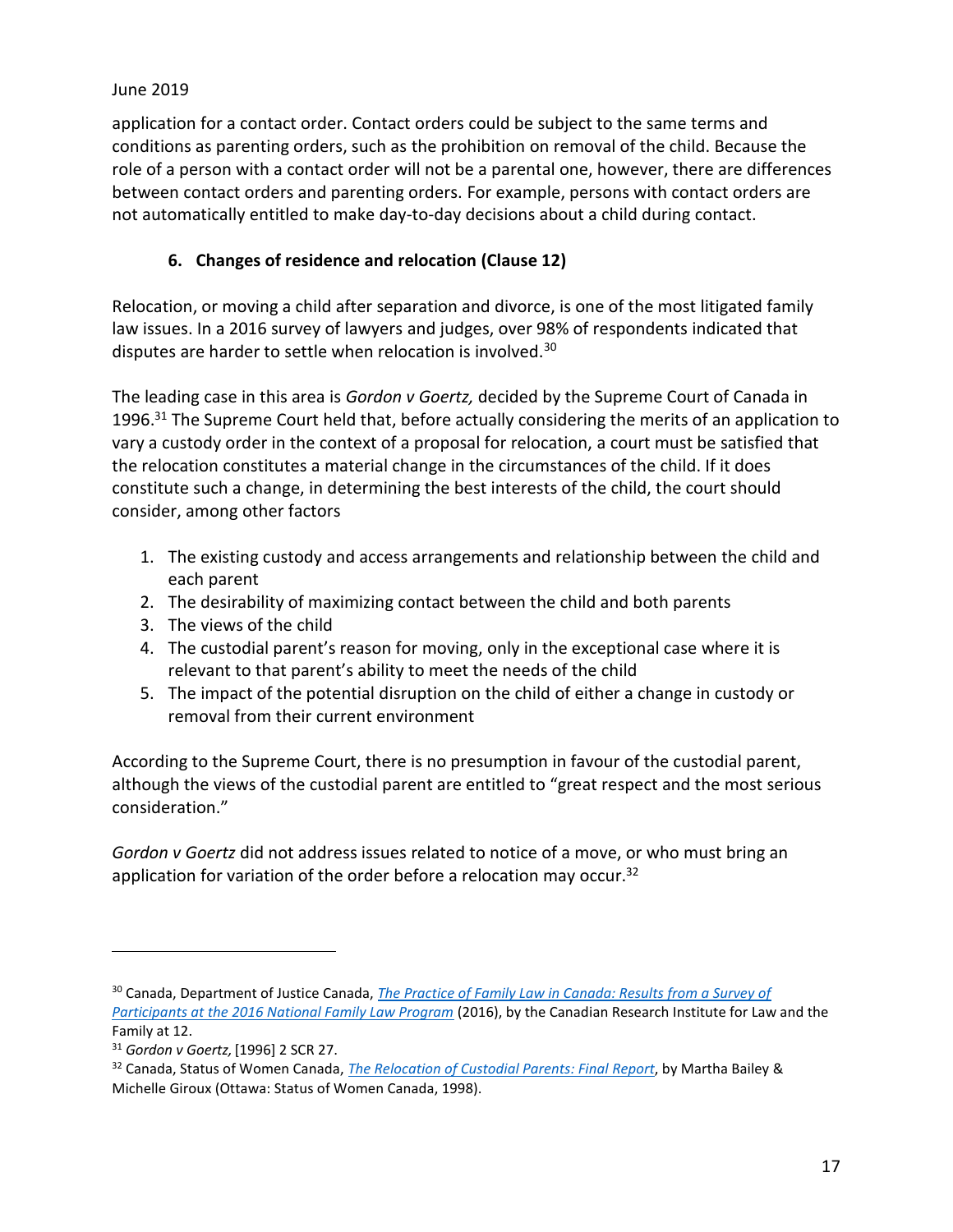application for a contact order. Contact orders could be subject to the same terms and conditions as parenting orders, such as the prohibition on removal of the child. Because the role of a person with a contact order will not be a parental one, however, there are differences between contact orders and parenting orders. For example, persons with contact orders are not automatically entitled to make day-to-day decisions about a child during contact.

### 6. Changes of residence and relocation (Clause 12)

Relocation, or moving a child after separation and divorce, is one of the most litigated family law issues. In a 2016 survey of lawyers and judges, over 98% of respondents indicated that disputes are harder to settle when relocation is involved.[30]

The leading case in this area is *Gordon v Goertz,* decided by the Supreme Court of Canada in 1996.[31] The Supreme Court held that, before actually considering the merits of an application to vary a custody order in the context of a proposal for relocation, a court must be satisfied that the relocation constitutes a material change in the circumstances of the child. If it does constitute such a change, in determining the best interests of the child, the court should consider, among other factors

1. The existing custody and access arrangements and relationship between the child and each parent
2. The desirability of maximizing contact between the child and both parents
3. The views of the child
4. The custodial parent's reason for moving, only in the exceptional case where it is relevant to that parent's ability to meet the needs of the child
5. The impact of the potential disruption on the child of either a change in custody or removal from their current environment

According to the Supreme Court, there is no presumption in favour of the custodial parent, although the views of the custodial parent are entitled to "great respect and the most serious consideration."

*Gordon v Goertz* did not address issues related to notice of a move, or who must bring an application for variation of the order before a relocation may occur.[32]

---

[30] Canada, Department of Justice Canada, *The Practice of Family Law in Canada: Results from a Survey of Participants at the 2016 National Family Law Program* (2016), by the Canadian Research Institute for Law and the Family at 12.

[31] *Gordon v Goertz,* [1996] 2 SCR 27.

[32] Canada, Status of Women Canada, *The Relocation of Custodial Parents: Final Report*, by Martha Bailey & Michelle Giroux (Ottawa: Status of Women Canada, 1998).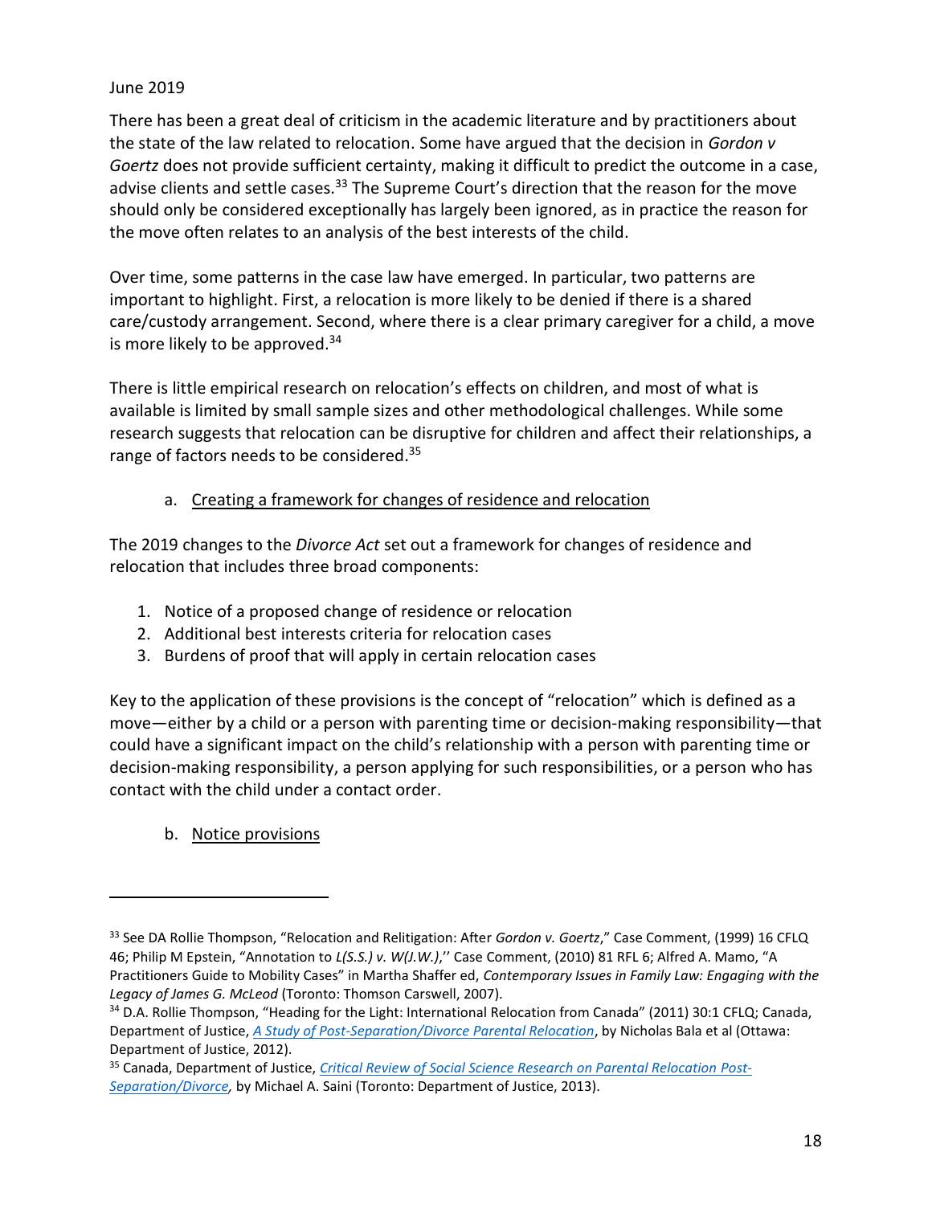June 2019

There has been a great deal of criticism in the academic literature and by practitioners about the state of the law related to relocation. Some have argued that the decision in *Gordon v Goertz* does not provide sufficient certainty, making it difficult to predict the outcome in a case, advise clients and settle cases.[33] The Supreme Court's direction that the reason for the move should only be considered exceptionally has largely been ignored, as in practice the reason for the move often relates to an analysis of the best interests of the child.

Over time, some patterns in the case law have emerged. In particular, two patterns are important to highlight. First, a relocation is more likely to be denied if there is a shared care/custody arrangement. Second, where there is a clear primary caregiver for a child, a move is more likely to be approved.[34]

There is little empirical research on relocation's effects on children, and most of what is available is limited by small sample sizes and other methodological challenges. While some research suggests that relocation can be disruptive for children and affect their relationships, a range of factors needs to be considered.[35]

a. Creating a framework for changes of residence and relocation

The 2019 changes to the *Divorce Act* set out a framework for changes of residence and relocation that includes three broad components:

1. Notice of a proposed change of residence or relocation
2. Additional best interests criteria for relocation cases
3. Burdens of proof that will apply in certain relocation cases

Key to the application of these provisions is the concept of "relocation" which is defined as a move—either by a child or a person with parenting time or decision-making responsibility—that could have a significant impact on the child's relationship with a person with parenting time or decision-making responsibility, a person applying for such responsibilities, or a person who has contact with the child under a contact order.

b. Notice provisions

---

[33] See DA Rollie Thompson, "Relocation and Relitigation: After *Gordon v. Goertz*," Case Comment, (1999) 16 CFLQ 46; Philip M Epstein, "Annotation to *L(S.S.) v. W(J.W.)*," Case Comment, (2010) 81 RFL 6; Alfred A. Mamo, "A Practitioners Guide to Mobility Cases" in Martha Shaffer ed, *Contemporary Issues in Family Law: Engaging with the Legacy of James G. McLeod* (Toronto: Thomson Carswell, 2007).

[34] D.A. Rollie Thompson, "Heading for the Light: International Relocation from Canada" (2011) 30:1 CFLQ; Canada, Department of Justice, *A Study of Post-Separation/Divorce Parental Relocation*, by Nicholas Bala et al (Ottawa: Department of Justice, 2012).

[35] Canada, Department of Justice, *Critical Review of Social Science Research on Parental Relocation Post-Separation/Divorce,* by Michael A. Saini (Toronto: Department of Justice, 2013).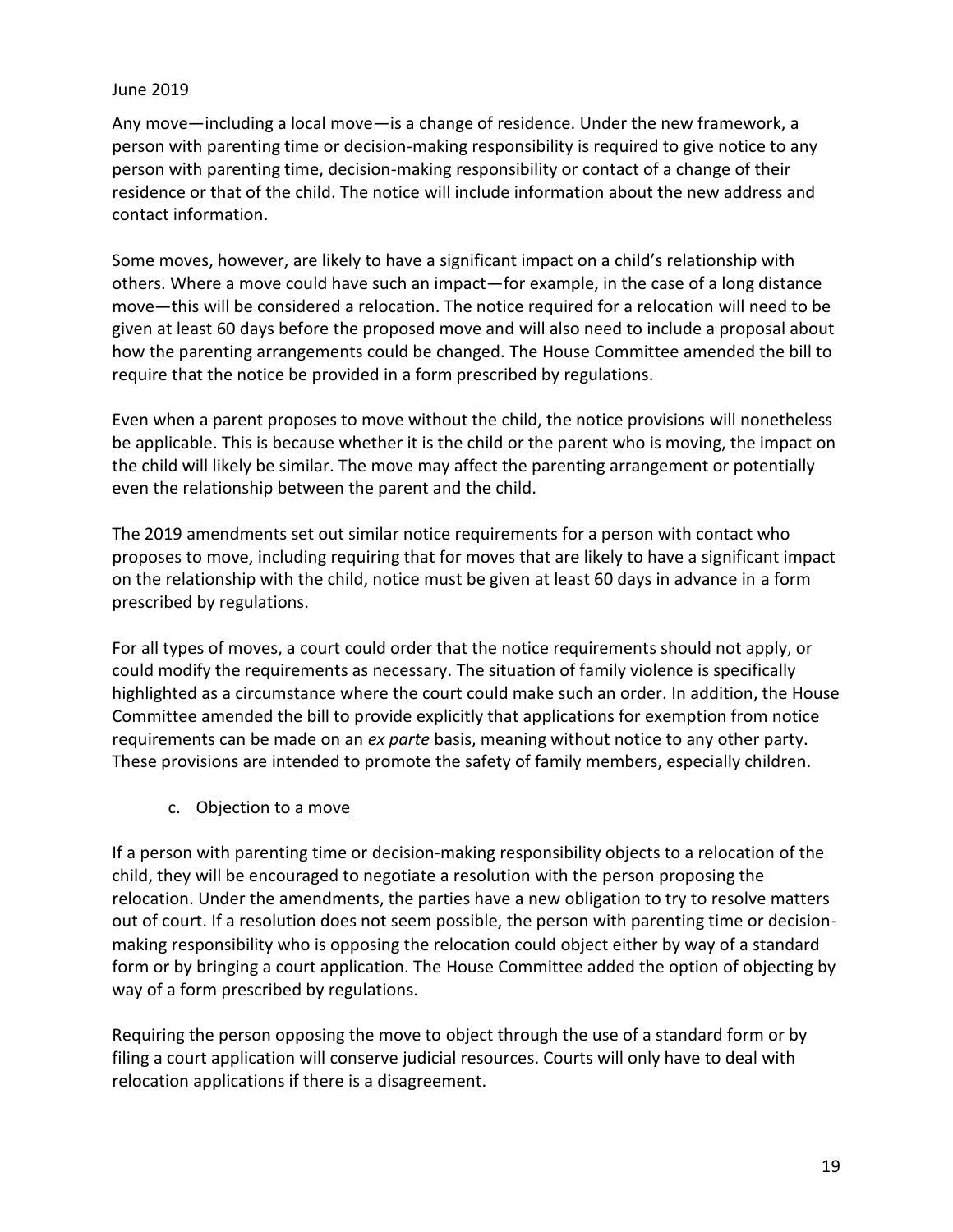Any move—including a local move—is a change of residence. Under the new framework, a person with parenting time or decision-making responsibility is required to give notice to any person with parenting time, decision-making responsibility or contact of a change of their residence or that of the child. The notice will include information about the new address and contact information.

Some moves, however, are likely to have a significant impact on a child's relationship with others. Where a move could have such an impact—for example, in the case of a long distance move—this will be considered a relocation. The notice required for a relocation will need to be given at least 60 days before the proposed move and will also need to include a proposal about how the parenting arrangements could be changed. The House Committee amended the bill to require that the notice be provided in a form prescribed by regulations.

Even when a parent proposes to move without the child, the notice provisions will nonetheless be applicable. This is because whether it is the child or the parent who is moving, the impact on the child will likely be similar. The move may affect the parenting arrangement or potentially even the relationship between the parent and the child.

The 2019 amendments set out similar notice requirements for a person with contact who proposes to move, including requiring that for moves that are likely to have a significant impact on the relationship with the child, notice must be given at least 60 days in advance in a form prescribed by regulations.

For all types of moves, a court could order that the notice requirements should not apply, or could modify the requirements as necessary. The situation of family violence is specifically highlighted as a circumstance where the court could make such an order. In addition, the House Committee amended the bill to provide explicitly that applications for exemption from notice requirements can be made on an *ex parte* basis, meaning without notice to any other party. These provisions are intended to promote the safety of family members, especially children.

### c. Objection to a move

If a person with parenting time or decision-making responsibility objects to a relocation of the child, they will be encouraged to negotiate a resolution with the person proposing the relocation. Under the amendments, the parties have a new obligation to try to resolve matters out of court. If a resolution does not seem possible, the person with parenting time or decision-making responsibility who is opposing the relocation could object either by way of a standard form or by bringing a court application. The House Committee added the option of objecting by way of a form prescribed by regulations.

Requiring the person opposing the move to object through the use of a standard form or by filing a court application will conserve judicial resources. Courts will only have to deal with relocation applications if there is a disagreement.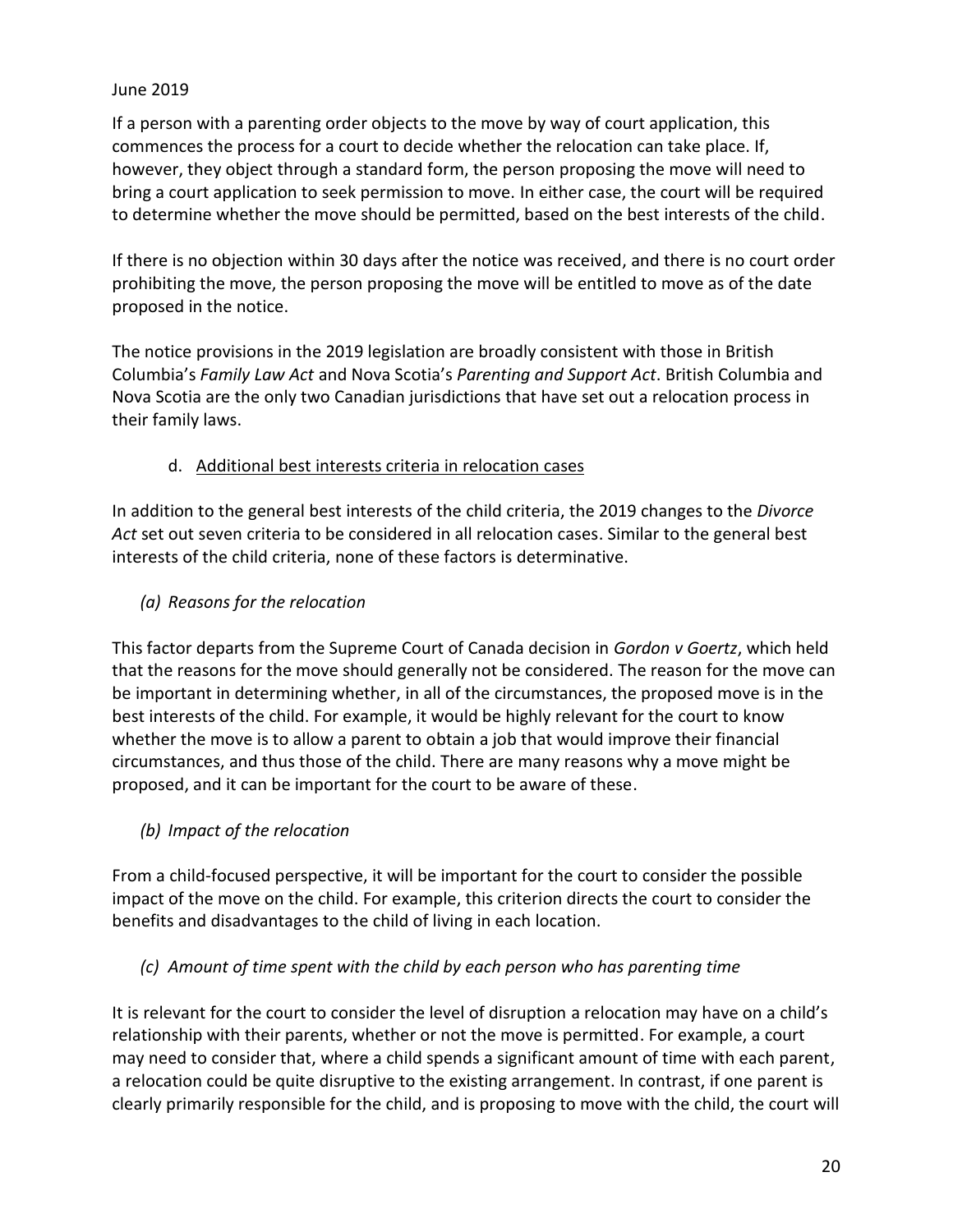If a person with a parenting order objects to the move by way of court application, this commences the process for a court to decide whether the relocation can take place. If, however, they object through a standard form, the person proposing the move will need to bring a court application to seek permission to move. In either case, the court will be required to determine whether the move should be permitted, based on the best interests of the child.

If there is no objection within 30 days after the notice was received, and there is no court order prohibiting the move, the person proposing the move will be entitled to move as of the date proposed in the notice.

The notice provisions in the 2019 legislation are broadly consistent with those in British Columbia's *Family Law Act* and Nova Scotia's *Parenting and Support Act*. British Columbia and Nova Scotia are the only two Canadian jurisdictions that have set out a relocation process in their family laws.

d. Additional best interests criteria in relocation cases

In addition to the general best interests of the child criteria, the 2019 changes to the *Divorce Act* set out seven criteria to be considered in all relocation cases. Similar to the general best interests of the child criteria, none of these factors is determinative.

*(a) Reasons for the relocation*

This factor departs from the Supreme Court of Canada decision in *Gordon v Goertz*, which held that the reasons for the move should generally not be considered. The reason for the move can be important in determining whether, in all of the circumstances, the proposed move is in the best interests of the child. For example, it would be highly relevant for the court to know whether the move is to allow a parent to obtain a job that would improve their financial circumstances, and thus those of the child. There are many reasons why a move might be proposed, and it can be important for the court to be aware of these.

*(b) Impact of the relocation*

From a child-focused perspective, it will be important for the court to consider the possible impact of the move on the child. For example, this criterion directs the court to consider the benefits and disadvantages to the child of living in each location.

*(c) Amount of time spent with the child by each person who has parenting time*

It is relevant for the court to consider the level of disruption a relocation may have on a child's relationship with their parents, whether or not the move is permitted. For example, a court may need to consider that, where a child spends a significant amount of time with each parent, a relocation could be quite disruptive to the existing arrangement. In contrast, if one parent is clearly primarily responsible for the child, and is proposing to move with the child, the court will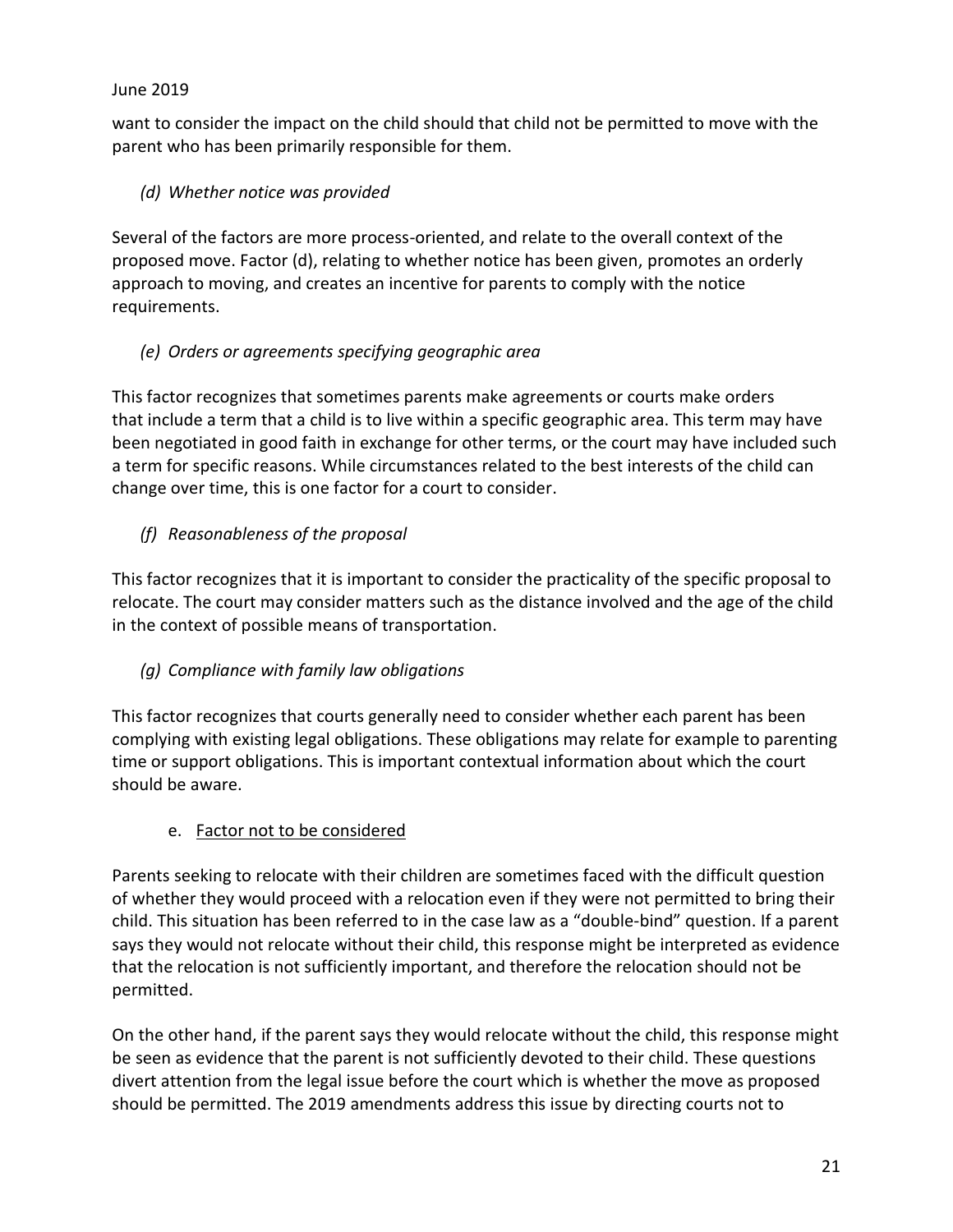want to consider the impact on the child should that child not be permitted to move with the parent who has been primarily responsible for them.

*(d) Whether notice was provided*

Several of the factors are more process-oriented, and relate to the overall context of the proposed move. Factor (d), relating to whether notice has been given, promotes an orderly approach to moving, and creates an incentive for parents to comply with the notice requirements.

*(e) Orders or agreements specifying geographic area*

This factor recognizes that sometimes parents make agreements or courts make orders that include a term that a child is to live within a specific geographic area. This term may have been negotiated in good faith in exchange for other terms, or the court may have included such a term for specific reasons. While circumstances related to the best interests of the child can change over time, this is one factor for a court to consider.

*(f) Reasonableness of the proposal*

This factor recognizes that it is important to consider the practicality of the specific proposal to relocate. The court may consider matters such as the distance involved and the age of the child in the context of possible means of transportation.

*(g) Compliance with family law obligations*

This factor recognizes that courts generally need to consider whether each parent has been complying with existing legal obligations. These obligations may relate for example to parenting time or support obligations. This is important contextual information about which the court should be aware.

e. <u>Factor not to be considered</u>

Parents seeking to relocate with their children are sometimes faced with the difficult question of whether they would proceed with a relocation even if they were not permitted to bring their child. This situation has been referred to in the case law as a "double-bind" question. If a parent says they would not relocate without their child, this response might be interpreted as evidence that the relocation is not sufficiently important, and therefore the relocation should not be permitted.

On the other hand, if the parent says they would relocate without the child, this response might be seen as evidence that the parent is not sufficiently devoted to their child. These questions divert attention from the legal issue before the court which is whether the move as proposed should be permitted. The 2019 amendments address this issue by directing courts not to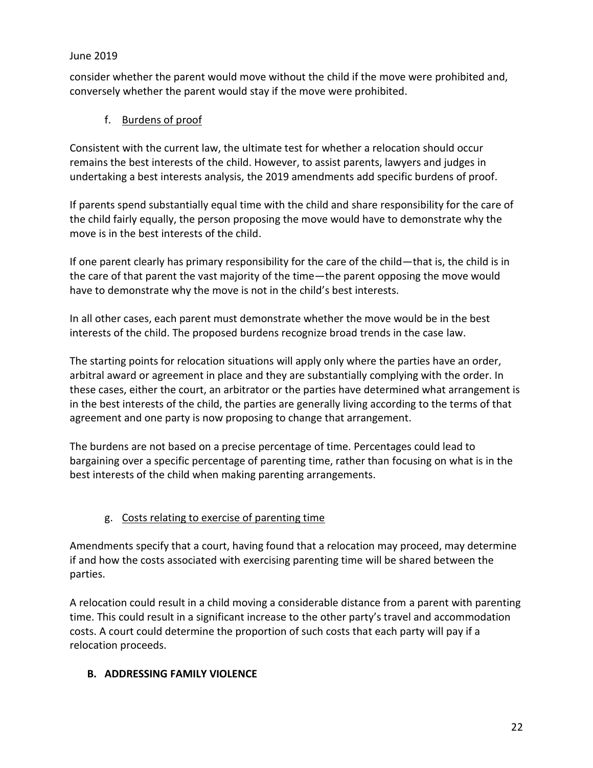consider whether the parent would move without the child if the move were prohibited and, conversely whether the parent would stay if the move were prohibited.

#### f. Burdens of proof

Consistent with the current law, the ultimate test for whether a relocation should occur remains the best interests of the child. However, to assist parents, lawyers and judges in undertaking a best interests analysis, the 2019 amendments add specific burdens of proof.

If parents spend substantially equal time with the child and share responsibility for the care of the child fairly equally, the person proposing the move would have to demonstrate why the move is in the best interests of the child.

If one parent clearly has primary responsibility for the care of the child—that is, the child is in the care of that parent the vast majority of the time—the parent opposing the move would have to demonstrate why the move is not in the child's best interests.

In all other cases, each parent must demonstrate whether the move would be in the best interests of the child. The proposed burdens recognize broad trends in the case law.

The starting points for relocation situations will apply only where the parties have an order, arbitral award or agreement in place and they are substantially complying with the order. In these cases, either the court, an arbitrator or the parties have determined what arrangement is in the best interests of the child, the parties are generally living according to the terms of that agreement and one party is now proposing to change that arrangement.

The burdens are not based on a precise percentage of time. Percentages could lead to bargaining over a specific percentage of parenting time, rather than focusing on what is in the best interests of the child when making parenting arrangements.

#### g. Costs relating to exercise of parenting time

Amendments specify that a court, having found that a relocation may proceed, may determine if and how the costs associated with exercising parenting time will be shared between the parties.

A relocation could result in a child moving a considerable distance from a parent with parenting time. This could result in a significant increase to the other party's travel and accommodation costs. A court could determine the proportion of such costs that each party will pay if a relocation proceeds.

### B. ADDRESSING FAMILY VIOLENCE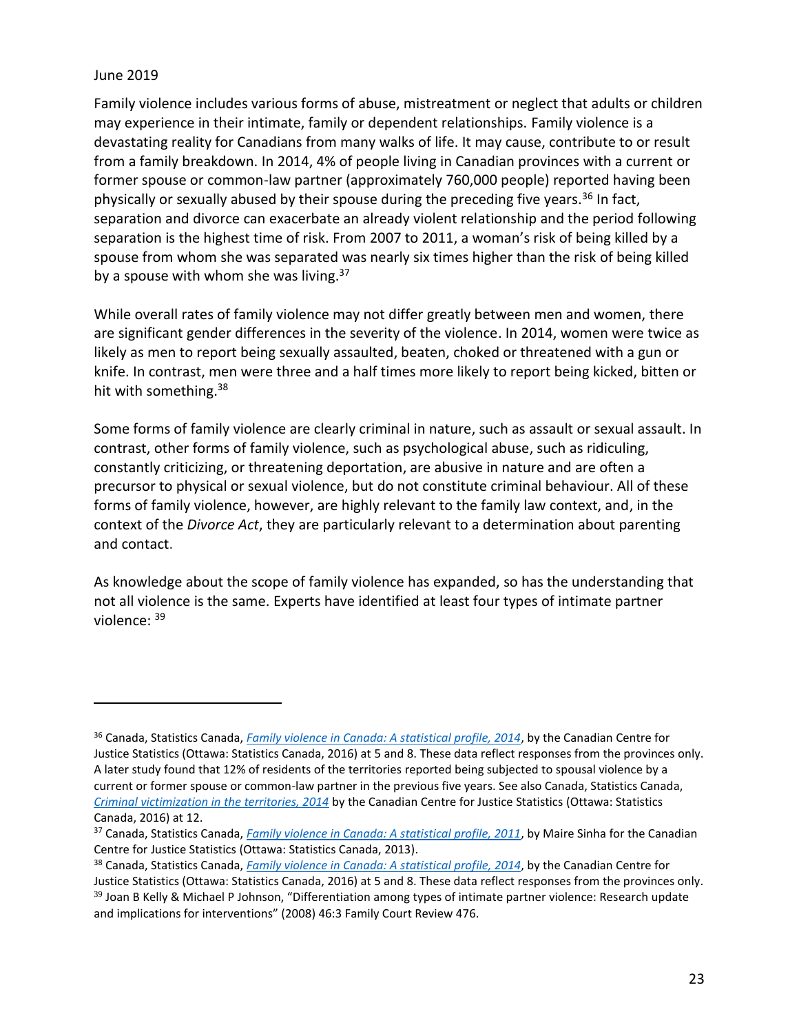June 2019

Family violence includes various forms of abuse, mistreatment or neglect that adults or children may experience in their intimate, family or dependent relationships. Family violence is a devastating reality for Canadians from many walks of life. It may cause, contribute to or result from a family breakdown. In 2014, 4% of people living in Canadian provinces with a current or former spouse or common-law partner (approximately 760,000 people) reported having been physically or sexually abused by their spouse during the preceding five years.[36] In fact, separation and divorce can exacerbate an already violent relationship and the period following separation is the highest time of risk. From 2007 to 2011, a woman's risk of being killed by a spouse from whom she was separated was nearly six times higher than the risk of being killed by a spouse with whom she was living.[37]

While overall rates of family violence may not differ greatly between men and women, there are significant gender differences in the severity of the violence. In 2014, women were twice as likely as men to report being sexually assaulted, beaten, choked or threatened with a gun or knife. In contrast, men were three and a half times more likely to report being kicked, bitten or hit with something.[38]

Some forms of family violence are clearly criminal in nature, such as assault or sexual assault. In contrast, other forms of family violence, such as psychological abuse, such as ridiculing, constantly criticizing, or threatening deportation, are abusive in nature and are often a precursor to physical or sexual violence, but do not constitute criminal behaviour. All of these forms of family violence, however, are highly relevant to the family law context, and, in the context of the *Divorce Act*, they are particularly relevant to a determination about parenting and contact.

As knowledge about the scope of family violence has expanded, so has the understanding that not all violence is the same. Experts have identified at least four types of intimate partner violence: [39]

---

[36] Canada, Statistics Canada, *Family violence in Canada: A statistical profile, 2014*, by the Canadian Centre for Justice Statistics (Ottawa: Statistics Canada, 2016) at 5 and 8. These data reflect responses from the provinces only. A later study found that 12% of residents of the territories reported being subjected to spousal violence by a current or former spouse or common-law partner in the previous five years. See also Canada, Statistics Canada, *Criminal victimization in the territories, 2014* by the Canadian Centre for Justice Statistics (Ottawa: Statistics Canada, 2016) at 12.

[37] Canada, Statistics Canada, *Family violence in Canada: A statistical profile, 2011*, by Maire Sinha for the Canadian Centre for Justice Statistics (Ottawa: Statistics Canada, 2013).

[38] Canada, Statistics Canada, *Family violence in Canada: A statistical profile, 2014*, by the Canadian Centre for Justice Statistics (Ottawa: Statistics Canada, 2016) at 5 and 8. These data reflect responses from the provinces only.

[39] Joan B Kelly & Michael P Johnson, "Differentiation among types of intimate partner violence: Research update and implications for interventions" (2008) 46:3 Family Court Review 476.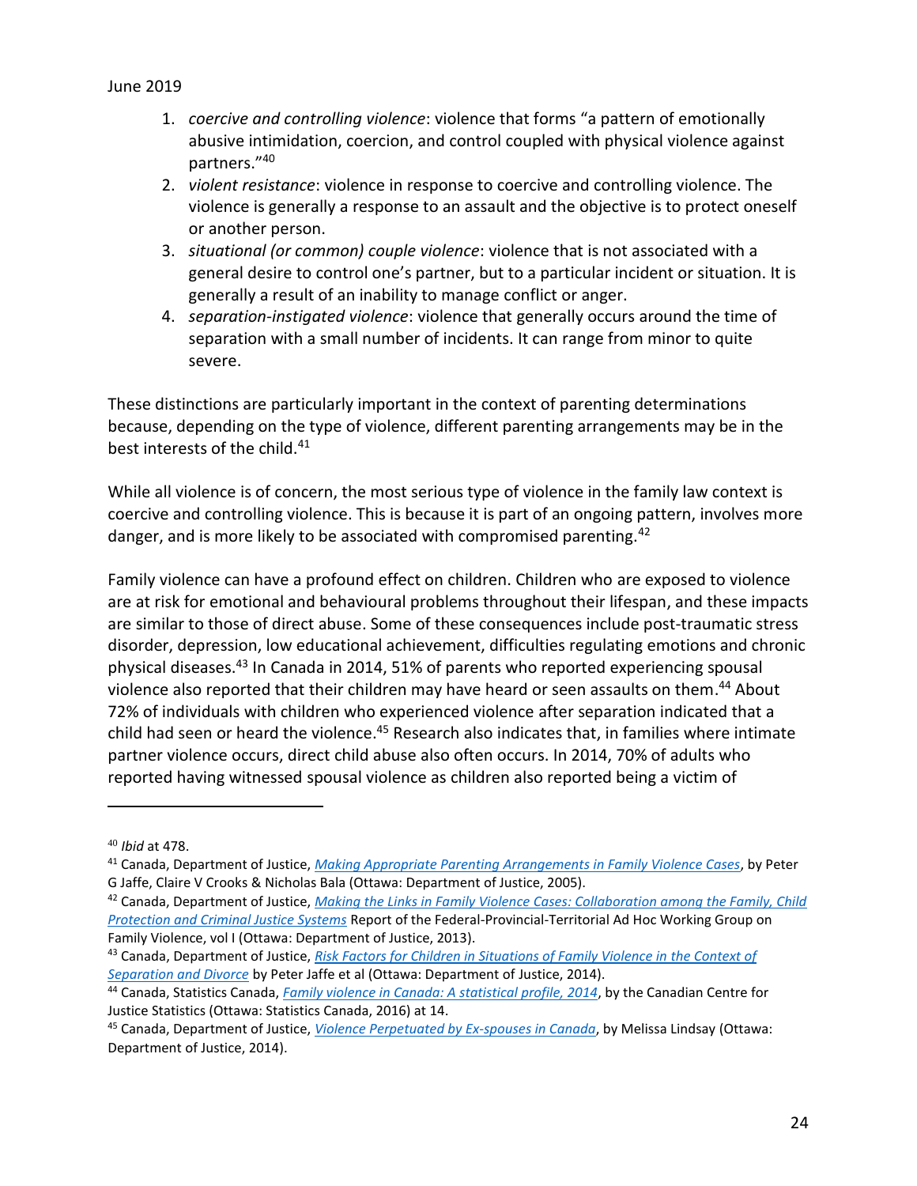1. *coercive and controlling violence*: violence that forms "a pattern of emotionally abusive intimidation, coercion, and control coupled with physical violence against partners."[40]
2. *violent resistance*: violence in response to coercive and controlling violence. The violence is generally a response to an assault and the objective is to protect oneself or another person.
3. *situational (or common) couple violence*: violence that is not associated with a general desire to control one's partner, but to a particular incident or situation. It is generally a result of an inability to manage conflict or anger.
4. *separation-instigated violence*: violence that generally occurs around the time of separation with a small number of incidents. It can range from minor to quite severe.

These distinctions are particularly important in the context of parenting determinations because, depending on the type of violence, different parenting arrangements may be in the best interests of the child.[41]

While all violence is of concern, the most serious type of violence in the family law context is coercive and controlling violence. This is because it is part of an ongoing pattern, involves more danger, and is more likely to be associated with compromised parenting.[42]

Family violence can have a profound effect on children. Children who are exposed to violence are at risk for emotional and behavioural problems throughout their lifespan, and these impacts are similar to those of direct abuse. Some of these consequences include post-traumatic stress disorder, depression, low educational achievement, difficulties regulating emotions and chronic physical diseases.[43] In Canada in 2014, 51% of parents who reported experiencing spousal violence also reported that their children may have heard or seen assaults on them.[44] About 72% of individuals with children who experienced violence after separation indicated that a child had seen or heard the violence.[45] Research also indicates that, in families where intimate partner violence occurs, direct child abuse also often occurs. In 2014, 70% of adults who reported having witnessed spousal violence as children also reported being a victim of

---

[40] *Ibid* at 478.

[41] Canada, Department of Justice, *Making Appropriate Parenting Arrangements in Family Violence Cases*, by Peter G Jaffe, Claire V Crooks & Nicholas Bala (Ottawa: Department of Justice, 2005).

[42] Canada, Department of Justice, *Making the Links in Family Violence Cases: Collaboration among the Family, Child Protection and Criminal Justice Systems* Report of the Federal-Provincial-Territorial Ad Hoc Working Group on Family Violence, vol I (Ottawa: Department of Justice, 2013).

[43] Canada, Department of Justice, *Risk Factors for Children in Situations of Family Violence in the Context of Separation and Divorce* by Peter Jaffe et al (Ottawa: Department of Justice, 2014).

[44] Canada, Statistics Canada, *Family violence in Canada: A statistical profile, 2014*, by the Canadian Centre for Justice Statistics (Ottawa: Statistics Canada, 2016) at 14.

[45] Canada, Department of Justice, *Violence Perpetuated by Ex-spouses in Canada*, by Melissa Lindsay (Ottawa: Department of Justice, 2014).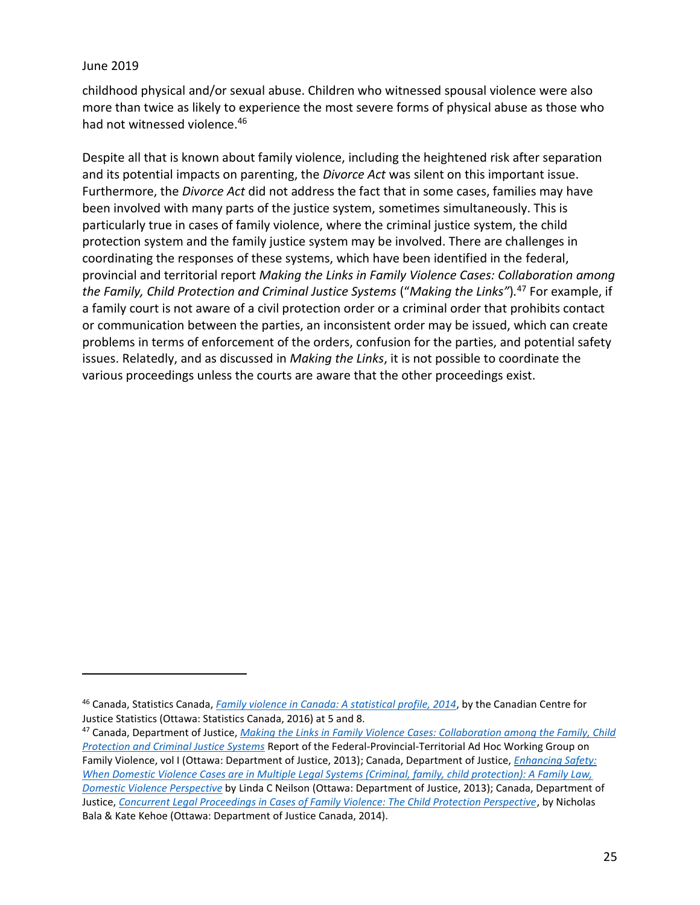childhood physical and/or sexual abuse. Children who witnessed spousal violence were also more than twice as likely to experience the most severe forms of physical abuse as those who had not witnessed violence.[46]

Despite all that is known about family violence, including the heightened risk after separation and its potential impacts on parenting, the *Divorce Act* was silent on this important issue. Furthermore, the *Divorce Act* did not address the fact that in some cases, families may have been involved with many parts of the justice system, sometimes simultaneously. This is particularly true in cases of family violence, where the criminal justice system, the child protection system and the family justice system may be involved. There are challenges in coordinating the responses of these systems, which have been identified in the federal, provincial and territorial report *Making the Links in Family Violence Cases: Collaboration among the Family, Child Protection and Criminal Justice Systems* ("*Making the Links*").[47] For example, if a family court is not aware of a civil protection order or a criminal order that prohibits contact or communication between the parties, an inconsistent order may be issued, which can create problems in terms of enforcement of the orders, confusion for the parties, and potential safety issues. Relatedly, and as discussed in *Making the Links*, it is not possible to coordinate the various proceedings unless the courts are aware that the other proceedings exist.

---

[46] Canada, Statistics Canada, *Family violence in Canada: A statistical profile, 2014*, by the Canadian Centre for Justice Statistics (Ottawa: Statistics Canada, 2016) at 5 and 8.

[47] Canada, Department of Justice, *Making the Links in Family Violence Cases: Collaboration among the Family, Child Protection and Criminal Justice Systems* Report of the Federal-Provincial-Territorial Ad Hoc Working Group on Family Violence, vol I (Ottawa: Department of Justice, 2013); Canada, Department of Justice, *Enhancing Safety: When Domestic Violence Cases are in Multiple Legal Systems (Criminal, family, child protection): A Family Law, Domestic Violence Perspective* by Linda C Neilson (Ottawa: Department of Justice, 2013); Canada, Department of Justice, *Concurrent Legal Proceedings in Cases of Family Violence: The Child Protection Perspective*, by Nicholas Bala & Kate Kehoe (Ottawa: Department of Justice Canada, 2014).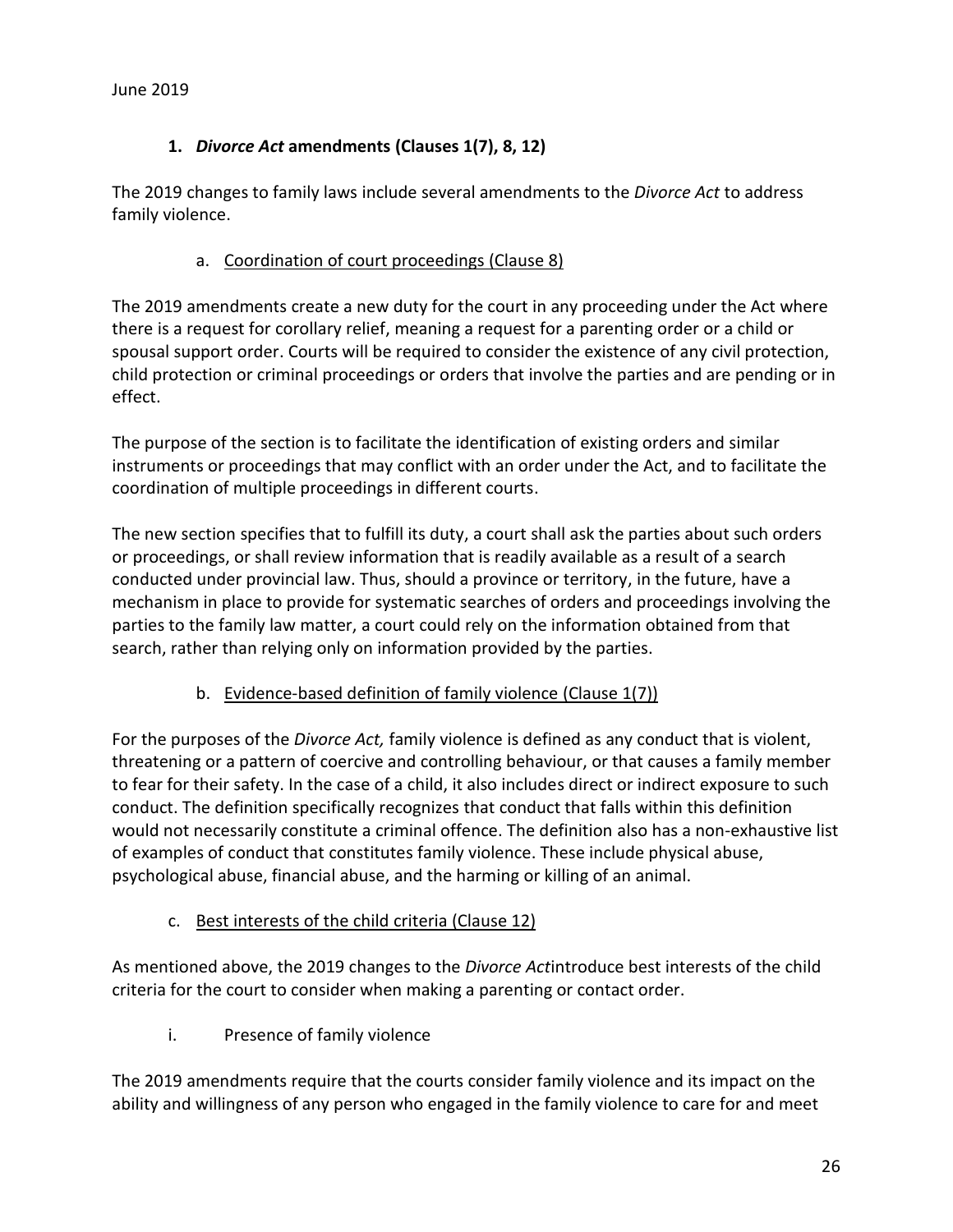June 2019

## 1. *Divorce Act* amendments (Clauses 1(7), 8, 12)

The 2019 changes to family laws include several amendments to the *Divorce Act* to address family violence.

### a. Coordination of court proceedings (Clause 8)

The 2019 amendments create a new duty for the court in any proceeding under the Act where there is a request for corollary relief, meaning a request for a parenting order or a child or spousal support order. Courts will be required to consider the existence of any civil protection, child protection or criminal proceedings or orders that involve the parties and are pending or in effect.

The purpose of the section is to facilitate the identification of existing orders and similar instruments or proceedings that may conflict with an order under the Act, and to facilitate the coordination of multiple proceedings in different courts.

The new section specifies that to fulfill its duty, a court shall ask the parties about such orders or proceedings, or shall review information that is readily available as a result of a search conducted under provincial law. Thus, should a province or territory, in the future, have a mechanism in place to provide for systematic searches of orders and proceedings involving the parties to the family law matter, a court could rely on the information obtained from that search, rather than relying only on information provided by the parties.

### b. Evidence-based definition of family violence (Clause 1(7))

For the purposes of the *Divorce Act,* family violence is defined as any conduct that is violent, threatening or a pattern of coercive and controlling behaviour, or that causes a family member to fear for their safety. In the case of a child, it also includes direct or indirect exposure to such conduct. The definition specifically recognizes that conduct that falls within this definition would not necessarily constitute a criminal offence. The definition also has a non-exhaustive list of examples of conduct that constitutes family violence. These include physical abuse, psychological abuse, financial abuse, and the harming or killing of an animal.

### c. Best interests of the child criteria (Clause 12)

As mentioned above, the 2019 changes to the *Divorce Act*introduce best interests of the child criteria for the court to consider when making a parenting or contact order.

#### i. Presence of family violence

The 2019 amendments require that the courts consider family violence and its impact on the ability and willingness of any person who engaged in the family violence to care for and meet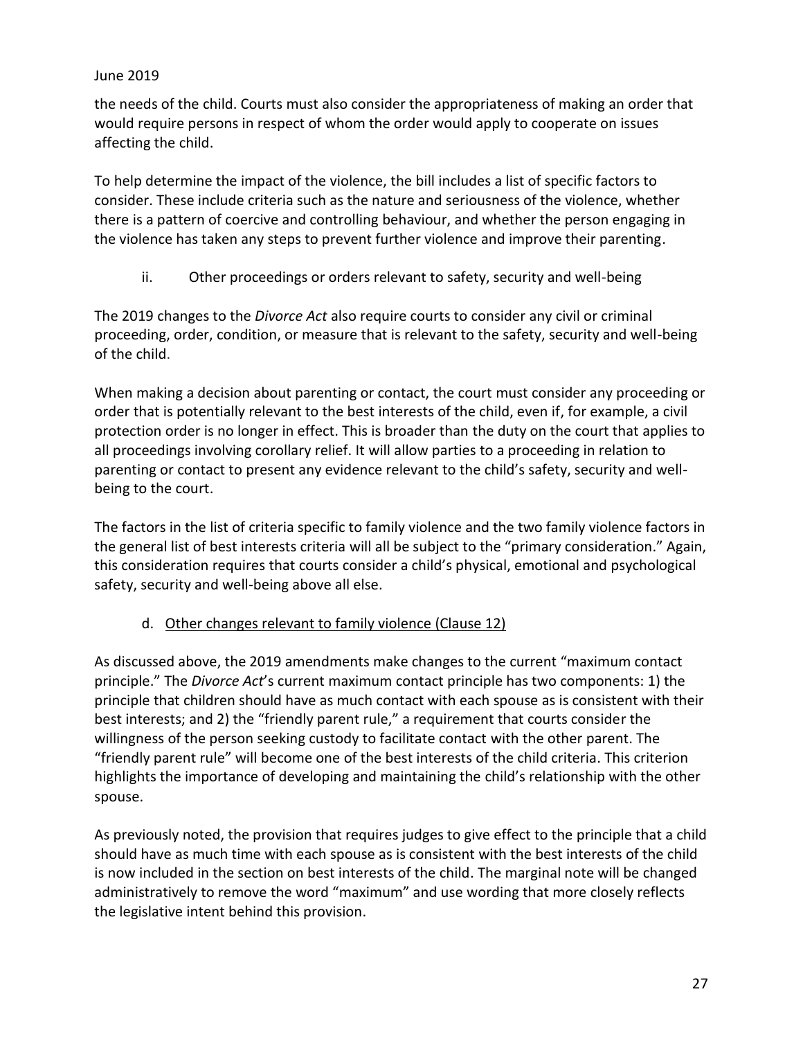the needs of the child. Courts must also consider the appropriateness of making an order that would require persons in respect of whom the order would apply to cooperate on issues affecting the child.

To help determine the impact of the violence, the bill includes a list of specific factors to consider. These include criteria such as the nature and seriousness of the violence, whether there is a pattern of coercive and controlling behaviour, and whether the person engaging in the violence has taken any steps to prevent further violence and improve their parenting.

ii. Other proceedings or orders relevant to safety, security and well-being

The 2019 changes to the *Divorce Act* also require courts to consider any civil or criminal proceeding, order, condition, or measure that is relevant to the safety, security and well-being of the child.

When making a decision about parenting or contact, the court must consider any proceeding or order that is potentially relevant to the best interests of the child, even if, for example, a civil protection order is no longer in effect. This is broader than the duty on the court that applies to all proceedings involving corollary relief. It will allow parties to a proceeding in relation to parenting or contact to present any evidence relevant to the child's safety, security and well-being to the court.

The factors in the list of criteria specific to family violence and the two family violence factors in the general list of best interests criteria will all be subject to the "primary consideration." Again, this consideration requires that courts consider a child's physical, emotional and psychological safety, security and well-being above all else.

d. Other changes relevant to family violence (Clause 12)

As discussed above, the 2019 amendments make changes to the current "maximum contact principle." The *Divorce Act*'s current maximum contact principle has two components: 1) the principle that children should have as much contact with each spouse as is consistent with their best interests; and 2) the "friendly parent rule," a requirement that courts consider the willingness of the person seeking custody to facilitate contact with the other parent. The "friendly parent rule" will become one of the best interests of the child criteria. This criterion highlights the importance of developing and maintaining the child's relationship with the other spouse.

As previously noted, the provision that requires judges to give effect to the principle that a child should have as much time with each spouse as is consistent with the best interests of the child is now included in the section on best interests of the child. The marginal note will be changed administratively to remove the word "maximum" and use wording that more closely reflects the legislative intent behind this provision.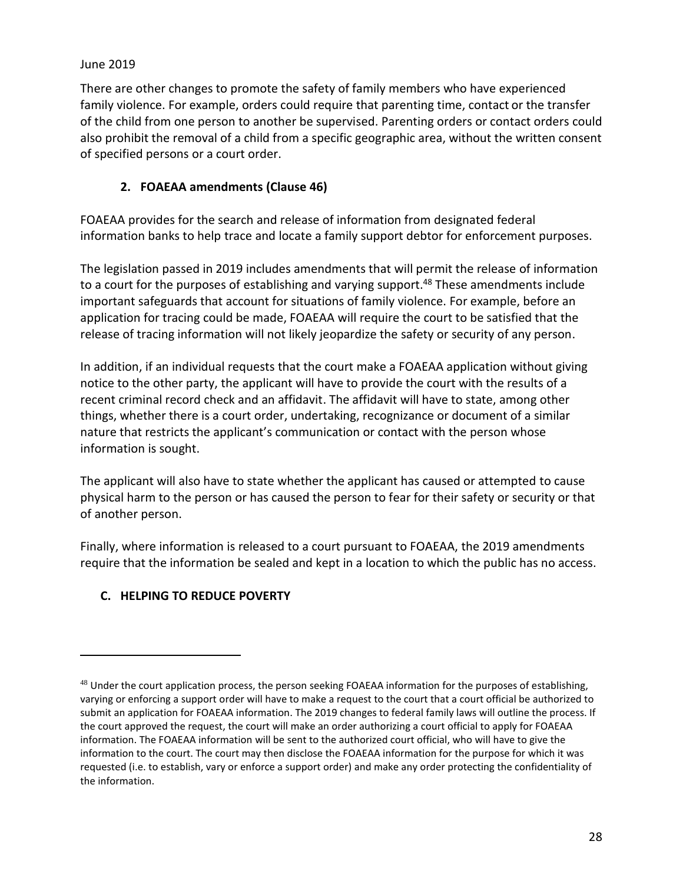There are other changes to promote the safety of family members who have experienced family violence. For example, orders could require that parenting time, contact or the transfer of the child from one person to another be supervised. Parenting orders or contact orders could also prohibit the removal of a child from a specific geographic area, without the written consent of specified persons or a court order.

### 2. FOAEAA amendments (Clause 46)

FOAEAA provides for the search and release of information from designated federal information banks to help trace and locate a family support debtor for enforcement purposes.

The legislation passed in 2019 includes amendments that will permit the release of information to a court for the purposes of establishing and varying support.[48] These amendments include important safeguards that account for situations of family violence. For example, before an application for tracing could be made, FOAEAA will require the court to be satisfied that the release of tracing information will not likely jeopardize the safety or security of any person.

In addition, if an individual requests that the court make a FOAEAA application without giving notice to the other party, the applicant will have to provide the court with the results of a recent criminal record check and an affidavit. The affidavit will have to state, among other things, whether there is a court order, undertaking, recognizance or document of a similar nature that restricts the applicant's communication or contact with the person whose information is sought.

The applicant will also have to state whether the applicant has caused or attempted to cause physical harm to the person or has caused the person to fear for their safety or security or that of another person.

Finally, where information is released to a court pursuant to FOAEAA, the 2019 amendments require that the information be sealed and kept in a location to which the public has no access.

## C. HELPING TO REDUCE POVERTY

---

[48] Under the court application process, the person seeking FOAEAA information for the purposes of establishing, varying or enforcing a support order will have to make a request to the court that a court official be authorized to submit an application for FOAEAA information. The 2019 changes to federal family laws will outline the process. If the court approved the request, the court will make an order authorizing a court official to apply for FOAEAA information. The FOAEAA information will be sent to the authorized court official, who will have to give the information to the court. The court may then disclose the FOAEAA information for the purpose for which it was requested (i.e. to establish, vary or enforce a support order) and make any order protecting the confidentiality of the information.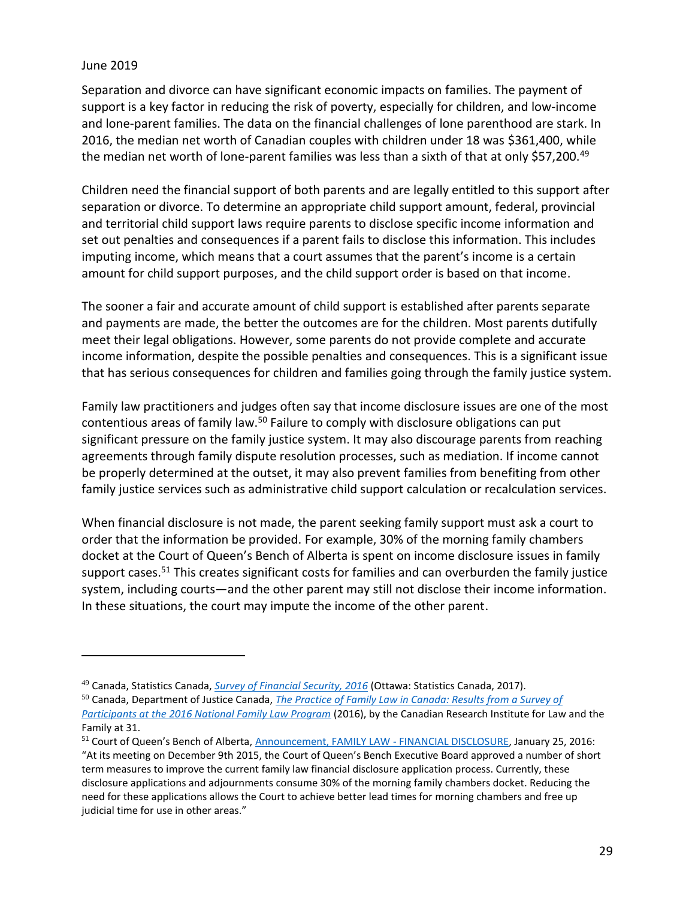June 2019

Separation and divorce can have significant economic impacts on families. The payment of support is a key factor in reducing the risk of poverty, especially for children, and low-income and lone-parent families. The data on the financial challenges of lone parenthood are stark. In 2016, the median net worth of Canadian couples with children under 18 was $361,400, while the median net worth of lone-parent families was less than a sixth of that at only $57,200.[49]

Children need the financial support of both parents and are legally entitled to this support after separation or divorce. To determine an appropriate child support amount, federal, provincial and territorial child support laws require parents to disclose specific income information and set out penalties and consequences if a parent fails to disclose this information. This includes imputing income, which means that a court assumes that the parent's income is a certain amount for child support purposes, and the child support order is based on that income.

The sooner a fair and accurate amount of child support is established after parents separate and payments are made, the better the outcomes are for the children. Most parents dutifully meet their legal obligations. However, some parents do not provide complete and accurate income information, despite the possible penalties and consequences. This is a significant issue that has serious consequences for children and families going through the family justice system.

Family law practitioners and judges often say that income disclosure issues are one of the most contentious areas of family law.[50] Failure to comply with disclosure obligations can put significant pressure on the family justice system. It may also discourage parents from reaching agreements through family dispute resolution processes, such as mediation. If income cannot be properly determined at the outset, it may also prevent families from benefiting from other family justice services such as administrative child support calculation or recalculation services.

When financial disclosure is not made, the parent seeking family support must ask a court to order that the information be provided. For example, 30% of the morning family chambers docket at the Court of Queen's Bench of Alberta is spent on income disclosure issues in family support cases.[51] This creates significant costs for families and can overburden the family justice system, including courts—and the other parent may still not disclose their income information. In these situations, the court may impute the income of the other parent.

---

[49] Canada, Statistics Canada, *Survey of Financial Security, 2016* (Ottawa: Statistics Canada, 2017).

[50] Canada, Department of Justice Canada, *The Practice of Family Law in Canada: Results from a Survey of Participants at the 2016 National Family Law Program* (2016), by the Canadian Research Institute for Law and the Family at 31.

[51] Court of Queen's Bench of Alberta, Announcement, FAMILY LAW - FINANCIAL DISCLOSURE, January 25, 2016: "At its meeting on December 9th 2015, the Court of Queen's Bench Executive Board approved a number of short term measures to improve the current family law financial disclosure application process. Currently, these disclosure applications and adjournments consume 30% of the morning family chambers docket. Reducing the need for these applications allows the Court to achieve better lead times for morning chambers and free up judicial time for use in other areas."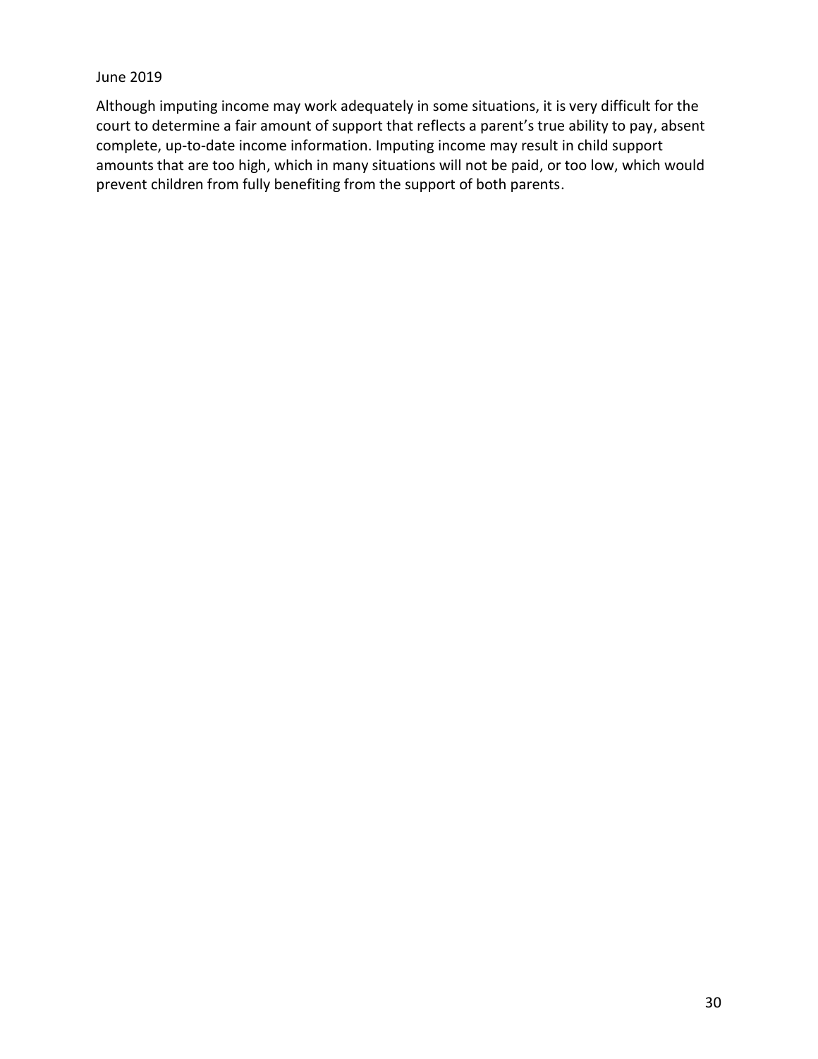Although imputing income may work adequately in some situations, it is very difficult for the court to determine a fair amount of support that reflects a parent's true ability to pay, absent complete, up-to-date income information. Imputing income may result in child support amounts that are too high, which in many situations will not be paid, or too low, which would prevent children from fully benefiting from the support of both parents.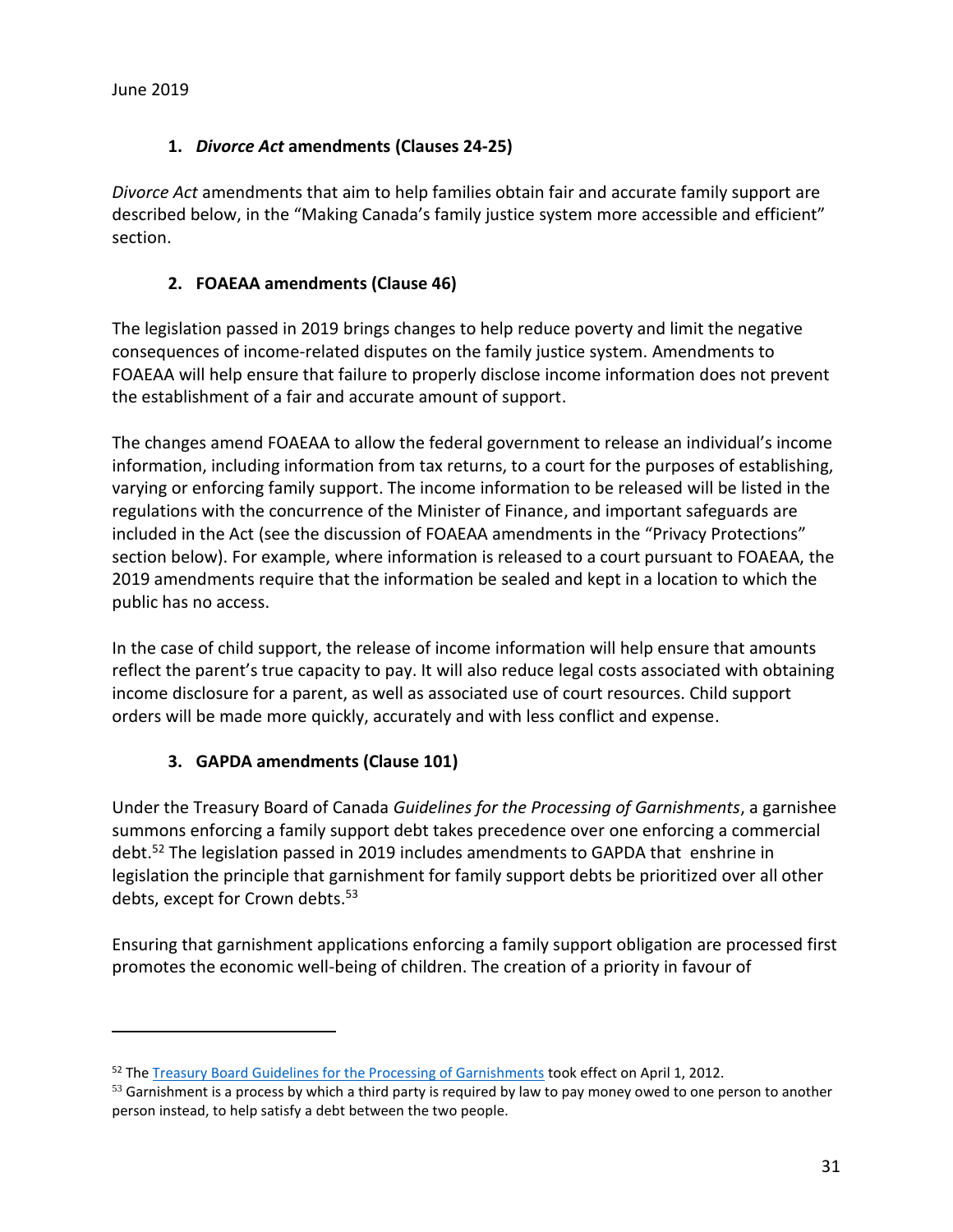June 2019

### 1. *Divorce Act* amendments (Clauses 24-25)

*Divorce Act* amendments that aim to help families obtain fair and accurate family support are described below, in the "Making Canada's family justice system more accessible and efficient" section.

### 2. FOAEAA amendments (Clause 46)

The legislation passed in 2019 brings changes to help reduce poverty and limit the negative consequences of income-related disputes on the family justice system. Amendments to FOAEAA will help ensure that failure to properly disclose income information does not prevent the establishment of a fair and accurate amount of support.

The changes amend FOAEAA to allow the federal government to release an individual's income information, including information from tax returns, to a court for the purposes of establishing, varying or enforcing family support. The income information to be released will be listed in the regulations with the concurrence of the Minister of Finance, and important safeguards are included in the Act (see the discussion of FOAEAA amendments in the "Privacy Protections" section below). For example, where information is released to a court pursuant to FOAEAA, the 2019 amendments require that the information be sealed and kept in a location to which the public has no access.

In the case of child support, the release of income information will help ensure that amounts reflect the parent's true capacity to pay. It will also reduce legal costs associated with obtaining income disclosure for a parent, as well as associated use of court resources. Child support orders will be made more quickly, accurately and with less conflict and expense.

### 3. GAPDA amendments (Clause 101)

Under the Treasury Board of Canada *Guidelines for the Processing of Garnishments*, a garnishee summons enforcing a family support debt takes precedence over one enforcing a commercial debt.[52] The legislation passed in 2019 includes amendments to GAPDA that enshrine in legislation the principle that garnishment for family support debts be prioritized over all other debts, except for Crown debts.[53]

Ensuring that garnishment applications enforcing a family support obligation are processed first promotes the economic well-being of children. The creation of a priority in favour of

---

[52] The [Treasury Board Guidelines for the Processing of Garnishments] took effect on April 1, 2012.

[53] Garnishment is a process by which a third party is required by law to pay money owed to one person to another person instead, to help satisfy a debt between the two people.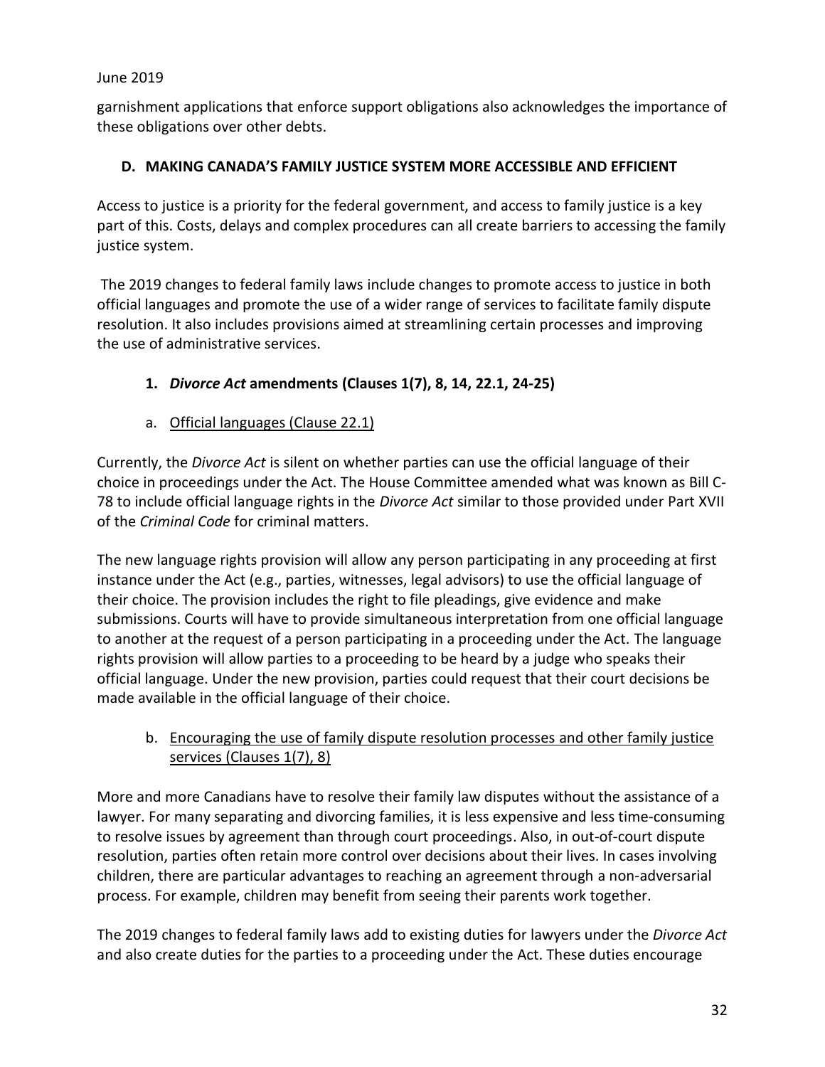garnishment applications that enforce support obligations also acknowledges the importance of these obligations over other debts.

## D. MAKING CANADA'S FAMILY JUSTICE SYSTEM MORE ACCESSIBLE AND EFFICIENT

Access to justice is a priority for the federal government, and access to family justice is a key part of this. Costs, delays and complex procedures can all create barriers to accessing the family justice system.

The 2019 changes to federal family laws include changes to promote access to justice in both official languages and promote the use of a wider range of services to facilitate family dispute resolution. It also includes provisions aimed at streamlining certain processes and improving the use of administrative services.

### 1. *Divorce Act* amendments (Clauses 1(7), 8, 14, 22.1, 24-25)

#### a. Official languages (Clause 22.1)

Currently, the *Divorce Act* is silent on whether parties can use the official language of their choice in proceedings under the Act. The House Committee amended what was known as Bill C-78 to include official language rights in the *Divorce Act* similar to those provided under Part XVII of the *Criminal Code* for criminal matters.

The new language rights provision will allow any person participating in any proceeding at first instance under the Act (e.g., parties, witnesses, legal advisors) to use the official language of their choice. The provision includes the right to file pleadings, give evidence and make submissions. Courts will have to provide simultaneous interpretation from one official language to another at the request of a person participating in a proceeding under the Act. The language rights provision will allow parties to a proceeding to be heard by a judge who speaks their official language. Under the new provision, parties could request that their court decisions be made available in the official language of their choice.

#### b. Encouraging the use of family dispute resolution processes and other family justice services (Clauses 1(7), 8)

More and more Canadians have to resolve their family law disputes without the assistance of a lawyer. For many separating and divorcing families, it is less expensive and less time-consuming to resolve issues by agreement than through court proceedings. Also, in out-of-court dispute resolution, parties often retain more control over decisions about their lives. In cases involving children, there are particular advantages to reaching an agreement through a non-adversarial process. For example, children may benefit from seeing their parents work together.

The 2019 changes to federal family laws add to existing duties for lawyers under the *Divorce Act* and also create duties for the parties to a proceeding under the Act. These duties encourage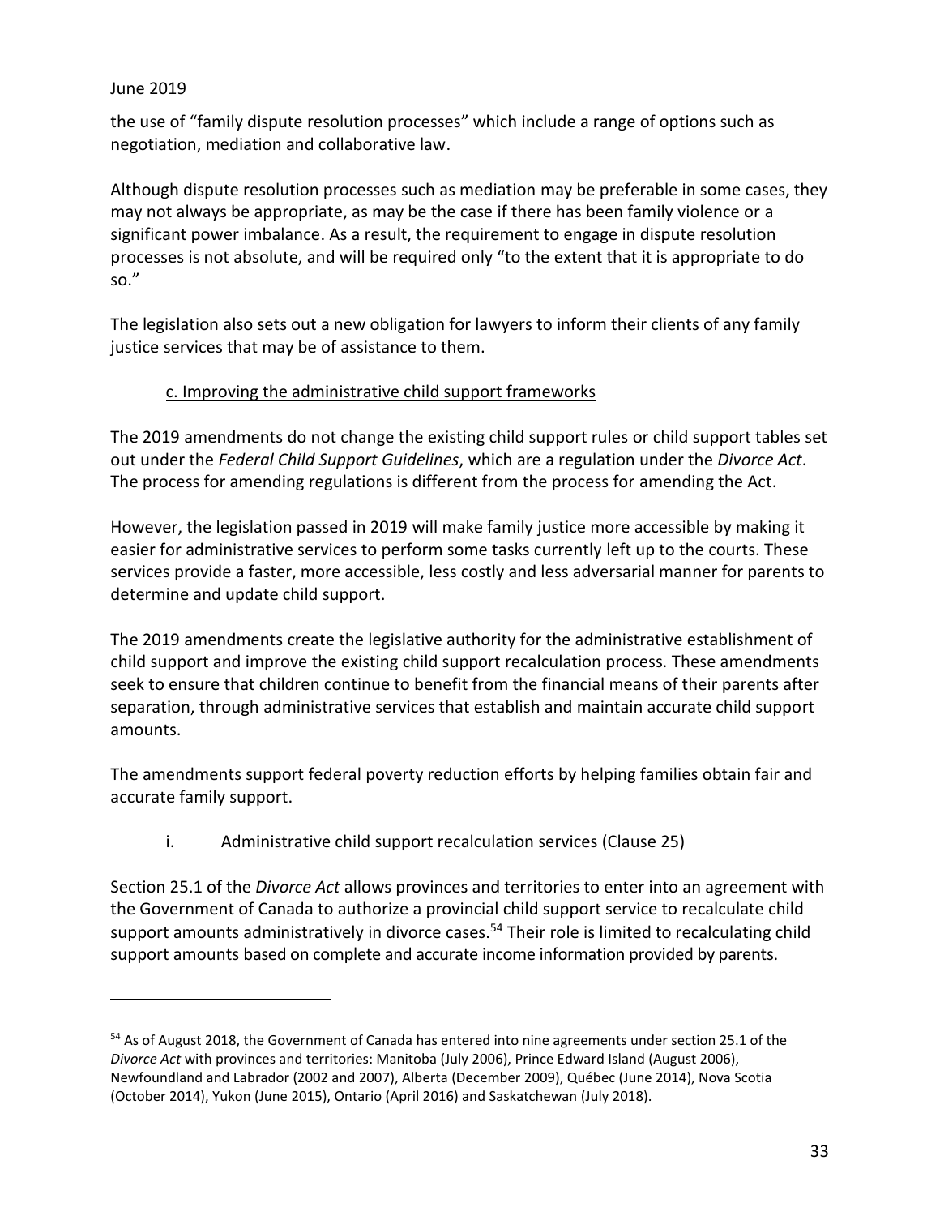the use of "family dispute resolution processes" which include a range of options such as negotiation, mediation and collaborative law.

Although dispute resolution processes such as mediation may be preferable in some cases, they may not always be appropriate, as may be the case if there has been family violence or a significant power imbalance. As a result, the requirement to engage in dispute resolution processes is not absolute, and will be required only "to the extent that it is appropriate to do so."

The legislation also sets out a new obligation for lawyers to inform their clients of any family justice services that may be of assistance to them.

### c. Improving the administrative child support frameworks

The 2019 amendments do not change the existing child support rules or child support tables set out under the *Federal Child Support Guidelines*, which are a regulation under the *Divorce Act*. The process for amending regulations is different from the process for amending the Act.

However, the legislation passed in 2019 will make family justice more accessible by making it easier for administrative services to perform some tasks currently left up to the courts. These services provide a faster, more accessible, less costly and less adversarial manner for parents to determine and update child support.

The 2019 amendments create the legislative authority for the administrative establishment of child support and improve the existing child support recalculation process. These amendments seek to ensure that children continue to benefit from the financial means of their parents after separation, through administrative services that establish and maintain accurate child support amounts.

The amendments support federal poverty reduction efforts by helping families obtain fair and accurate family support.

#### i. Administrative child support recalculation services (Clause 25)

Section 25.1 of the *Divorce Act* allows provinces and territories to enter into an agreement with the Government of Canada to authorize a provincial child support service to recalculate child support amounts administratively in divorce cases.[54] Their role is limited to recalculating child support amounts based on complete and accurate income information provided by parents.

---

[54] As of August 2018, the Government of Canada has entered into nine agreements under section 25.1 of the *Divorce Act* with provinces and territories: Manitoba (July 2006), Prince Edward Island (August 2006), Newfoundland and Labrador (2002 and 2007), Alberta (December 2009), Québec (June 2014), Nova Scotia (October 2014), Yukon (June 2015), Ontario (April 2016) and Saskatchewan (July 2018).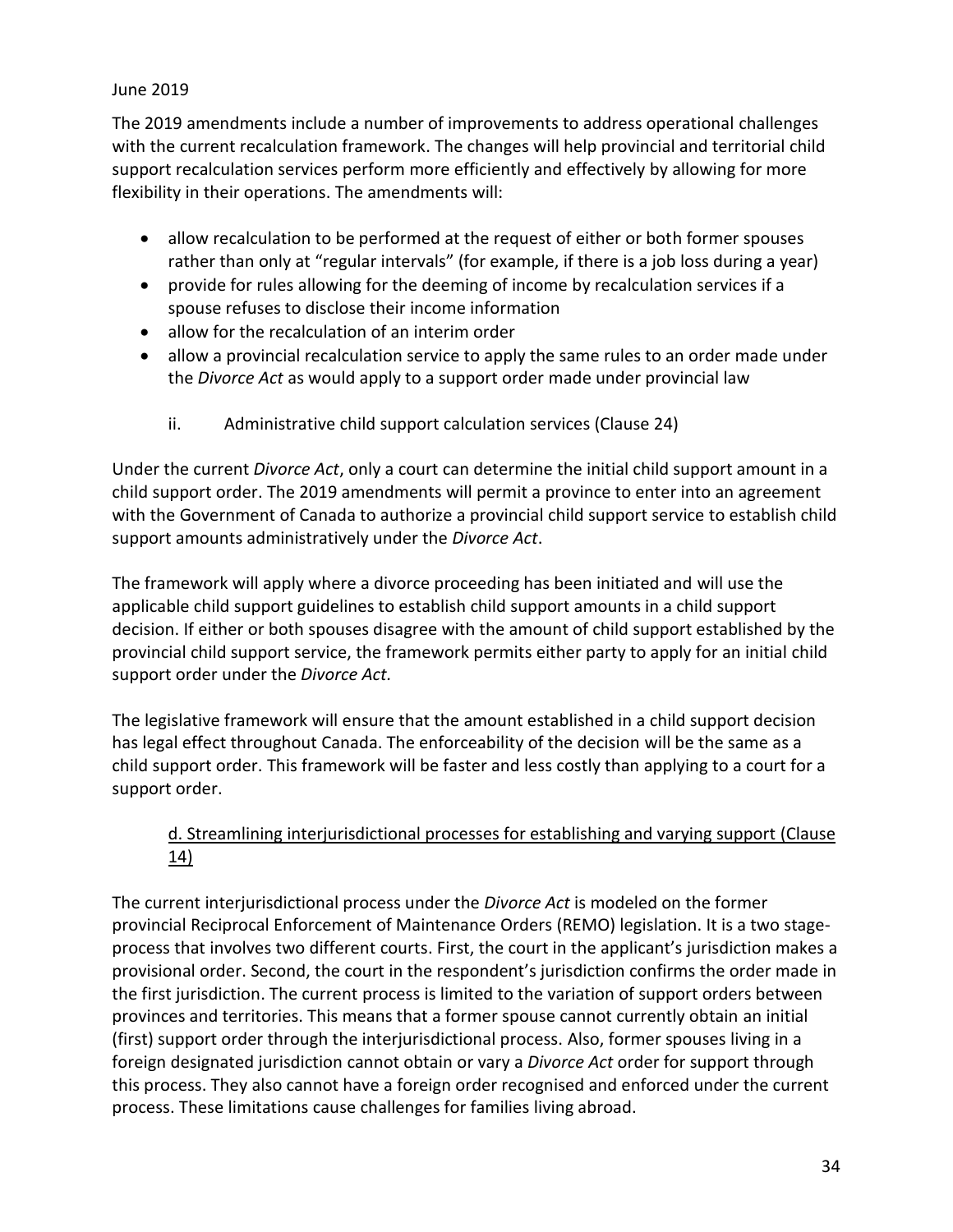June 2019

The 2019 amendments include a number of improvements to address operational challenges with the current recalculation framework. The changes will help provincial and territorial child support recalculation services perform more efficiently and effectively by allowing for more flexibility in their operations. The amendments will:

- allow recalculation to be performed at the request of either or both former spouses rather than only at "regular intervals" (for example, if there is a job loss during a year)
- provide for rules allowing for the deeming of income by recalculation services if a spouse refuses to disclose their income information
- allow for the recalculation of an interim order
- allow a provincial recalculation service to apply the same rules to an order made under the *Divorce Act* as would apply to a support order made under provincial law

ii. Administrative child support calculation services (Clause 24)

Under the current *Divorce Act*, only a court can determine the initial child support amount in a child support order. The 2019 amendments will permit a province to enter into an agreement with the Government of Canada to authorize a provincial child support service to establish child support amounts administratively under the *Divorce Act*.

The framework will apply where a divorce proceeding has been initiated and will use the applicable child support guidelines to establish child support amounts in a child support decision. If either or both spouses disagree with the amount of child support established by the provincial child support service, the framework permits either party to apply for an initial child support order under the *Divorce Act.*

The legislative framework will ensure that the amount established in a child support decision has legal effect throughout Canada. The enforceability of the decision will be the same as a child support order. This framework will be faster and less costly than applying to a court for a support order.

d. Streamlining interjurisdictional processes for establishing and varying support (Clause 14)

The current interjurisdictional process under the *Divorce Act* is modeled on the former provincial Reciprocal Enforcement of Maintenance Orders (REMO) legislation. It is a two stage-process that involves two different courts. First, the court in the applicant's jurisdiction makes a provisional order. Second, the court in the respondent's jurisdiction confirms the order made in the first jurisdiction. The current process is limited to the variation of support orders between provinces and territories. This means that a former spouse cannot currently obtain an initial (first) support order through the interjurisdictional process. Also, former spouses living in a foreign designated jurisdiction cannot obtain or vary a *Divorce Act* order for support through this process. They also cannot have a foreign order recognised and enforced under the current process. These limitations cause challenges for families living abroad.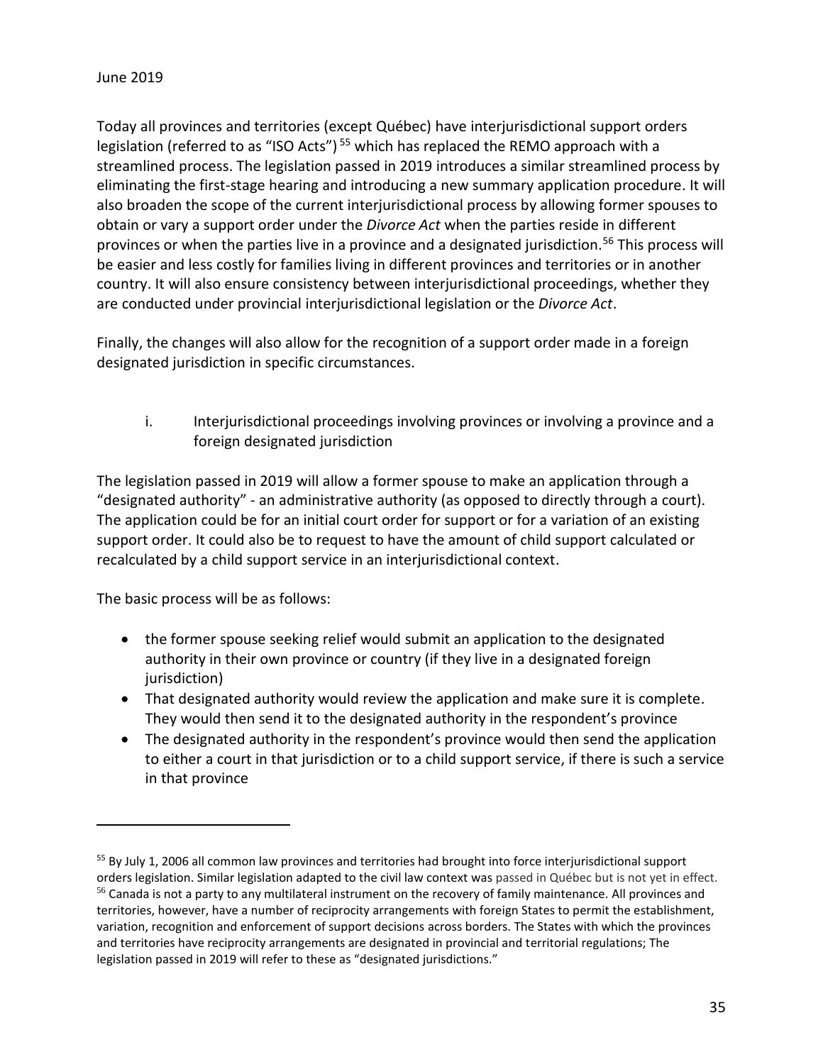Today all provinces and territories (except Québec) have interjurisdictional support orders legislation (referred to as "ISO Acts")[55] which has replaced the REMO approach with a streamlined process. The legislation passed in 2019 introduces a similar streamlined process by eliminating the first-stage hearing and introducing a new summary application procedure. It will also broaden the scope of the current interjurisdictional process by allowing former spouses to obtain or vary a support order under the *Divorce Act* when the parties reside in different provinces or when the parties live in a province and a designated jurisdiction.[56] This process will be easier and less costly for families living in different provinces and territories or in another country. It will also ensure consistency between interjurisdictional proceedings, whether they are conducted under provincial interjurisdictional legislation or the *Divorce Act*.

Finally, the changes will also allow for the recognition of a support order made in a foreign designated jurisdiction in specific circumstances.

i. Interjurisdictional proceedings involving provinces or involving a province and a foreign designated jurisdiction

The legislation passed in 2019 will allow a former spouse to make an application through a "designated authority" - an administrative authority (as opposed to directly through a court). The application could be for an initial court order for support or for a variation of an existing support order. It could also be to request to have the amount of child support calculated or recalculated by a child support service in an interjurisdictional context.

The basic process will be as follows:

- the former spouse seeking relief would submit an application to the designated authority in their own province or country (if they live in a designated foreign jurisdiction)
- That designated authority would review the application and make sure it is complete. They would then send it to the designated authority in the respondent's province
- The designated authority in the respondent's province would then send the application to either a court in that jurisdiction or to a child support service, if there is such a service in that province

---

[55] By July 1, 2006 all common law provinces and territories had brought into force interjurisdictional support orders legislation. Similar legislation adapted to the civil law context was passed in Québec but is not yet in effect.

[56] Canada is not a party to any multilateral instrument on the recovery of family maintenance. All provinces and territories, however, have a number of reciprocity arrangements with foreign States to permit the establishment, variation, recognition and enforcement of support decisions across borders. The States with which the provinces and territories have reciprocity arrangements are designated in provincial and territorial regulations; The legislation passed in 2019 will refer to these as "designated jurisdictions."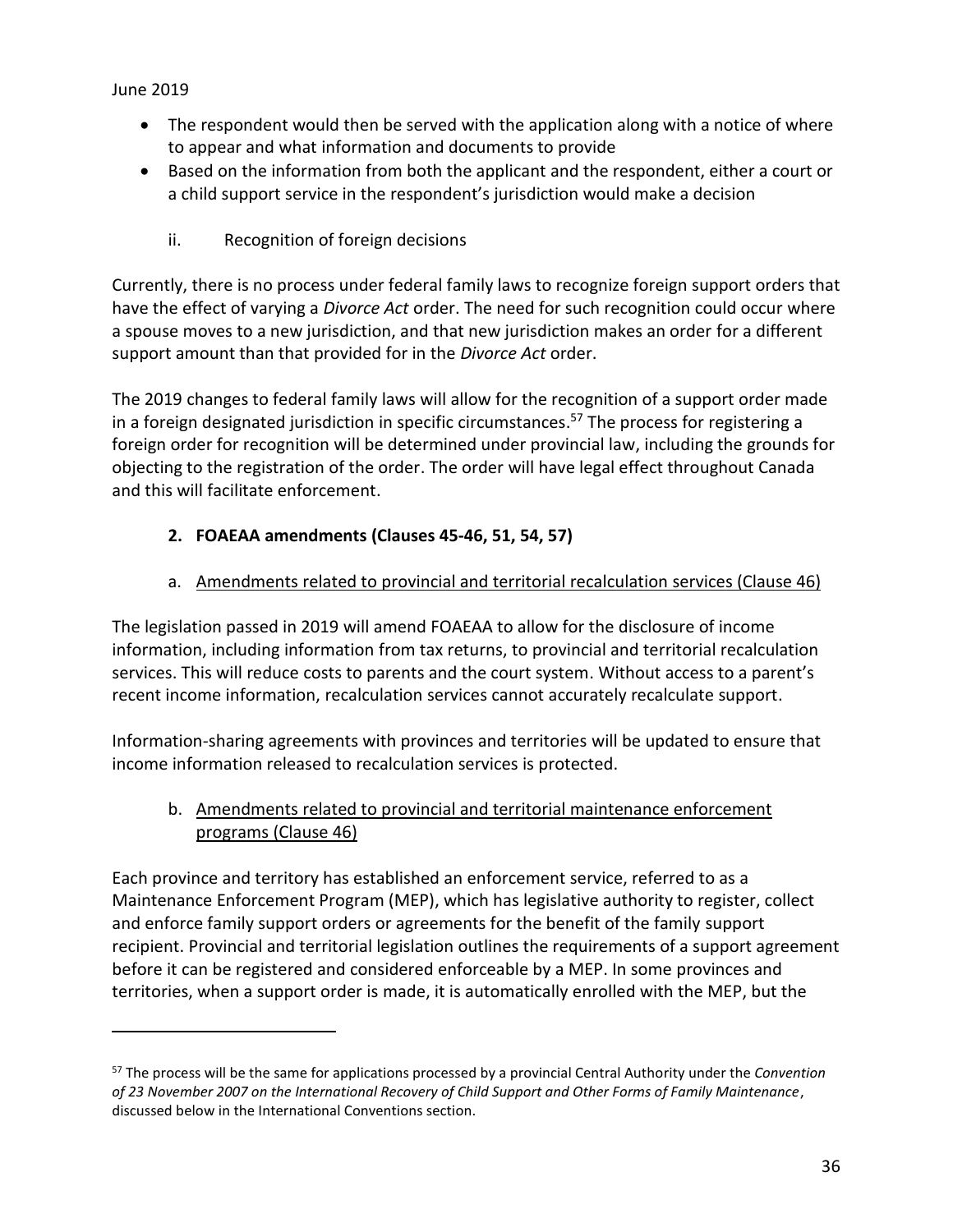- The respondent would then be served with the application along with a notice of where to appear and what information and documents to provide
- Based on the information from both the applicant and the respondent, either a court or a child support service in the respondent's jurisdiction would make a decision

ii. Recognition of foreign decisions

Currently, there is no process under federal family laws to recognize foreign support orders that have the effect of varying a *Divorce Act* order. The need for such recognition could occur where a spouse moves to a new jurisdiction, and that new jurisdiction makes an order for a different support amount than that provided for in the *Divorce Act* order.

The 2019 changes to federal family laws will allow for the recognition of a support order made in a foreign designated jurisdiction in specific circumstances.[57] The process for registering a foreign order for recognition will be determined under provincial law, including the grounds for objecting to the registration of the order. The order will have legal effect throughout Canada and this will facilitate enforcement.

### 2. FOAEAA amendments (Clauses 45-46, 51, 54, 57)

a. <u>Amendments related to provincial and territorial recalculation services (Clause 46)</u>

The legislation passed in 2019 will amend FOAEAA to allow for the disclosure of income information, including information from tax returns, to provincial and territorial recalculation services. This will reduce costs to parents and the court system. Without access to a parent's recent income information, recalculation services cannot accurately recalculate support.

Information-sharing agreements with provinces and territories will be updated to ensure that income information released to recalculation services is protected.

b. <u>Amendments related to provincial and territorial maintenance enforcement programs (Clause 46)</u>

Each province and territory has established an enforcement service, referred to as a Maintenance Enforcement Program (MEP), which has legislative authority to register, collect and enforce family support orders or agreements for the benefit of the family support recipient. Provincial and territorial legislation outlines the requirements of a support agreement before it can be registered and considered enforceable by a MEP. In some provinces and territories, when a support order is made, it is automatically enrolled with the MEP, but the

[57] The process will be the same for applications processed by a provincial Central Authority under the *Convention of 23 November 2007 on the International Recovery of Child Support and Other Forms of Family Maintenance*, discussed below in the International Conventions section.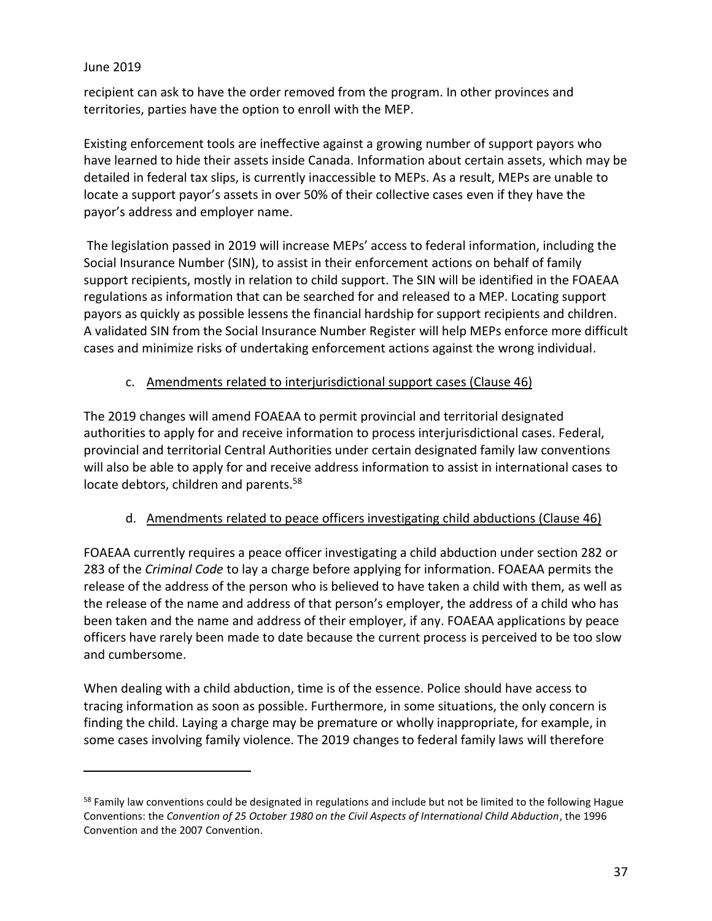recipient can ask to have the order removed from the program. In other provinces and territories, parties have the option to enroll with the MEP.

Existing enforcement tools are ineffective against a growing number of support payors who have learned to hide their assets inside Canada. Information about certain assets, which may be detailed in federal tax slips, is currently inaccessible to MEPs. As a result, MEPs are unable to locate a support payor's assets in over 50% of their collective cases even if they have the payor's address and employer name.

The legislation passed in 2019 will increase MEPs' access to federal information, including the Social Insurance Number (SIN), to assist in their enforcement actions on behalf of family support recipients, mostly in relation to child support. The SIN will be identified in the FOAEAA regulations as information that can be searched for and released to a MEP. Locating support payors as quickly as possible lessens the financial hardship for support recipients and children. A validated SIN from the Social Insurance Number Register will help MEPs enforce more difficult cases and minimize risks of undertaking enforcement actions against the wrong individual.

c. Amendments related to interjurisdictional support cases (Clause 46)

The 2019 changes will amend FOAEAA to permit provincial and territorial designated authorities to apply for and receive information to process interjurisdictional cases. Federal, provincial and territorial Central Authorities under certain designated family law conventions will also be able to apply for and receive address information to assist in international cases to locate debtors, children and parents.[58]

d. Amendments related to peace officers investigating child abductions (Clause 46)

FOAEAA currently requires a peace officer investigating a child abduction under section 282 or 283 of the *Criminal Code* to lay a charge before applying for information. FOAEAA permits the release of the address of the person who is believed to have taken a child with them, as well as the release of the name and address of that person's employer, the address of a child who has been taken and the name and address of their employer, if any. FOAEAA applications by peace officers have rarely been made to date because the current process is perceived to be too slow and cumbersome.

When dealing with a child abduction, time is of the essence. Police should have access to tracing information as soon as possible. Furthermore, in some situations, the only concern is finding the child. Laying a charge may be premature or wholly inappropriate, for example, in some cases involving family violence. The 2019 changes to federal family laws will therefore

[58] Family law conventions could be designated in regulations and include but not be limited to the following Hague Conventions: the *Convention of 25 October 1980 on the Civil Aspects of International Child Abduction*, the 1996 Convention and the 2007 Convention.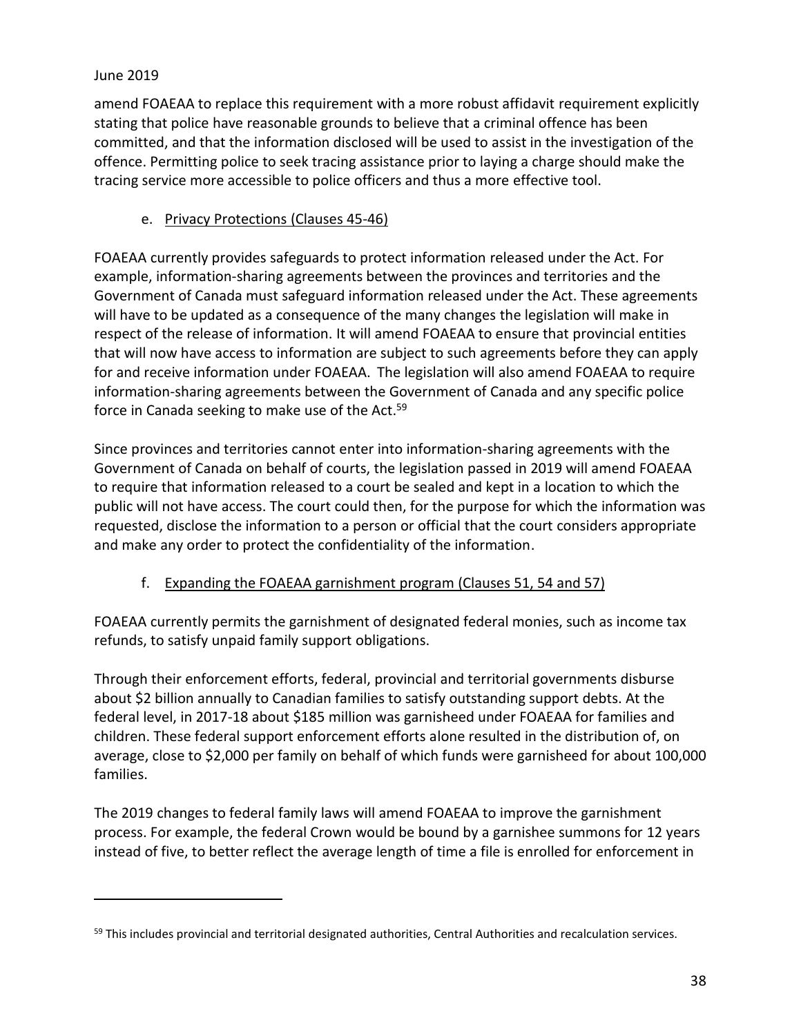amend FOAEAA to replace this requirement with a more robust affidavit requirement explicitly stating that police have reasonable grounds to believe that a criminal offence has been committed, and that the information disclosed will be used to assist in the investigation of the offence. Permitting police to seek tracing assistance prior to laying a charge should make the tracing service more accessible to police officers and thus a more effective tool.

### e. Privacy Protections (Clauses 45-46)

FOAEAA currently provides safeguards to protect information released under the Act. For example, information-sharing agreements between the provinces and territories and the Government of Canada must safeguard information released under the Act. These agreements will have to be updated as a consequence of the many changes the legislation will make in respect of the release of information. It will amend FOAEAA to ensure that provincial entities that will now have access to information are subject to such agreements before they can apply for and receive information under FOAEAA. The legislation will also amend FOAEAA to require information-sharing agreements between the Government of Canada and any specific police force in Canada seeking to make use of the Act.[59]

Since provinces and territories cannot enter into information-sharing agreements with the Government of Canada on behalf of courts, the legislation passed in 2019 will amend FOAEAA to require that information released to a court be sealed and kept in a location to which the public will not have access. The court could then, for the purpose for which the information was requested, disclose the information to a person or official that the court considers appropriate and make any order to protect the confidentiality of the information.

### f. Expanding the FOAEAA garnishment program (Clauses 51, 54 and 57)

FOAEAA currently permits the garnishment of designated federal monies, such as income tax refunds, to satisfy unpaid family support obligations.

Through their enforcement efforts, federal, provincial and territorial governments disburse about \$2 billion annually to Canadian families to satisfy outstanding support debts. At the federal level, in 2017-18 about \$185 million was garnisheed under FOAEAA for families and children. These federal support enforcement efforts alone resulted in the distribution of, on average, close to \$2,000 per family on behalf of which funds were garnisheed for about 100,000 families.

The 2019 changes to federal family laws will amend FOAEAA to improve the garnishment process. For example, the federal Crown would be bound by a garnishee summons for 12 years instead of five, to better reflect the average length of time a file is enrolled for enforcement in

---

[59] This includes provincial and territorial designated authorities, Central Authorities and recalculation services.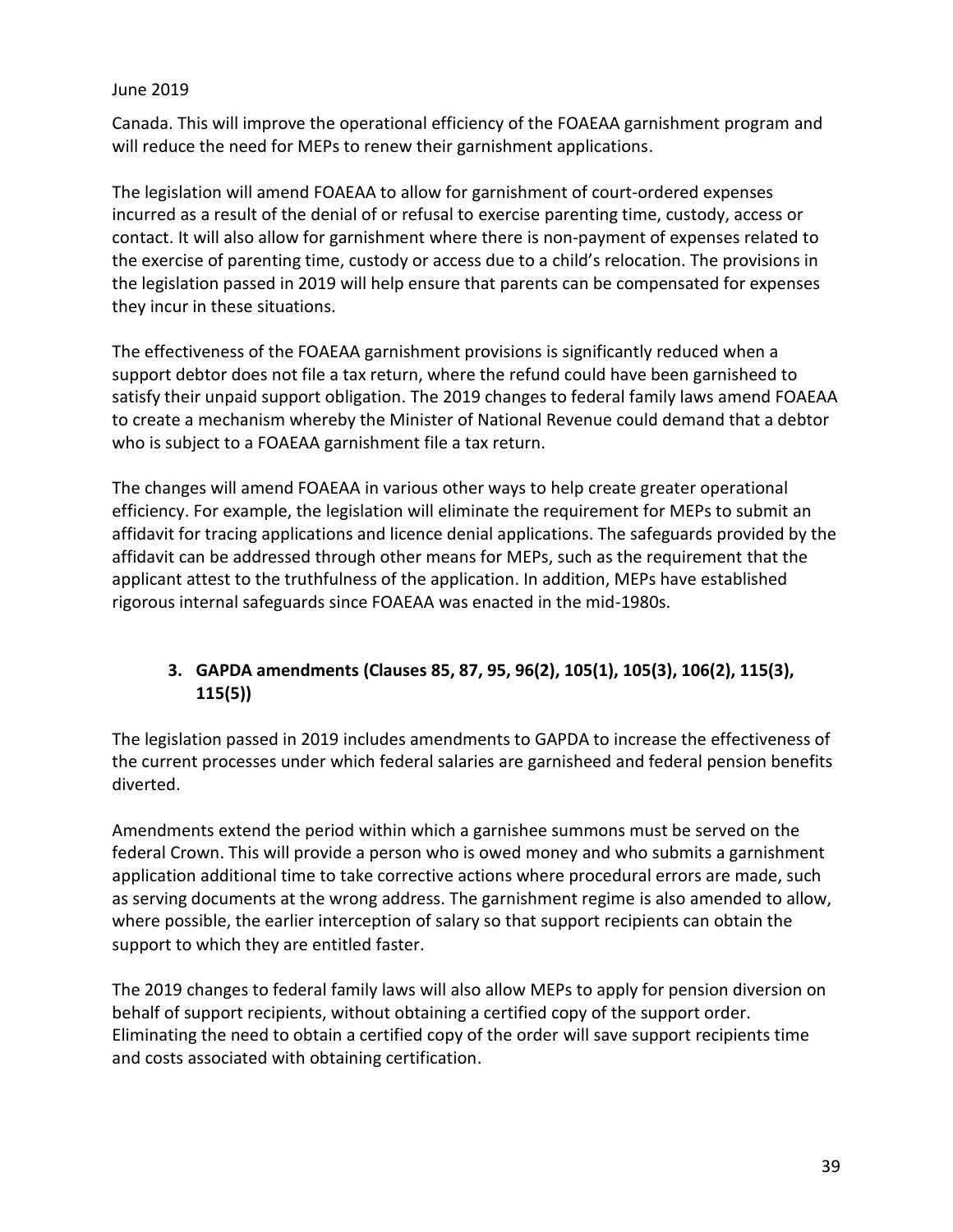Canada. This will improve the operational efficiency of the FOAEAA garnishment program and will reduce the need for MEPs to renew their garnishment applications.

The legislation will amend FOAEAA to allow for garnishment of court-ordered expenses incurred as a result of the denial of or refusal to exercise parenting time, custody, access or contact. It will also allow for garnishment where there is non-payment of expenses related to the exercise of parenting time, custody or access due to a child's relocation. The provisions in the legislation passed in 2019 will help ensure that parents can be compensated for expenses they incur in these situations.

The effectiveness of the FOAEAA garnishment provisions is significantly reduced when a support debtor does not file a tax return, where the refund could have been garnisheed to satisfy their unpaid support obligation. The 2019 changes to federal family laws amend FOAEAA to create a mechanism whereby the Minister of National Revenue could demand that a debtor who is subject to a FOAEAA garnishment file a tax return.

The changes will amend FOAEAA in various other ways to help create greater operational efficiency. For example, the legislation will eliminate the requirement for MEPs to submit an affidavit for tracing applications and licence denial applications. The safeguards provided by the affidavit can be addressed through other means for MEPs, such as the requirement that the applicant attest to the truthfulness of the application. In addition, MEPs have established rigorous internal safeguards since FOAEAA was enacted in the mid-1980s.

### 3. GAPDA amendments (Clauses 85, 87, 95, 96(2), 105(1), 105(3), 106(2), 115(3), 115(5))

The legislation passed in 2019 includes amendments to GAPDA to increase the effectiveness of the current processes under which federal salaries are garnisheed and federal pension benefits diverted.

Amendments extend the period within which a garnishee summons must be served on the federal Crown. This will provide a person who is owed money and who submits a garnishment application additional time to take corrective actions where procedural errors are made, such as serving documents at the wrong address. The garnishment regime is also amended to allow, where possible, the earlier interception of salary so that support recipients can obtain the support to which they are entitled faster.

The 2019 changes to federal family laws will also allow MEPs to apply for pension diversion on behalf of support recipients, without obtaining a certified copy of the support order. Eliminating the need to obtain a certified copy of the order will save support recipients time and costs associated with obtaining certification.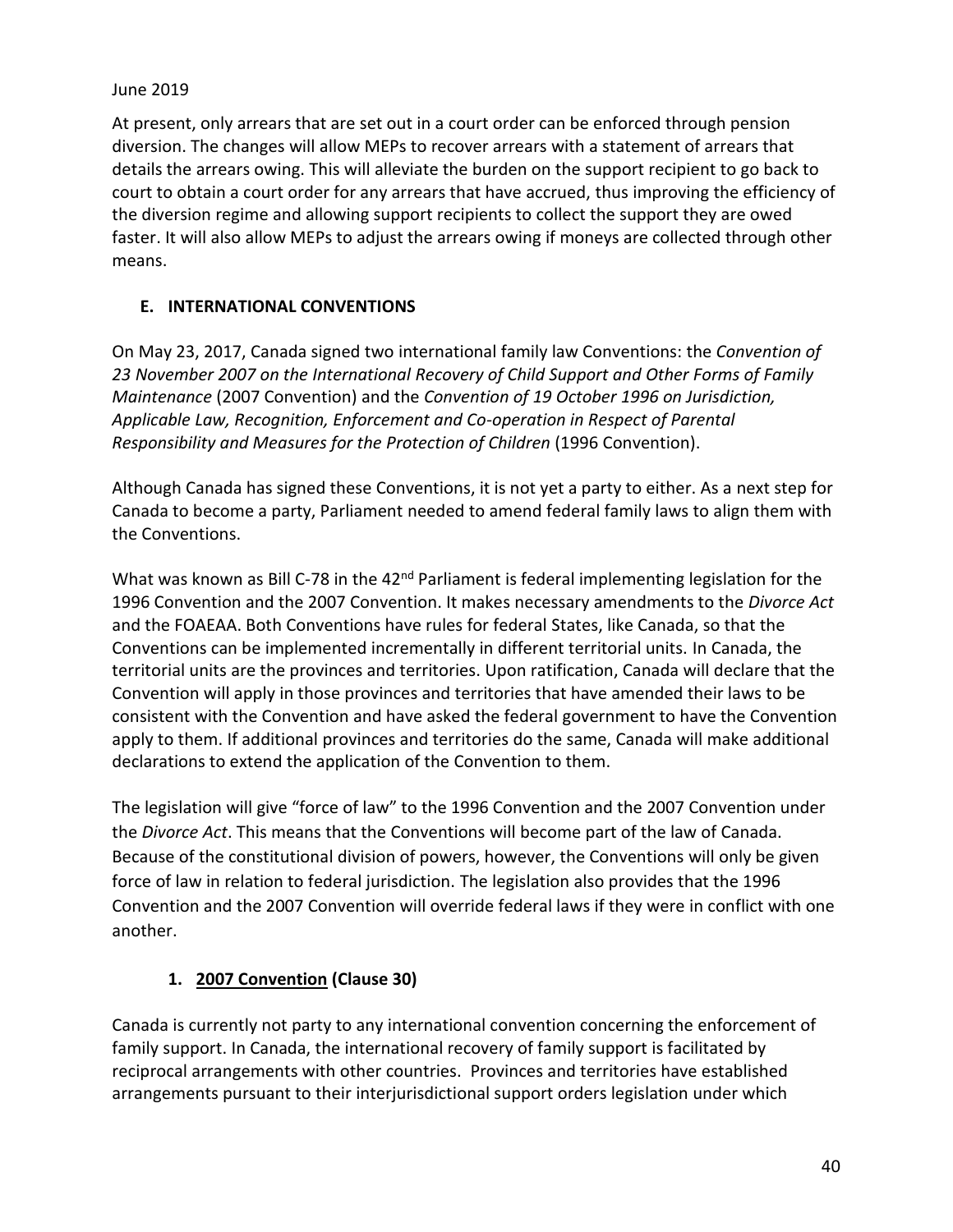June 2019

At present, only arrears that are set out in a court order can be enforced through pension diversion. The changes will allow MEPs to recover arrears with a statement of arrears that details the arrears owing. This will alleviate the burden on the support recipient to go back to court to obtain a court order for any arrears that have accrued, thus improving the efficiency of the diversion regime and allowing support recipients to collect the support they are owed faster. It will also allow MEPs to adjust the arrears owing if moneys are collected through other means.

## E. INTERNATIONAL CONVENTIONS

On May 23, 2017, Canada signed two international family law Conventions: the *Convention of 23 November 2007 on the International Recovery of Child Support and Other Forms of Family Maintenance* (2007 Convention) and the *Convention of 19 October 1996 on Jurisdiction, Applicable Law, Recognition, Enforcement and Co-operation in Respect of Parental Responsibility and Measures for the Protection of Children* (1996 Convention).

Although Canada has signed these Conventions, it is not yet a party to either. As a next step for Canada to become a party, Parliament needed to amend federal family laws to align them with the Conventions.

What was known as Bill C-78 in the 42nd Parliament is federal implementing legislation for the 1996 Convention and the 2007 Convention. It makes necessary amendments to the *Divorce Act* and the FOAEAA. Both Conventions have rules for federal States, like Canada, so that the Conventions can be implemented incrementally in different territorial units. In Canada, the territorial units are the provinces and territories. Upon ratification, Canada will declare that the Convention will apply in those provinces and territories that have amended their laws to be consistent with the Convention and have asked the federal government to have the Convention apply to them. If additional provinces and territories do the same, Canada will make additional declarations to extend the application of the Convention to them.

The legislation will give "force of law" to the 1996 Convention and the 2007 Convention under the *Divorce Act*. This means that the Conventions will become part of the law of Canada. Because of the constitutional division of powers, however, the Conventions will only be given force of law in relation to federal jurisdiction. The legislation also provides that the 1996 Convention and the 2007 Convention will override federal laws if they were in conflict with one another.

### 1. 2007 Convention (Clause 30)

Canada is currently not party to any international convention concerning the enforcement of family support. In Canada, the international recovery of family support is facilitated by reciprocal arrangements with other countries. Provinces and territories have established arrangements pursuant to their interjurisdictional support orders legislation under which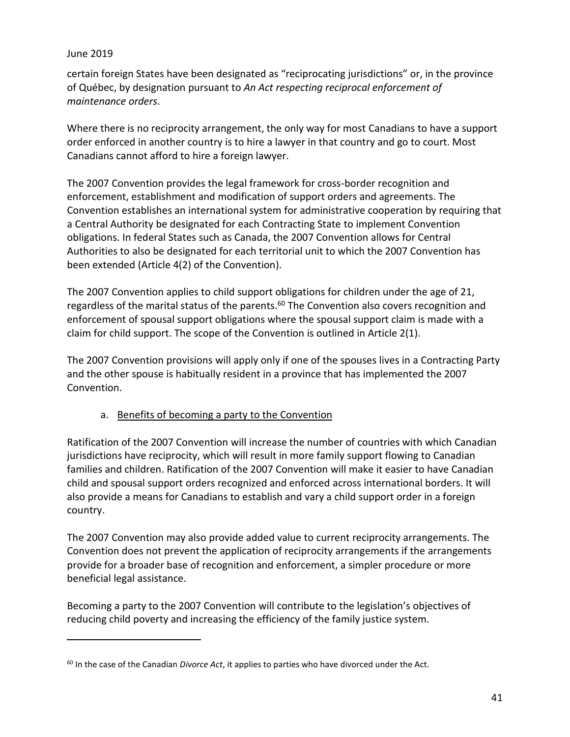certain foreign States have been designated as “reciprocating jurisdictions” or, in the province of Québec, by designation pursuant to *An Act respecting reciprocal enforcement of maintenance orders*.

Where there is no reciprocity arrangement, the only way for most Canadians to have a support order enforced in another country is to hire a lawyer in that country and go to court. Most Canadians cannot afford to hire a foreign lawyer.

The 2007 Convention provides the legal framework for cross-border recognition and enforcement, establishment and modification of support orders and agreements. The Convention establishes an international system for administrative cooperation by requiring that a Central Authority be designated for each Contracting State to implement Convention obligations. In federal States such as Canada, the 2007 Convention allows for Central Authorities to also be designated for each territorial unit to which the 2007 Convention has been extended (Article 4(2) of the Convention).

The 2007 Convention applies to child support obligations for children under the age of 21, regardless of the marital status of the parents.[60] The Convention also covers recognition and enforcement of spousal support obligations where the spousal support claim is made with a claim for child support. The scope of the Convention is outlined in Article 2(1).

The 2007 Convention provisions will apply only if one of the spouses lives in a Contracting Party and the other spouse is habitually resident in a province that has implemented the 2007 Convention.

a. <u>Benefits of becoming a party to the Convention</u>

Ratification of the 2007 Convention will increase the number of countries with which Canadian jurisdictions have reciprocity, which will result in more family support flowing to Canadian families and children. Ratification of the 2007 Convention will make it easier to have Canadian child and spousal support orders recognized and enforced across international borders. It will also provide a means for Canadians to establish and vary a child support order in a foreign country.

The 2007 Convention may also provide added value to current reciprocity arrangements. The Convention does not prevent the application of reciprocity arrangements if the arrangements provide for a broader base of recognition and enforcement, a simpler procedure or more beneficial legal assistance.

Becoming a party to the 2007 Convention will contribute to the legislation’s objectives of reducing child poverty and increasing the efficiency of the family justice system.

---

[60] In the case of the Canadian *Divorce Act*, it applies to parties who have divorced under the Act.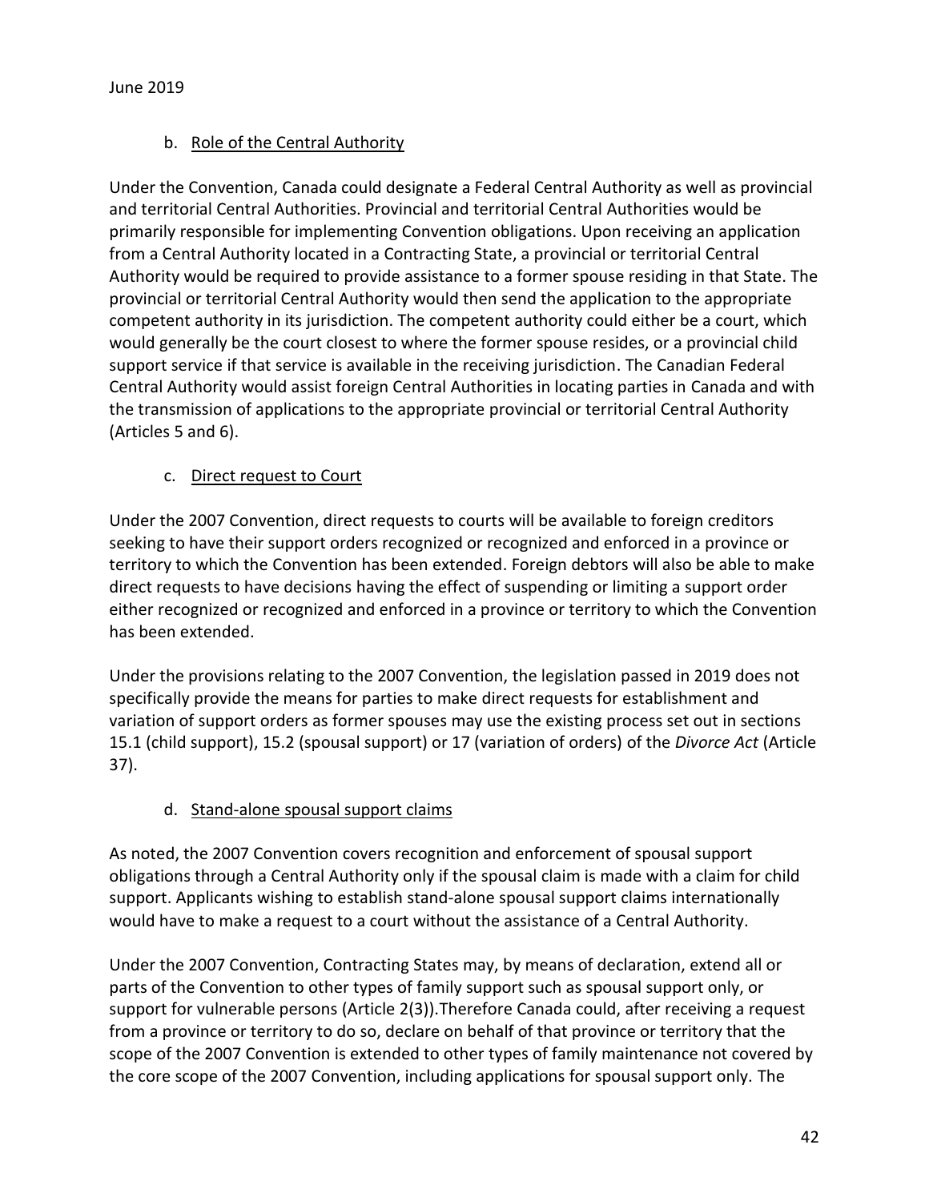### b. Role of the Central Authority

Under the Convention, Canada could designate a Federal Central Authority as well as provincial and territorial Central Authorities. Provincial and territorial Central Authorities would be primarily responsible for implementing Convention obligations. Upon receiving an application from a Central Authority located in a Contracting State, a provincial or territorial Central Authority would be required to provide assistance to a former spouse residing in that State. The provincial or territorial Central Authority would then send the application to the appropriate competent authority in its jurisdiction. The competent authority could either be a court, which would generally be the court closest to where the former spouse resides, or a provincial child support service if that service is available in the receiving jurisdiction. The Canadian Federal Central Authority would assist foreign Central Authorities in locating parties in Canada and with the transmission of applications to the appropriate provincial or territorial Central Authority (Articles 5 and 6).

### c. Direct request to Court

Under the 2007 Convention, direct requests to courts will be available to foreign creditors seeking to have their support orders recognized or recognized and enforced in a province or territory to which the Convention has been extended. Foreign debtors will also be able to make direct requests to have decisions having the effect of suspending or limiting a support order either recognized or recognized and enforced in a province or territory to which the Convention has been extended.

Under the provisions relating to the 2007 Convention, the legislation passed in 2019 does not specifically provide the means for parties to make direct requests for establishment and variation of support orders as former spouses may use the existing process set out in sections 15.1 (child support), 15.2 (spousal support) or 17 (variation of orders) of the *Divorce Act* (Article 37).

### d. Stand-alone spousal support claims

As noted, the 2007 Convention covers recognition and enforcement of spousal support obligations through a Central Authority only if the spousal claim is made with a claim for child support. Applicants wishing to establish stand-alone spousal support claims internationally would have to make a request to a court without the assistance of a Central Authority.

Under the 2007 Convention, Contracting States may, by means of declaration, extend all or parts of the Convention to other types of family support such as spousal support only, or support for vulnerable persons (Article 2(3)).Therefore Canada could, after receiving a request from a province or territory to do so, declare on behalf of that province or territory that the scope of the 2007 Convention is extended to other types of family maintenance not covered by the core scope of the 2007 Convention, including applications for spousal support only. The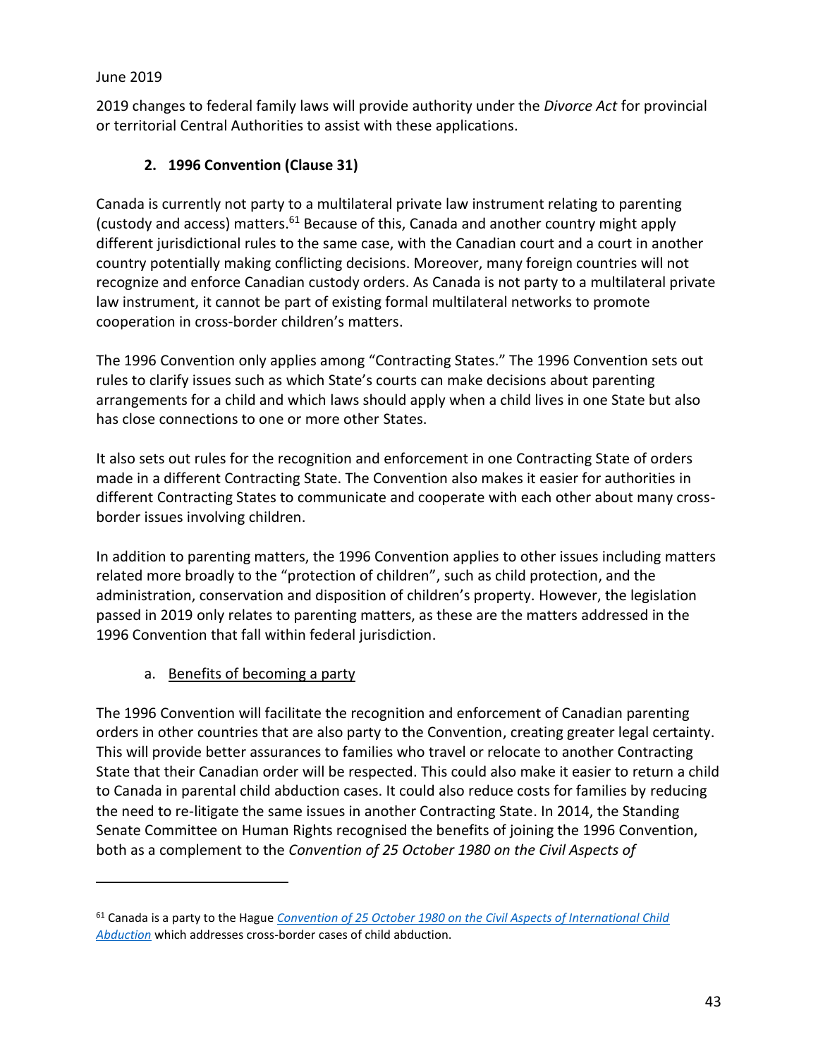June 2019

2019 changes to federal family laws will provide authority under the *Divorce Act* for provincial or territorial Central Authorities to assist with these applications.

### 2. 1996 Convention (Clause 31)

Canada is currently not party to a multilateral private law instrument relating to parenting (custody and access) matters.[61] Because of this, Canada and another country might apply different jurisdictional rules to the same case, with the Canadian court and a court in another country potentially making conflicting decisions. Moreover, many foreign countries will not recognize and enforce Canadian custody orders. As Canada is not party to a multilateral private law instrument, it cannot be part of existing formal multilateral networks to promote cooperation in cross-border children's matters.

The 1996 Convention only applies among "Contracting States." The 1996 Convention sets out rules to clarify issues such as which State's courts can make decisions about parenting arrangements for a child and which laws should apply when a child lives in one State but also has close connections to one or more other States.

It also sets out rules for the recognition and enforcement in one Contracting State of orders made in a different Contracting State. The Convention also makes it easier for authorities in different Contracting States to communicate and cooperate with each other about many cross-border issues involving children.

In addition to parenting matters, the 1996 Convention applies to other issues including matters related more broadly to the "protection of children", such as child protection, and the administration, conservation and disposition of children's property. However, the legislation passed in 2019 only relates to parenting matters, as these are the matters addressed in the 1996 Convention that fall within federal jurisdiction.

#### a. Benefits of becoming a party

The 1996 Convention will facilitate the recognition and enforcement of Canadian parenting orders in other countries that are also party to the Convention, creating greater legal certainty. This will provide better assurances to families who travel or relocate to another Contracting State that their Canadian order will be respected. This could also make it easier to return a child to Canada in parental child abduction cases. It could also reduce costs for families by reducing the need to re-litigate the same issues in another Contracting State. In 2014, the Standing Senate Committee on Human Rights recognised the benefits of joining the 1996 Convention, both as a complement to the *Convention of 25 October 1980 on the Civil Aspects of*

---

[61] Canada is a party to the Hague *Convention of 25 October 1980 on the Civil Aspects of International Child Abduction* which addresses cross-border cases of child abduction.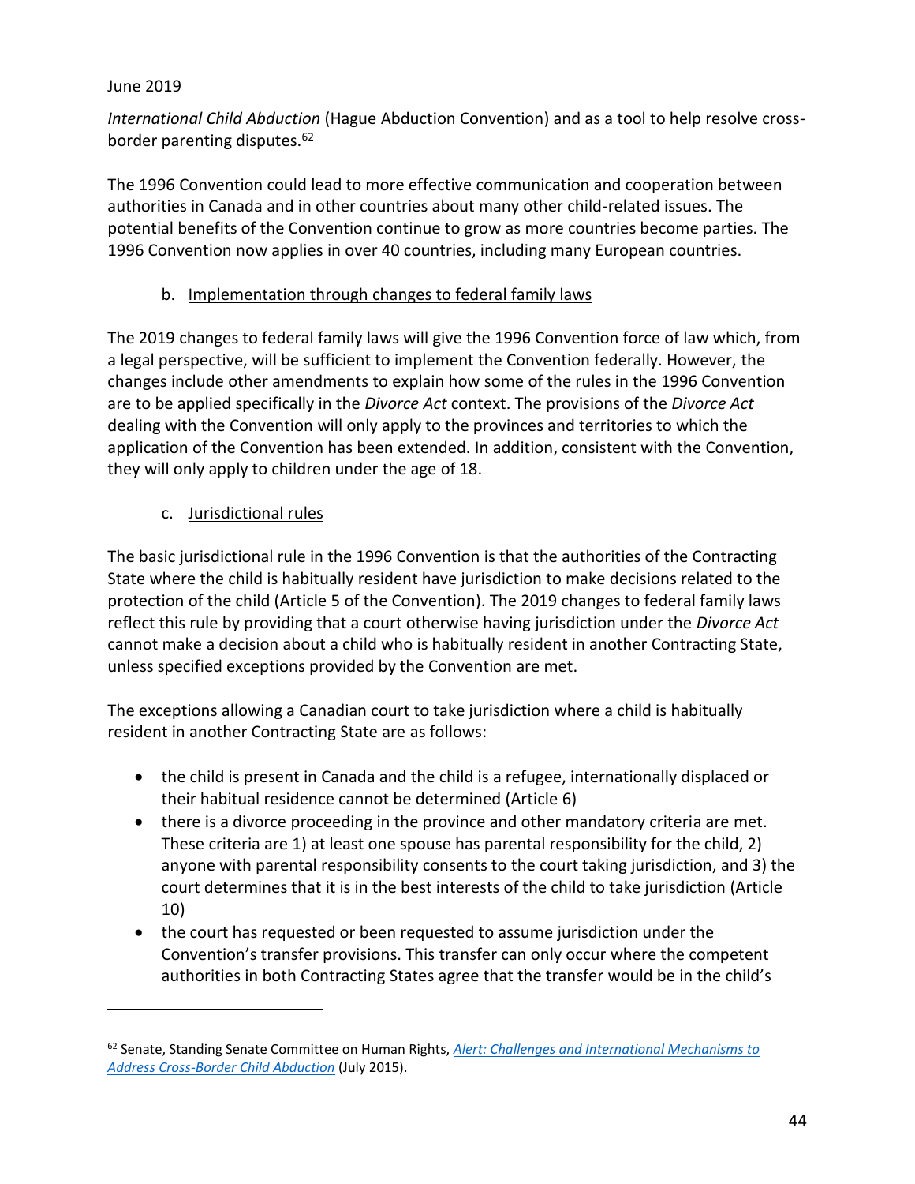*International Child Abduction* (Hague Abduction Convention) and as a tool to help resolve cross-border parenting disputes.[62]

The 1996 Convention could lead to more effective communication and cooperation between authorities in Canada and in other countries about many other child-related issues. The potential benefits of the Convention continue to grow as more countries become parties. The 1996 Convention now applies in over 40 countries, including many European countries.

b. Implementation through changes to federal family laws

The 2019 changes to federal family laws will give the 1996 Convention force of law which, from a legal perspective, will be sufficient to implement the Convention federally. However, the changes include other amendments to explain how some of the rules in the 1996 Convention are to be applied specifically in the *Divorce Act* context. The provisions of the *Divorce Act* dealing with the Convention will only apply to the provinces and territories to which the application of the Convention has been extended. In addition, consistent with the Convention, they will only apply to children under the age of 18.

c. Jurisdictional rules

The basic jurisdictional rule in the 1996 Convention is that the authorities of the Contracting State where the child is habitually resident have jurisdiction to make decisions related to the protection of the child (Article 5 of the Convention). The 2019 changes to federal family laws reflect this rule by providing that a court otherwise having jurisdiction under the *Divorce Act* cannot make a decision about a child who is habitually resident in another Contracting State, unless specified exceptions provided by the Convention are met.

The exceptions allowing a Canadian court to take jurisdiction where a child is habitually resident in another Contracting State are as follows:

- the child is present in Canada and the child is a refugee, internationally displaced or their habitual residence cannot be determined (Article 6)
- there is a divorce proceeding in the province and other mandatory criteria are met. These criteria are 1) at least one spouse has parental responsibility for the child, 2) anyone with parental responsibility consents to the court taking jurisdiction, and 3) the court determines that it is in the best interests of the child to take jurisdiction (Article 10)
- the court has requested or been requested to assume jurisdiction under the Convention's transfer provisions. This transfer can only occur where the competent authorities in both Contracting States agree that the transfer would be in the child's

[62] Senate, Standing Senate Committee on Human Rights, *Alert: Challenges and International Mechanisms to Address Cross-Border Child Abduction* (July 2015).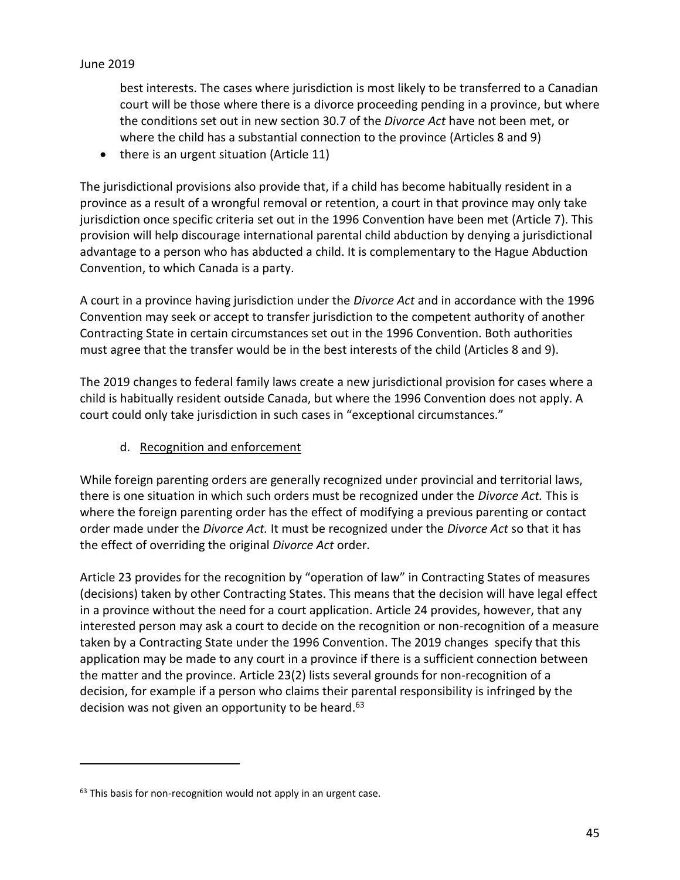best interests. The cases where jurisdiction is most likely to be transferred to a Canadian court will be those where there is a divorce proceeding pending in a province, but where the conditions set out in new section 30.7 of the *Divorce Act* have not been met, or where the child has a substantial connection to the province (Articles 8 and 9)

- there is an urgent situation (Article 11)

The jurisdictional provisions also provide that, if a child has become habitually resident in a province as a result of a wrongful removal or retention, a court in that province may only take jurisdiction once specific criteria set out in the 1996 Convention have been met (Article 7). This provision will help discourage international parental child abduction by denying a jurisdictional advantage to a person who has abducted a child. It is complementary to the Hague Abduction Convention, to which Canada is a party.

A court in a province having jurisdiction under the *Divorce Act* and in accordance with the 1996 Convention may seek or accept to transfer jurisdiction to the competent authority of another Contracting State in certain circumstances set out in the 1996 Convention. Both authorities must agree that the transfer would be in the best interests of the child (Articles 8 and 9).

The 2019 changes to federal family laws create a new jurisdictional provision for cases where a child is habitually resident outside Canada, but where the 1996 Convention does not apply. A court could only take jurisdiction in such cases in "exceptional circumstances."

### d. Recognition and enforcement

While foreign parenting orders are generally recognized under provincial and territorial laws, there is one situation in which such orders must be recognized under the *Divorce Act.* This is where the foreign parenting order has the effect of modifying a previous parenting or contact order made under the *Divorce Act.* It must be recognized under the *Divorce Act* so that it has the effect of overriding the original *Divorce Act* order.

Article 23 provides for the recognition by "operation of law" in Contracting States of measures (decisions) taken by other Contracting States. This means that the decision will have legal effect in a province without the need for a court application. Article 24 provides, however, that any interested person may ask a court to decide on the recognition or non-recognition of a measure taken by a Contracting State under the 1996 Convention. The 2019 changes specify that this application may be made to any court in a province if there is a sufficient connection between the matter and the province. Article 23(2) lists several grounds for non-recognition of a decision, for example if a person who claims their parental responsibility is infringed by the decision was not given an opportunity to be heard.[63]

[63] This basis for non-recognition would not apply in an urgent case.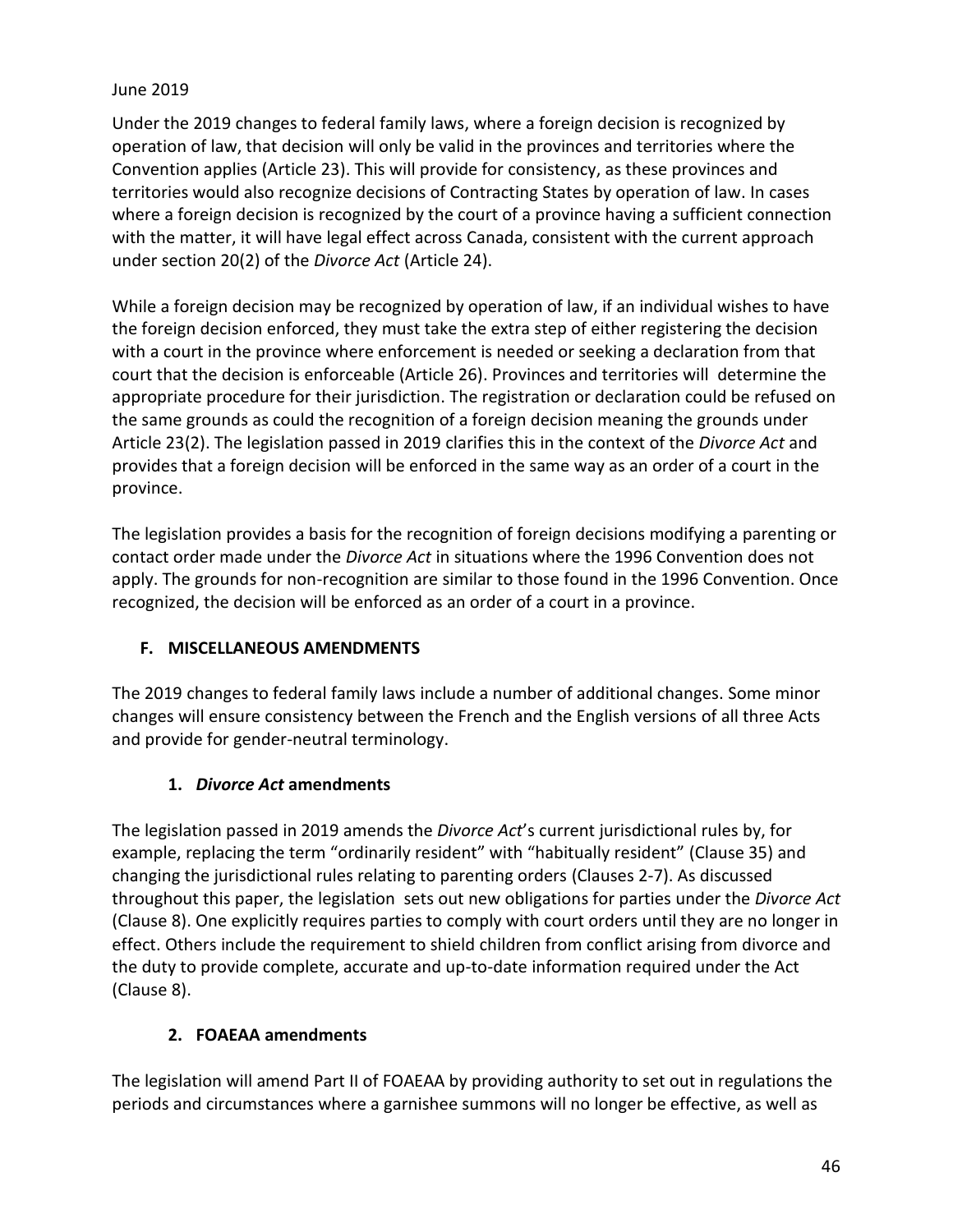Under the 2019 changes to federal family laws, where a foreign decision is recognized by operation of law, that decision will only be valid in the provinces and territories where the Convention applies (Article 23). This will provide for consistency, as these provinces and territories would also recognize decisions of Contracting States by operation of law. In cases where a foreign decision is recognized by the court of a province having a sufficient connection with the matter, it will have legal effect across Canada, consistent with the current approach under section 20(2) of the *Divorce Act* (Article 24).

While a foreign decision may be recognized by operation of law, if an individual wishes to have the foreign decision enforced, they must take the extra step of either registering the decision with a court in the province where enforcement is needed or seeking a declaration from that court that the decision is enforceable (Article 26). Provinces and territories will determine the appropriate procedure for their jurisdiction. The registration or declaration could be refused on the same grounds as could the recognition of a foreign decision meaning the grounds under Article 23(2). The legislation passed in 2019 clarifies this in the context of the *Divorce Act* and provides that a foreign decision will be enforced in the same way as an order of a court in the province.

The legislation provides a basis for the recognition of foreign decisions modifying a parenting or contact order made under the *Divorce Act* in situations where the 1996 Convention does not apply. The grounds for non-recognition are similar to those found in the 1996 Convention. Once recognized, the decision will be enforced as an order of a court in a province.

## F. MISCELLANEOUS AMENDMENTS

The 2019 changes to federal family laws include a number of additional changes. Some minor changes will ensure consistency between the French and the English versions of all three Acts and provide for gender-neutral terminology.

### 1. *Divorce Act* amendments

The legislation passed in 2019 amends the *Divorce Act*'s current jurisdictional rules by, for example, replacing the term "ordinarily resident" with "habitually resident" (Clause 35) and changing the jurisdictional rules relating to parenting orders (Clauses 2-7). As discussed throughout this paper, the legislation sets out new obligations for parties under the *Divorce Act* (Clause 8). One explicitly requires parties to comply with court orders until they are no longer in effect. Others include the requirement to shield children from conflict arising from divorce and the duty to provide complete, accurate and up-to-date information required under the Act (Clause 8).

### 2. FOAEAA amendments

The legislation will amend Part II of FOAEAA by providing authority to set out in regulations the periods and circumstances where a garnishee summons will no longer be effective, as well as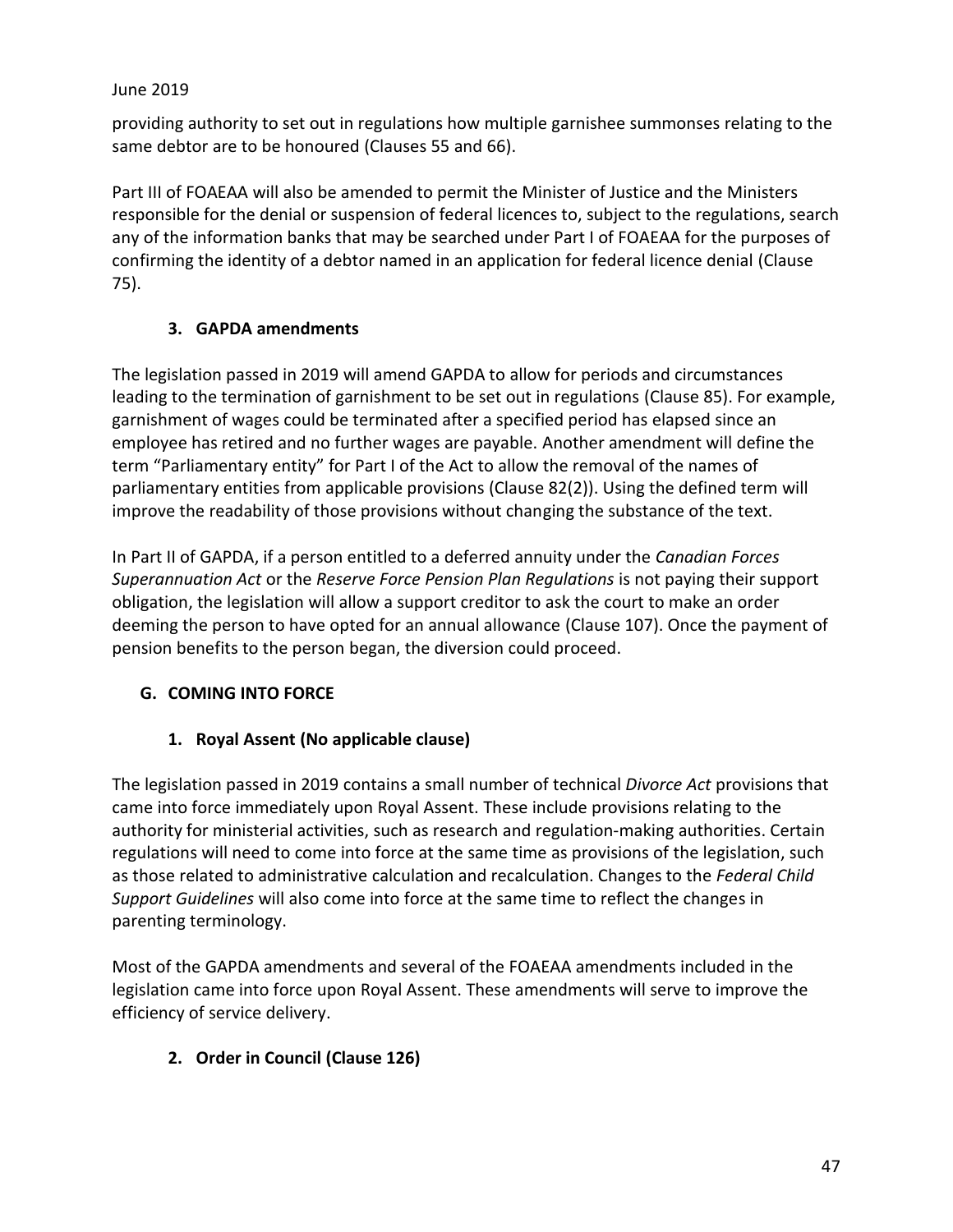providing authority to set out in regulations how multiple garnishee summonses relating to the same debtor are to be honoured (Clauses 55 and 66).

Part III of FOAEAA will also be amended to permit the Minister of Justice and the Ministers responsible for the denial or suspension of federal licences to, subject to the regulations, search any of the information banks that may be searched under Part I of FOAEAA for the purposes of confirming the identity of a debtor named in an application for federal licence denial (Clause 75).

### 3. GAPDA amendments

The legislation passed in 2019 will amend GAPDA to allow for periods and circumstances leading to the termination of garnishment to be set out in regulations (Clause 85). For example, garnishment of wages could be terminated after a specified period has elapsed since an employee has retired and no further wages are payable. Another amendment will define the term "Parliamentary entity" for Part I of the Act to allow the removal of the names of parliamentary entities from applicable provisions (Clause 82(2)). Using the defined term will improve the readability of those provisions without changing the substance of the text.

In Part II of GAPDA, if a person entitled to a deferred annuity under the *Canadian Forces Superannuation Act* or the *Reserve Force Pension Plan Regulations* is not paying their support obligation, the legislation will allow a support creditor to ask the court to make an order deeming the person to have opted for an annual allowance (Clause 107). Once the payment of pension benefits to the person began, the diversion could proceed.

## G. COMING INTO FORCE

### 1. Royal Assent (No applicable clause)

The legislation passed in 2019 contains a small number of technical *Divorce Act* provisions that came into force immediately upon Royal Assent. These include provisions relating to the authority for ministerial activities, such as research and regulation-making authorities. Certain regulations will need to come into force at the same time as provisions of the legislation, such as those related to administrative calculation and recalculation. Changes to the *Federal Child Support Guidelines* will also come into force at the same time to reflect the changes in parenting terminology.

Most of the GAPDA amendments and several of the FOAEAA amendments included in the legislation came into force upon Royal Assent. These amendments will serve to improve the efficiency of service delivery.

### 2. Order in Council (Clause 126)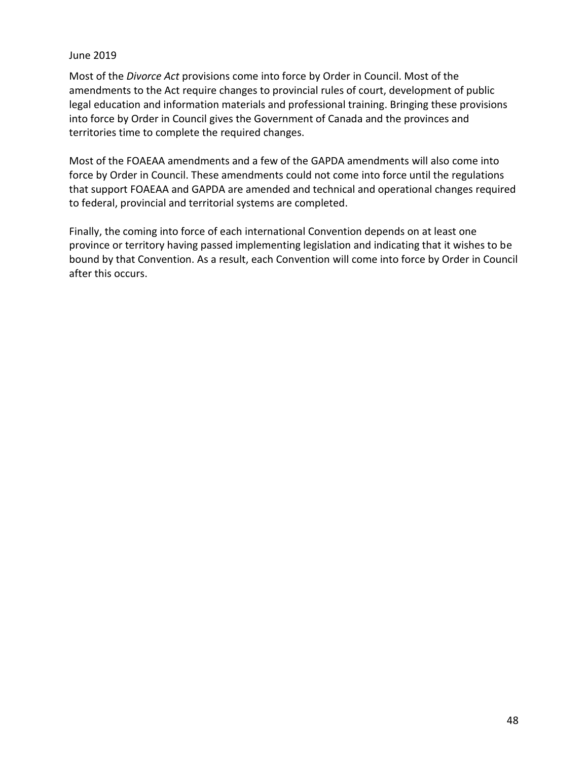June 2019

Most of the *Divorce Act* provisions come into force by Order in Council. Most of the amendments to the Act require changes to provincial rules of court, development of public legal education and information materials and professional training. Bringing these provisions into force by Order in Council gives the Government of Canada and the provinces and territories time to complete the required changes.

Most of the FOAEAA amendments and a few of the GAPDA amendments will also come into force by Order in Council. These amendments could not come into force until the regulations that support FOAEAA and GAPDA are amended and technical and operational changes required to federal, provincial and territorial systems are completed.

Finally, the coming into force of each international Convention depends on at least one province or territory having passed implementing legislation and indicating that it wishes to be bound by that Convention. As a result, each Convention will come into force by Order in Council after this occurs.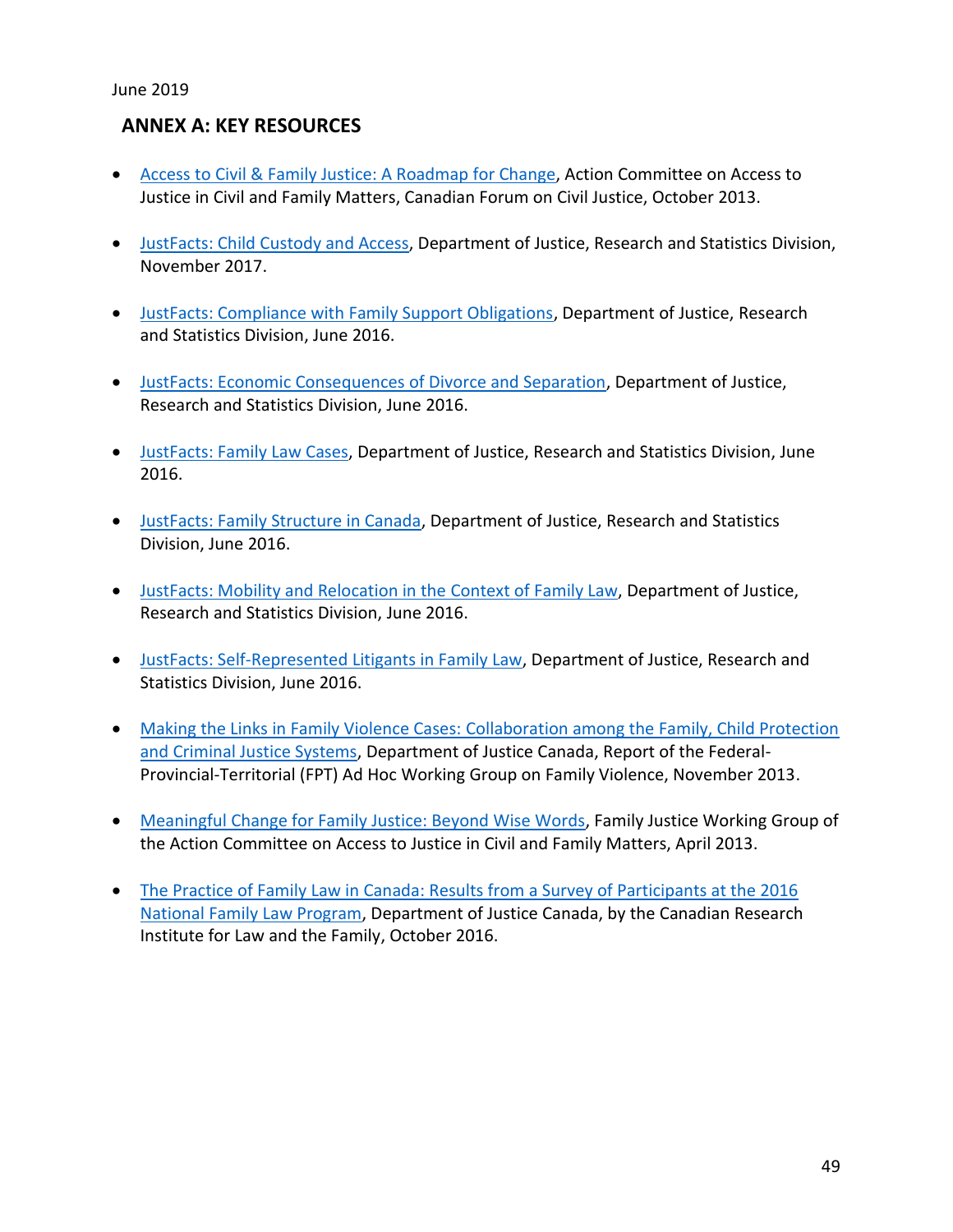June 2019

## ANNEX A: KEY RESOURCES

- Access to Civil & Family Justice: A Roadmap for Change, Action Committee on Access to Justice in Civil and Family Matters, Canadian Forum on Civil Justice, October 2013.

- JustFacts: Child Custody and Access, Department of Justice, Research and Statistics Division, November 2017.

- JustFacts: Compliance with Family Support Obligations, Department of Justice, Research and Statistics Division, June 2016.

- JustFacts: Economic Consequences of Divorce and Separation, Department of Justice, Research and Statistics Division, June 2016.

- JustFacts: Family Law Cases, Department of Justice, Research and Statistics Division, June 2016.

- JustFacts: Family Structure in Canada, Department of Justice, Research and Statistics Division, June 2016.

- JustFacts: Mobility and Relocation in the Context of Family Law, Department of Justice, Research and Statistics Division, June 2016.

- JustFacts: Self-Represented Litigants in Family Law, Department of Justice, Research and Statistics Division, June 2016.

- Making the Links in Family Violence Cases: Collaboration among the Family, Child Protection and Criminal Justice Systems, Department of Justice Canada, Report of the Federal-Provincial-Territorial (FPT) Ad Hoc Working Group on Family Violence, November 2013.

- Meaningful Change for Family Justice: Beyond Wise Words, Family Justice Working Group of the Action Committee on Access to Justice in Civil and Family Matters, April 2013.

- The Practice of Family Law in Canada: Results from a Survey of Participants at the 2016 National Family Law Program, Department of Justice Canada, by the Canadian Research Institute for Law and the Family, October 2016.